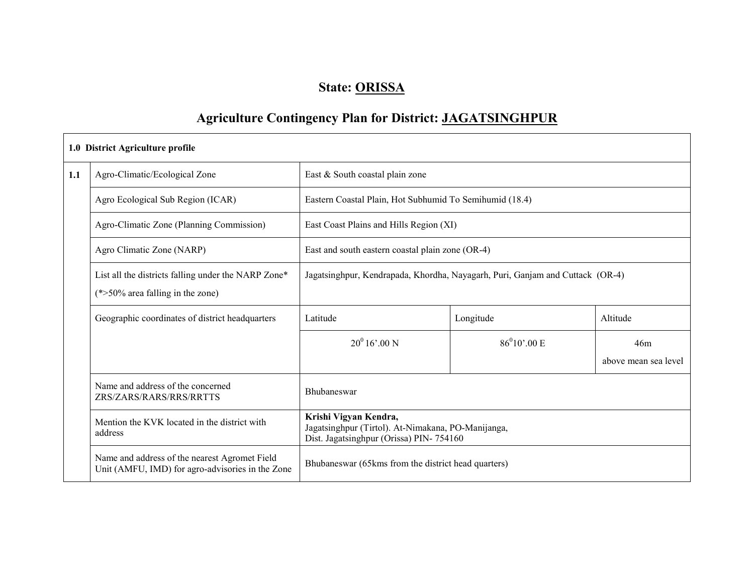# State: ORISSA

## Agriculture Contingency Plan for District: JAGATSINGHPUR

| 1.0 District Agriculture profile | | | | |
|---|---|---|---|---|
| 1.1 | Agro-Climatic/Ecological Zone | East & South coastal plain zone | | |
| | Agro Ecological Sub Region (ICAR) | Eastern Coastal Plain, Hot Subhumid To Semihumid (18.4) | | |
| | Agro-Climatic Zone (Planning Commission) | East Coast Plains and Hills Region (XI) | | |
| | Agro Climatic Zone (NARP) | East and south eastern coastal plain zone (OR-4) | | |
| | List all the districts falling under the NARP Zone* (*>50% area falling in the zone) | Jagatsinghpur, Kendrapada, Khordha, Nayagarh, Puri, Ganjam and Cuttack (OR-4) | | |
| | Geographic coordinates of district headquarters | Latitude | Longitude | Altitude |
| | | $20^0$ 16'.00 N | $86^0$10'.00 E | 46m above mean sea level |
| | Name and address of the concerned ZRS/ZARS/RARS/RRS/RRTTS | Bhubaneswar | | |
| | Mention the KVK located in the district with address | **Krishi Vigyan Kendra,** Jagatsinghpur (Tirtol). At-Nimakana, PO-Manijanga, Dist. Jagatsinghpur (Orissa) PIN- 754160 | | |
| | Name and address of the nearest Agromet Field Unit (AMFU, IMD) for agro-advisories in the Zone | Bhubaneswar (65kms from the district head quarters) | | |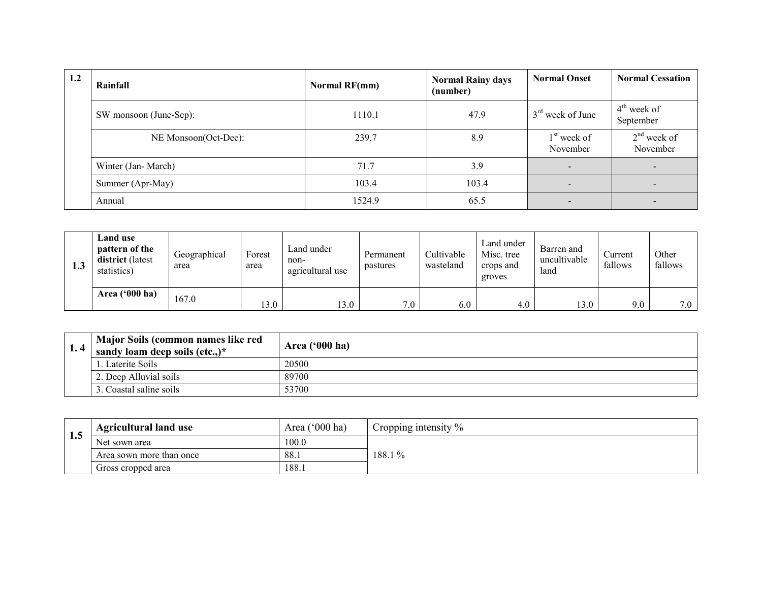| 1.2 | Rainfall | Normal RF(mm) | Normal Rainy days (number) | Normal Onset | Normal Cessation |
|---|---|---|---|---|---|
| | SW monsoon (June-Sep): | 1110.1 | 47.9 | 3rd week of June | 4th week of September |
| | NE Monsoon(Oct-Dec): | 239.7 | 8.9 | 1st week of November | 2nd week of November |
| | Winter (Jan- March) | 71.7 | 3.9 | - | - |
| | Summer (Apr-May) | 103.4 | 103.4 | - | - |
| | Annual | 1524.9 | 65.5 | - | - |

| 1.3 | Land use pattern of the district (latest statistics) | Geographical area | Forest area | Land under non-agricultural use | Permanent pastures | Cultivable wasteland | Land under Misc. tree crops and groves | Barren and uncultivable land | Current fallows | Other fallows |
|---|---|---|---|---|---|---|---|---|---|---|
| | Area ('000 ha) | 167.0 | 13.0 | 13.0 | 7.0 | 6.0 | 4.0 | 13.0 | 9.0 | 7.0 |

| 1. 4 | Major Soils (common names like red sandy loam deep soils (etc.,)* | Area ('000 ha) |
|---|---|---|
| | 1. Laterite Soils | 20500 |
| | 2. Deep Alluvial soils | 89700 |
| | 3. Coastal saline soils | 53700 |

| 1.5 | Agricultural land use | Area ('000 ha) | Cropping intensity % |
|---|---|---|---|
| | Net sown area | 100.0 | 188.1 % |
| | Area sown more than once | 88.1 | |
| | Gross cropped area | 188.1 | |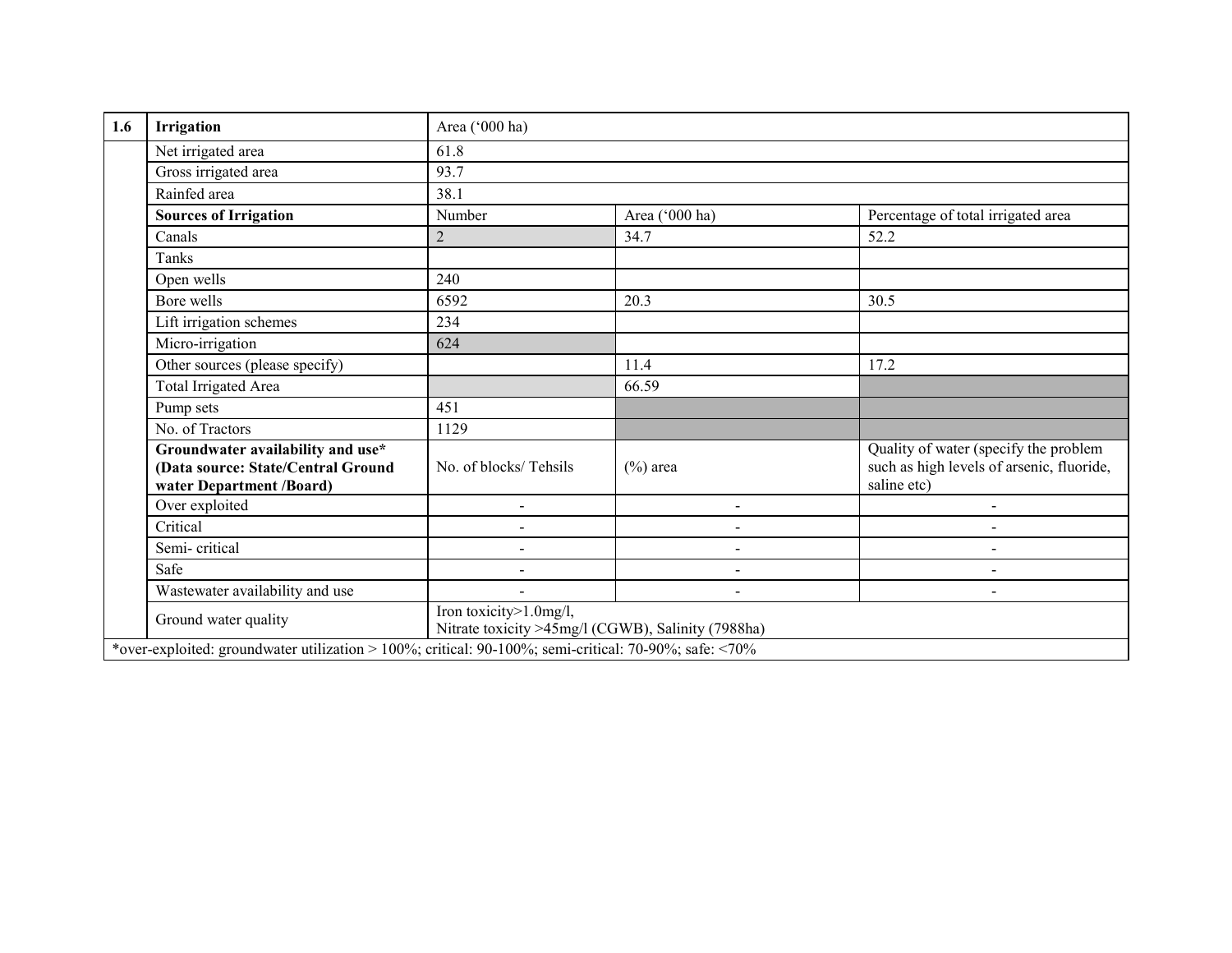| 1.6 | Irrigation | Area ('000 ha) | | |
|---|---|---|---|---|
| | Net irrigated area | 61.8 | | |
| | Gross irrigated area | 93.7 | | |
| | Rainfed area | 38.1 | | |
| | **Sources of Irrigation** | Number | Area ('000 ha) | Percentage of total irrigated area |
| | Canals | 2 | 34.7 | 52.2 |
| | Tanks | | | |
| | Open wells | 240 | | |
| | Bore wells | 6592 | 20.3 | 30.5 |
| | Lift irrigation schemes | 234 | | |
| | Micro-irrigation | 624 | | |
| | Other sources (please specify) | | 11.4 | 17.2 |
| | Total Irrigated Area | | 66.59 | |
| | Pump sets | 451 | | |
| | No. of Tractors | 1129 | | |
| | **Groundwater availability and use* (Data source: State/Central Ground water Department /Board)** | No. of blocks/ Tehsils | (%) area | Quality of water (specify the problem such as high levels of arsenic, fluoride, saline etc) |
| | Over exploited | - | - | - |
| | Critical | - | - | - |
| | Semi- critical | - | - | - |
| | Safe | - | - | - |
| | Wastewater availability and use | - | - | - |
| | Ground water quality | Iron toxicity>1.0mg/l, Nitrate toxicity >45mg/l (CGWB), Salinity (7988ha) | | |

*over-exploited: groundwater utilization > 100%; critical: 90-100%; semi-critical: 70-90%; safe: <70%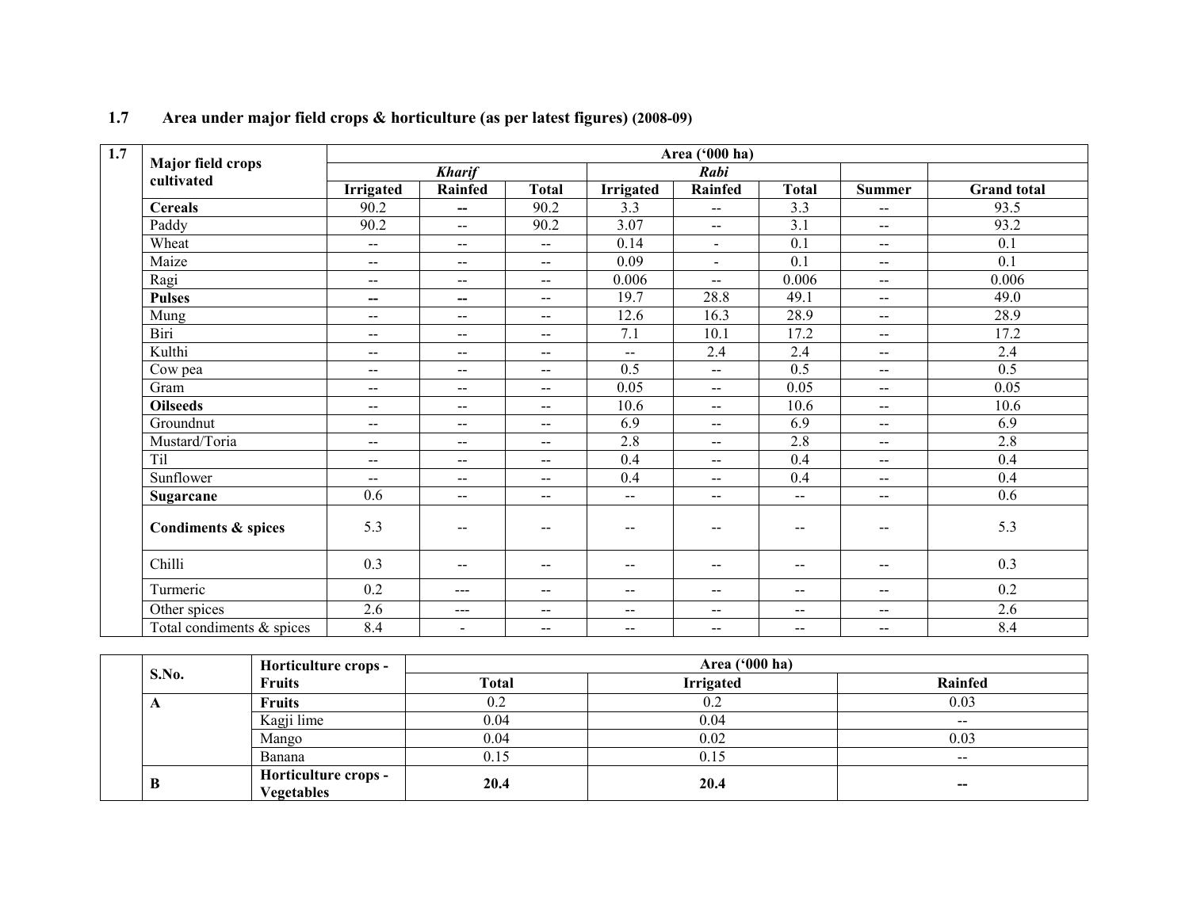## 1.7 Area under major field crops & horticulture (as per latest figures) (2008-09)

| 1.7 | Major field crops cultivated | Area ('000 ha) | | | | | | | |
|---|---|---|---|---|---|---|---|---|---|
| | | *Kharif* | | | *Rabi* | | | | |
| | | Irrigated | Rainfed | Total | Irrigated | Rainfed | Total | Summer | Grand total |
| | **Cereals** | 90.2 | -- | 90.2 | 3.3 | -- | 3.3 | -- | 93.5 |
| | Paddy | 90.2 | -- | 90.2 | 3.07 | -- | 3.1 | -- | 93.2 |
| | Wheat | -- | -- | -- | 0.14 | - | 0.1 | -- | 0.1 |
| | Maize | -- | -- | -- | 0.09 | - | 0.1 | -- | 0.1 |
| | Ragi | -- | -- | -- | 0.006 | -- | 0.006 | -- | 0.006 |
| | **Pulses** | -- | -- | -- | 19.7 | 28.8 | 49.1 | -- | 49.0 |
| | Mung | -- | -- | -- | 12.6 | 16.3 | 28.9 | -- | 28.9 |
| | Biri | -- | -- | -- | 7.1 | 10.1 | 17.2 | -- | 17.2 |
| | Kulthi | -- | -- | -- | -- | 2.4 | 2.4 | -- | 2.4 |
| | Cow pea | -- | -- | -- | 0.5 | -- | 0.5 | -- | 0.5 |
| | Gram | -- | -- | -- | 0.05 | -- | 0.05 | -- | 0.05 |
| | **Oilseeds** | -- | -- | -- | 10.6 | -- | 10.6 | -- | 10.6 |
| | Groundnut | -- | -- | -- | 6.9 | -- | 6.9 | -- | 6.9 |
| | Mustard/Toria | -- | -- | -- | 2.8 | -- | 2.8 | -- | 2.8 |
| | Til | -- | -- | -- | 0.4 | -- | 0.4 | -- | 0.4 |
| | Sunflower | -- | -- | -- | 0.4 | -- | 0.4 | -- | 0.4 |
| | **Sugarcane** | 0.6 | -- | -- | -- | -- | -- | -- | 0.6 |
| | **Condiments & spices** | 5.3 | -- | -- | -- | -- | -- | -- | 5.3 |
| | Chilli | 0.3 | -- | -- | -- | -- | -- | -- | 0.3 |
| | Turmeric | 0.2 | --- | -- | -- | -- | -- | -- | 0.2 |
| | Other spices | 2.6 | --- | -- | -- | -- | -- | -- | 2.6 |
| | Total condiments & spices | 8.4 | - | -- | -- | -- | -- | -- | 8.4 |

| | S.No. | Horticulture crops - Fruits | Area ('000 ha) | | |
|---|---|---|---|---|---|
| | | | Total | Irrigated | Rainfed |
| | **A** | **Fruits** | 0.2 | 0.2 | 0.03 |
| | | Kagji lime | 0.04 | 0.04 | -- |
| | | Mango | 0.04 | 0.02 | 0.03 |
| | | Banana | 0.15 | 0.15 | -- |
| | **B** | **Horticulture crops - Vegetables** | **20.4** | **20.4** | **--** |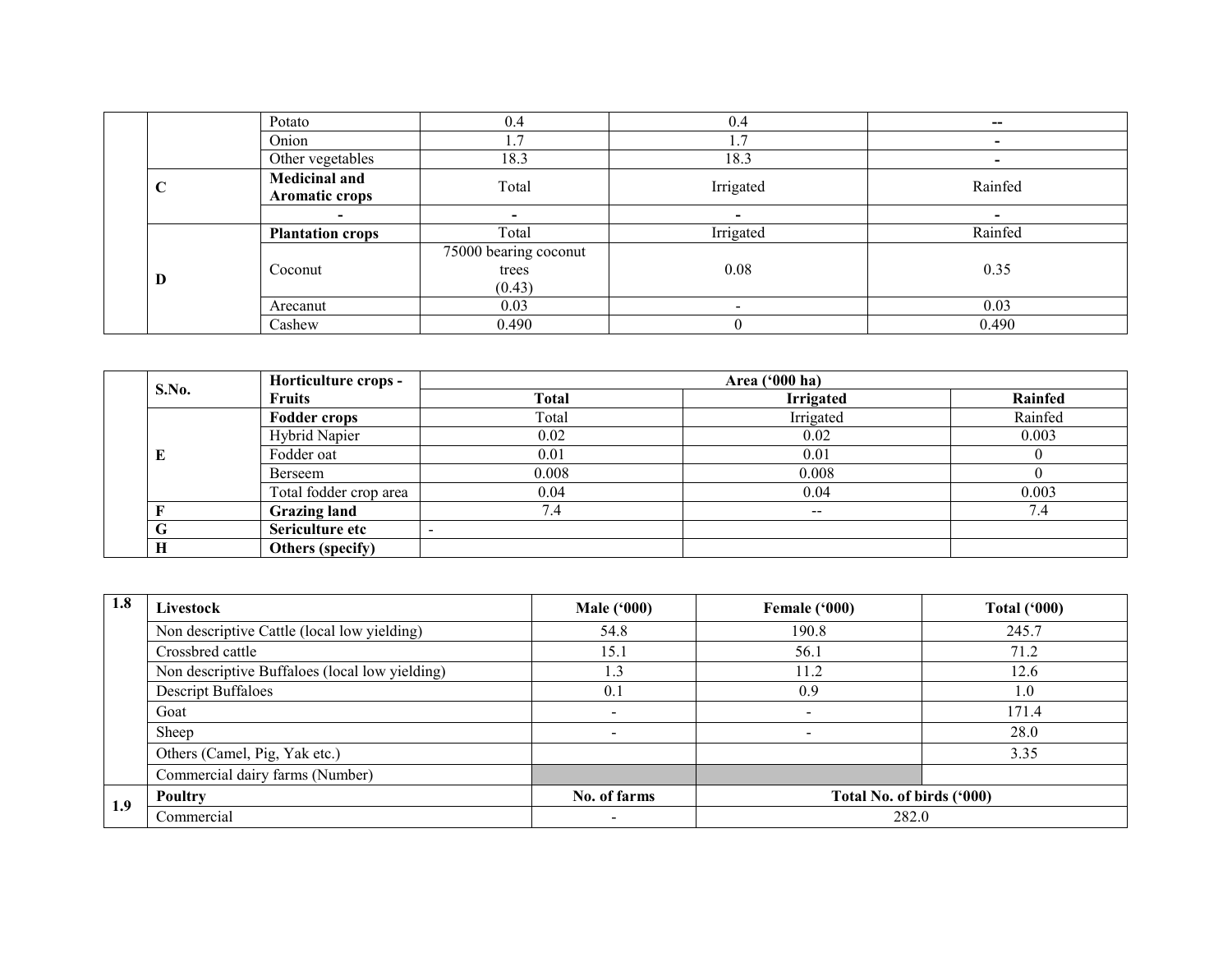|  |  | Potato | 0.4 | 0.4 | -- |
|---|---|---|---|---|---|
|  |  | Onion | 1.7 | 1.7 | - |
|  |  | Other vegetables | 18.3 | 18.3 | - |
|  | C | **Medicinal and Aromatic crops** | Total | Irrigated | Rainfed |
|  |  | - | - | - | - |
|  | D | **Plantation crops** | Total | Irrigated | Rainfed |
|  |  | Coconut | 75000 bearing coconut trees (0.43) | 0.08 | 0.35 |
|  |  | Arecanut | 0.03 | - | 0.03 |
|  |  | Cashew | 0.490 | 0 | 0.490 |

|  | **S.No.** | **Horticulture crops - Fruits** | **Area ('000 ha)** | | |
|---|---|---|---|---|---|
|  |  |  | **Total** | **Irrigated** | **Rainfed** |
|  | E | **Fodder crops** | Total | Irrigated | Rainfed |
|  |  | Hybrid Napier | 0.02 | 0.02 | 0.003 |
|  |  | Fodder oat | 0.01 | 0.01 | 0 |
|  |  | Berseem | 0.008 | 0.008 | 0 |
|  |  | Total fodder crop area | 0.04 | 0.04 | 0.003 |
|  | F | **Grazing land** | 7.4 | -- | 7.4 |
|  | G | **Sericulture etc** | - |  |  |
|  | H | **Others (specify)** |  |  |  |

| 1.8 | **Livestock** | **Male ('000)** | **Female ('000)** | **Total ('000)** |
|---|---|---|---|---|
|  | Non descriptive Cattle (local low yielding) | 54.8 | 190.8 | 245.7 |
|  | Crossbred cattle | 15.1 | 56.1 | 71.2 |
|  | Non descriptive Buffaloes (local low yielding) | 1.3 | 11.2 | 12.6 |
|  | Descript Buffaloes | 0.1 | 0.9 | 1.0 |
|  | Goat | - | - | 171.4 |
|  | Sheep | - | - | 28.0 |
|  | Others (Camel, Pig, Yak etc.) |  |  | 3.35 |
|  | Commercial dairy farms (Number) |  |  |  |
| 1.9 | **Poultry** | **No. of farms** | **Total No. of birds ('000)** | |
|  | Commercial | - | 282.0 | |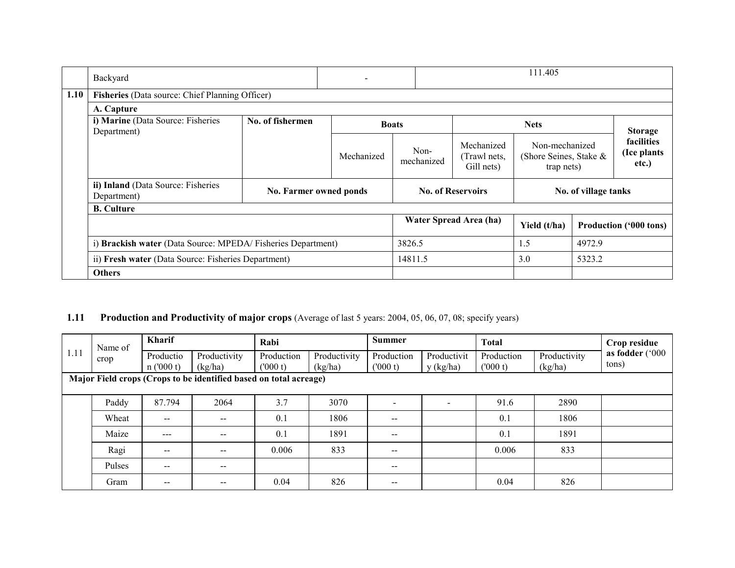| | Backyard | - | 111.405 |
|---|---|---|---|

| | | | | | | | |
|---|---|---|---|---|---|---|---|
| **1.10** | **Fisheries** (Data source: Chief Planning Officer) | | | | | | |
| | **A. Capture** | | | | | | |
| | **i) Marine** (Data Source: Fisheries Department) | **No. of fishermen** | **Boats** | | **Nets** | | **Storage facilities (Ice plants etc.)** |
| | | | Mechanized | Non-mechanized | Mechanized (Trawl nets, Gill nets) | Non-mechanized (Shore Seines, Stake & trap nets) | |
| | **ii) Inland** (Data Source: Fisheries Department) | **No. Farmer owned ponds** | | **No. of Reservoirs** | | **No. of village tanks** | |
| | **B. Culture** | | | | | | |
| | | | | **Water Spread Area (ha)** | | **Yield (t/ha)** | **Production ('000 tons)** |
| | i) **Brackish water** (Data Source: MPEDA/ Fisheries Department) | | | 3826.5 | | 1.5 | 4972.9 |
| | ii) **Fresh water** (Data Source: Fisheries Department) | | | 14811.5 | | 3.0 | 5323.2 |
| | **Others** | | | | | | |

## 1.11 Production and Productivity of major crops (Average of last 5 years: 2004, 05, 06, 07, 08; specify years)

| 1.11 | Name of crop | **Kharif** | | **Rabi** | | **Summer** | | **Total** | | **Crop residue as fodder** ('000 tons) |
|---|---|---|---|---|---|---|---|---|---|---|
| | | Production ('000 t) | Productivity (kg/ha) | Production ('000 t) | Productivity (kg/ha) | Production ('000 t) | Productivity (kg/ha) | Production ('000 t) | Productivity (kg/ha) | |
| **Major Field crops (Crops to be identified based on total acreage)** | | | | | | | | | | |
| | Paddy | 87.794 | 2064 | 3.7 | 3070 | - | - | 91.6 | 2890 | |
| | Wheat | -- | -- | 0.1 | 1806 | -- | | 0.1 | 1806 | |
| | Maize | --- | -- | 0.1 | 1891 | -- | | 0.1 | 1891 | |
| | Ragi | -- | -- | 0.006 | 833 | -- | | 0.006 | 833 | |
| | Pulses | -- | -- | | | -- | | | | |
| | Gram | -- | -- | 0.04 | 826 | -- | | 0.04 | 826 | |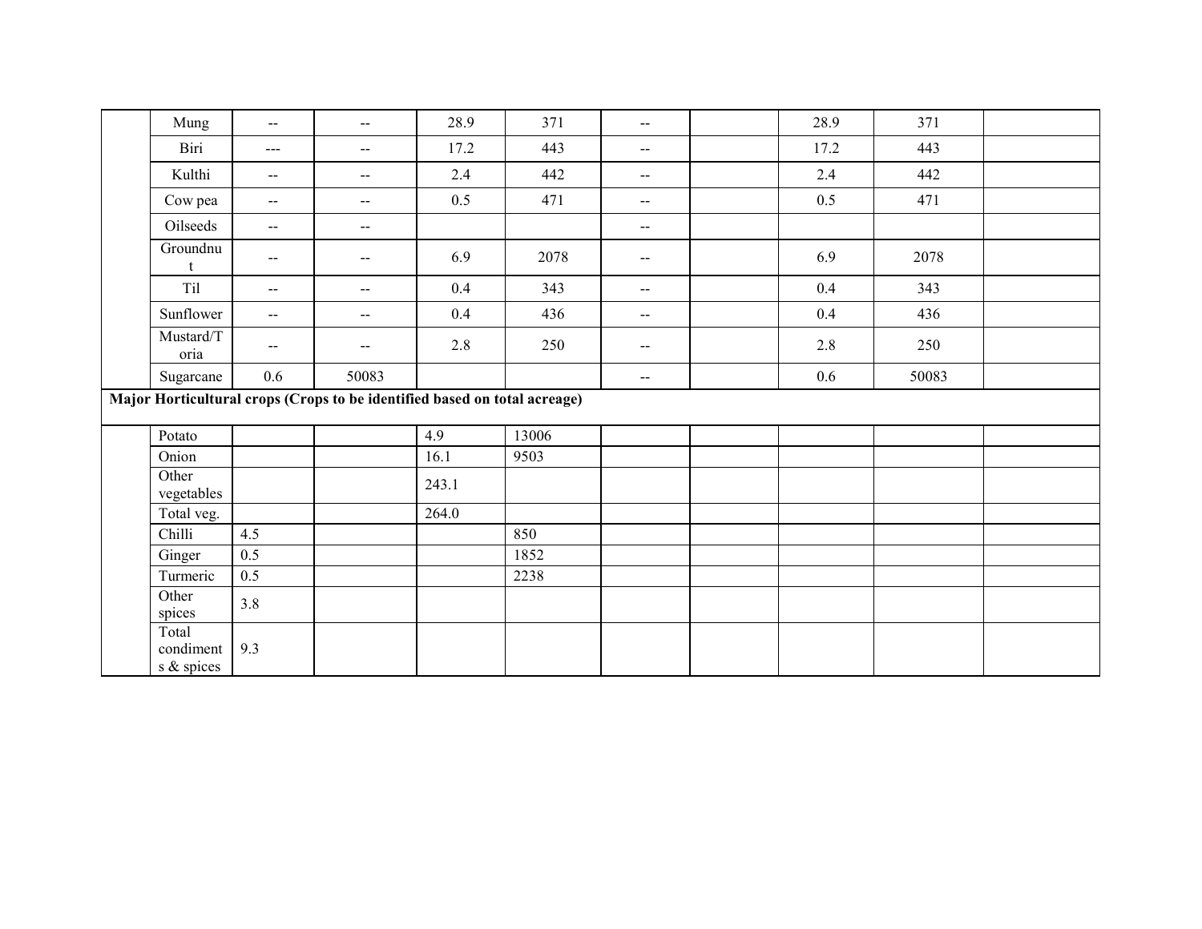| | | | | | | | | | | |
|---|---|---|---|---|---|---|---|---|---|---|
| | Mung | -- | -- | 28.9 | 371 | -- | | 28.9 | 371 | |
| | Biri | --- | -- | 17.2 | 443 | -- | | 17.2 | 443 | |
| | Kulthi | -- | -- | 2.4 | 442 | -- | | 2.4 | 442 | |
| | Cow pea | -- | -- | 0.5 | 471 | -- | | 0.5 | 471 | |
| | Oilseeds | -- | -- | | | -- | | | | |
| | Groundnut | -- | -- | 6.9 | 2078 | -- | | 6.9 | 2078 | |
| | Til | -- | -- | 0.4 | 343 | -- | | 0.4 | 343 | |
| | Sunflower | -- | -- | 0.4 | 436 | -- | | 0.4 | 436 | |
| | Mustard/Toria | -- | -- | 2.8 | 250 | -- | | 2.8 | 250 | |
| | Sugarcane | 0.6 | 50083 | | | -- | | 0.6 | 50083 | |
| **Major Horticultural crops (Crops to be identified based on total acreage)** | | | | | | | | | | |
| | Potato | | | 4.9 | 13006 | | | | | |
| | Onion | | | 16.1 | 9503 | | | | | |
| | Other vegetables | | | 243.1 | | | | | | |
| | Total veg. | | | 264.0 | | | | | | |
| | Chilli | 4.5 | | | 850 | | | | | |
| | Ginger | 0.5 | | | 1852 | | | | | |
| | Turmeric | 0.5 | | | 2238 | | | | | |
| | Other spices | 3.8 | | | | | | | | |
| | Total condiments & spices | 9.3 | | | | | | | | |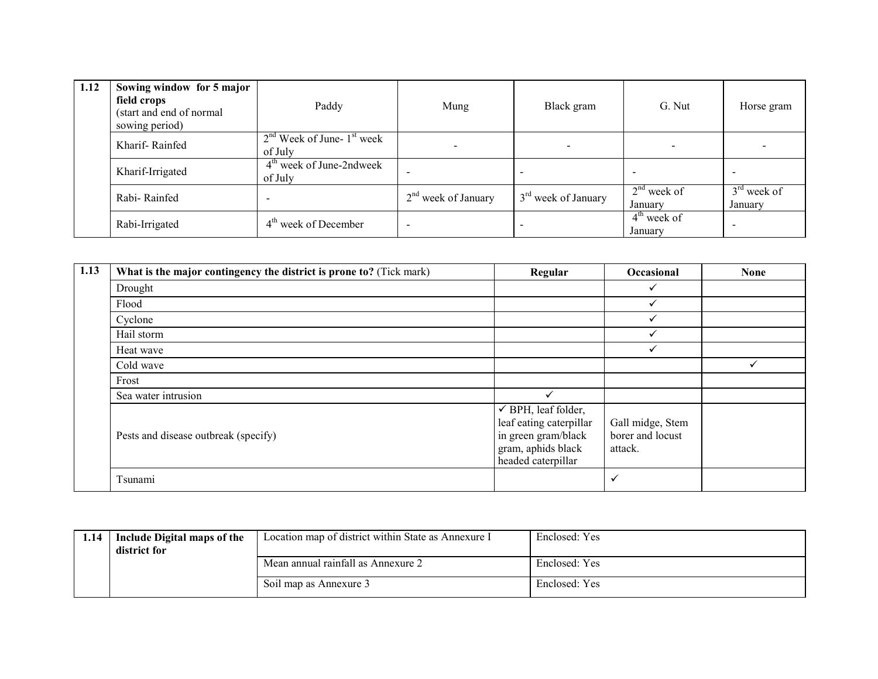| 1.12 | Sowing window for 5 major field crops (start and end of normal sowing period) | Paddy | Mung | Black gram | G. Nut | Horse gram |
|---|---|---|---|---|---|---|
| | Kharif- Rainfed | 2nd Week of June- 1st week of July | - | - | - | - |
| | Kharif-Irrigated | 4th week of June-2ndweek of July | - | - | - | - |
| | Rabi- Rainfed | - | 2nd week of January | 3rd week of January | 2nd week of January | 3rd week of January |
| | Rabi-Irrigated | 4th week of December | - | - | 4th week of January | - |

| 1.13 | **What is the major contingency the district is prone to?** (Tick mark) | **Regular** | **Occasional** | **None** |
|---|---|---|---|---|
| | Drought | | ✓ | |
| | Flood | | ✓ | |
| | Cyclone | | ✓ | |
| | Hail storm | | ✓ | |
| | Heat wave | | ✓ | |
| | Cold wave | | | ✓ |
| | Frost | | | |
| | Sea water intrusion | ✓ | | |
| | Pests and disease outbreak (specify) | ✓ BPH, leaf folder, leaf eating caterpillar in green gram/black gram, aphids black headed caterpillar | Gall midge, Stem borer and locust attack. | |
| | Tsunami | | ✓ | |

| 1.14 | **Include Digital maps of the district for** | Location map of district within State as Annexure I | Enclosed: Yes |
|---|---|---|---|
| | | Mean annual rainfall as Annexure 2 | Enclosed: Yes |
| | | Soil map as Annexure 3 | Enclosed: Yes |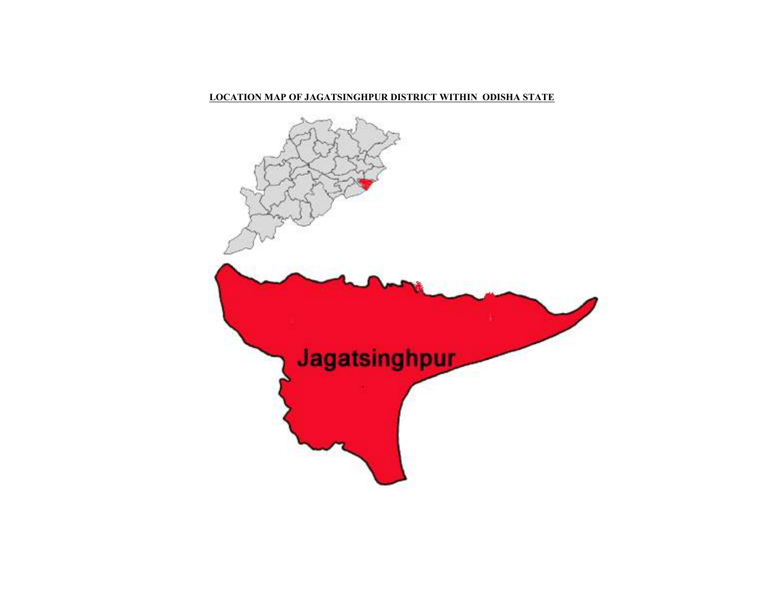**LOCATION MAP OF JAGATSINGHPUR DISTRICT WITHIN ODISHA STATE**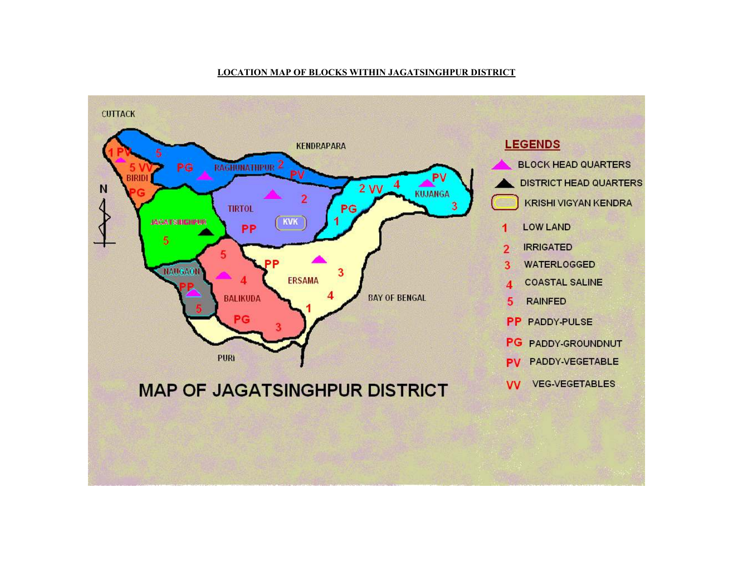**LOCATION MAP OF BLOCKS WITHIN JAGATSINGHPUR DISTRICT**

MAP OF JAGATSINGHPUR DISTRICT

**LEGENDS**

- BLOCK HEAD QUARTERS
- DISTRICT HEAD QUARTERS
- KRISHI VIGYAN KENDRA
- 1 LOW LAND
- 2 IRRIGATED
- 3 WATERLOGGED
- 4 COASTAL SALINE
- 5 RAINFED
- PP PADDY-PULSE
- PG PADDY-GROUNDNUT
- PV PADDY-VEGETABLE
- VV VEG-VEGETABLES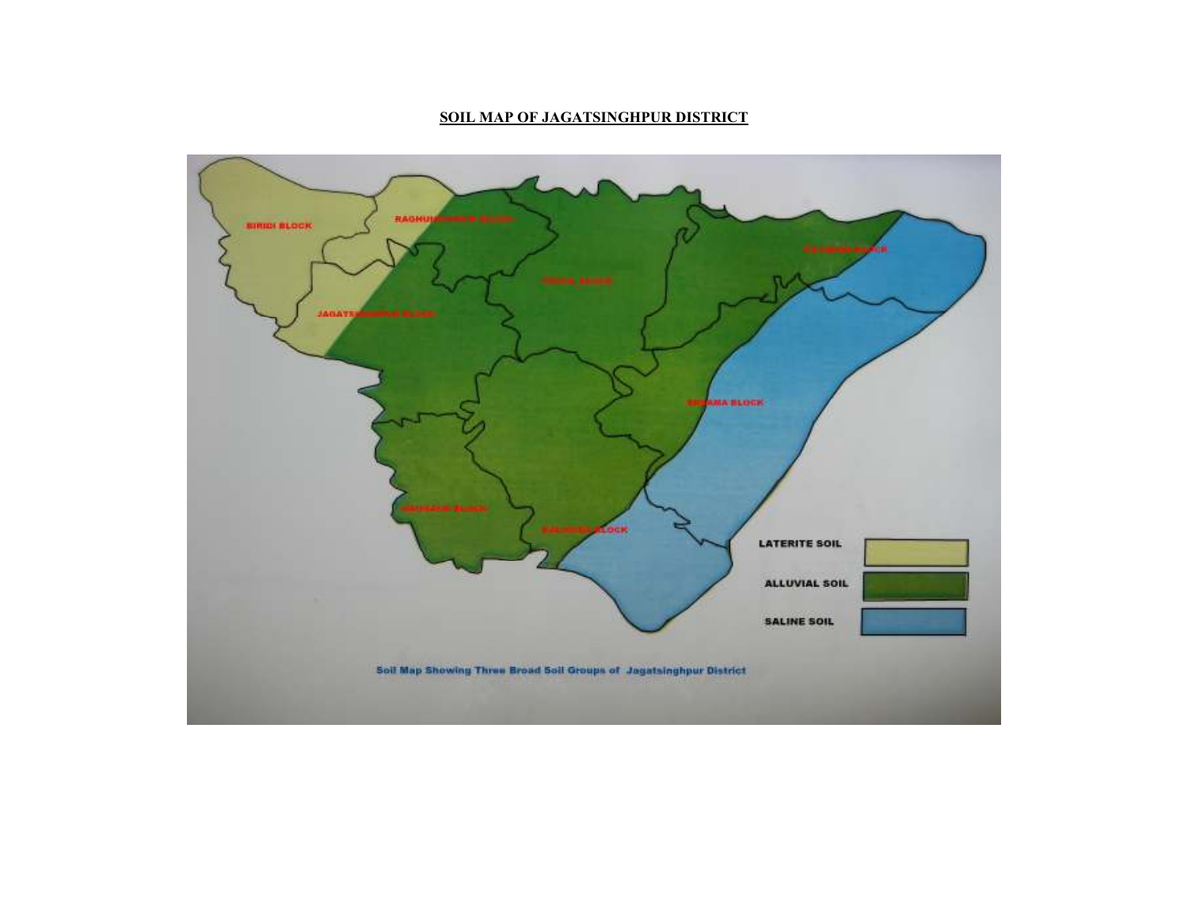## SOIL MAP OF JAGATSINGHPUR DISTRICT

BIRIDI BLOCK

RAGHUNATHPUR BLOCK

JAGATSINGHPUR BLOCK

TIRTOL BLOCK

KUJANGA BLOCK

ERASAMA BLOCK

NAUGAON BLOCK

BALIKUDA BLOCK

LATERITE SOIL

ALLUVIAL SOIL

SALINE SOIL

Soil Map Showing Three Broad Soil Groups of Jagatsinghpur District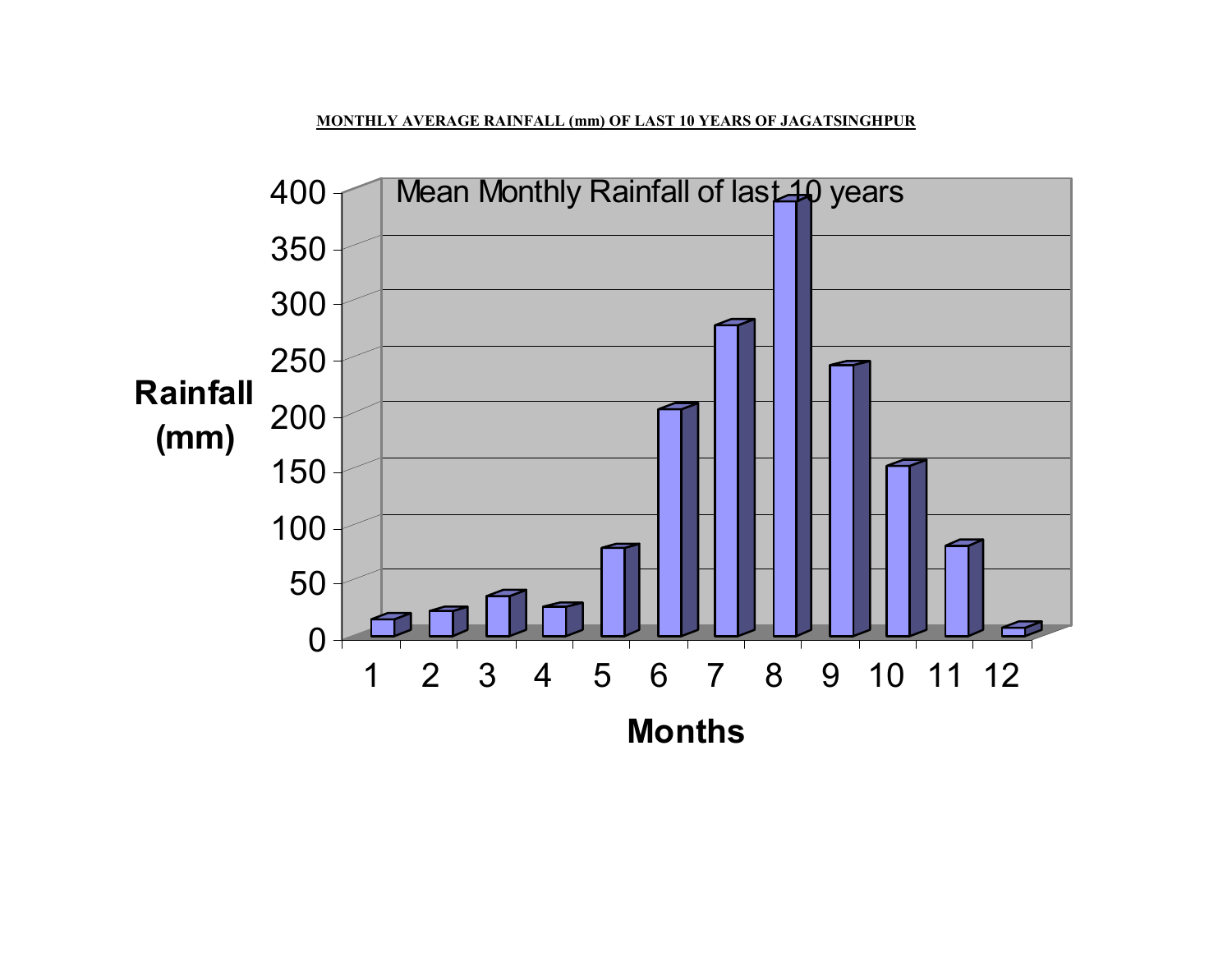**MONTHLY AVERAGE RAINFALL (mm) OF LAST 10 YEARS OF JAGATSINGHPUR**

Mean Monthly Rainfall of last 10 years

Rainfall (mm)

400
350
300
250
200
150
100
50
0

1 2 3 4 5 6 7 8 9 10 11 12

**Months**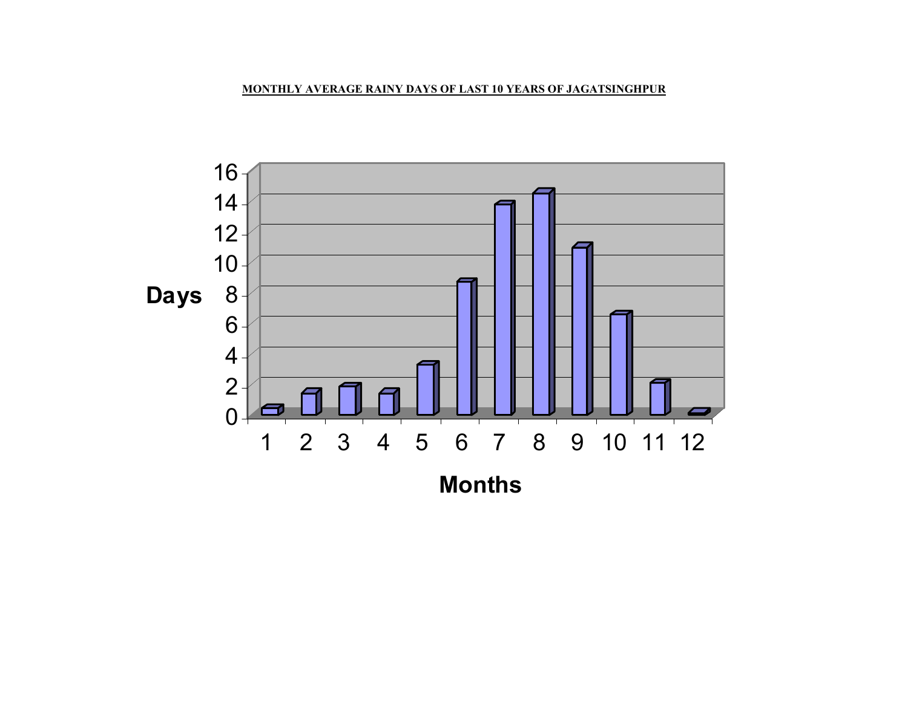**MONTHLY AVERAGE RAINY DAYS OF LAST 10 YEARS OF JAGATSINGHPUR**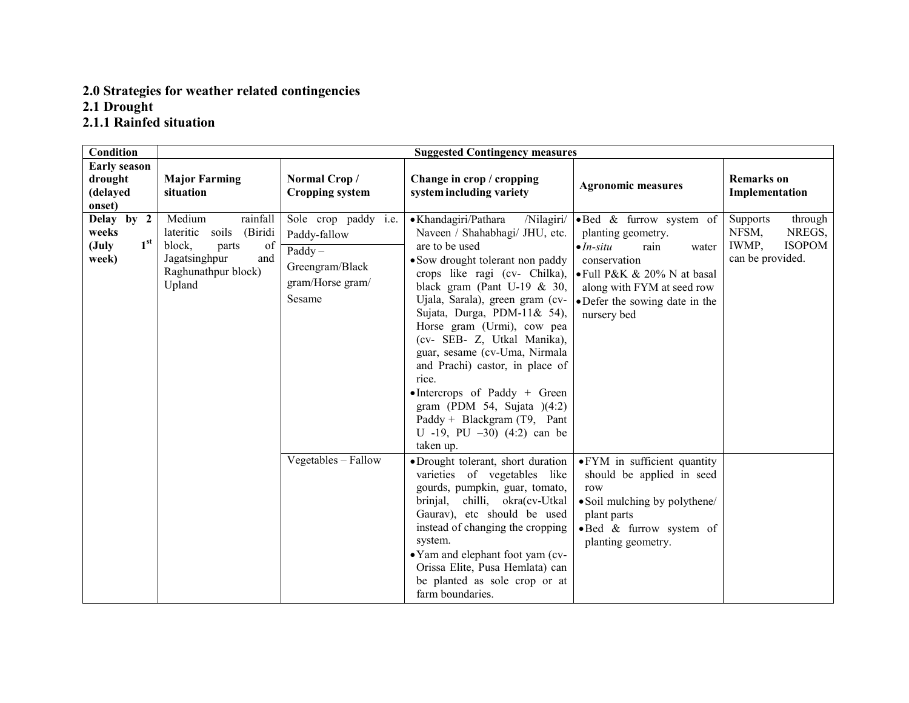## 2.0 Strategies for weather related contingencies

### 2.1 Drought

#### 2.1.1 Rainfed situation

| Condition | Suggested Contingency measures | | | | |
|---|---|---|---|---|---|
| **Early season drought (delayed onset)** | **Major Farming situation** | **Normal Crop / Cropping system** | **Change in crop / cropping system including variety** | **Agronomic measures** | **Remarks on Implementation** |
| **Delay by 2 weeks (July 1st week)** | Medium rainfall lateritic soils (Biridi block, parts of Jagatsinghpur and Raghunathpur block) Upland | Sole crop paddy i.e. Paddy-fallow<br>Paddy – Greengram/Black gram/Horse gram/ Sesame | • Khandagiri/Pathara /Nilagiri/ Naveen / Shahabhagi/ JHU, etc. are to be used<br>• Sow drought tolerant non paddy crops like ragi (cv- Chilka), black gram (Pant U-19 & 30, Ujala, Sarala), green gram (cv- Sujata, Durga, PDM-11& 54), Horse gram (Urmi), cow pea (cv- SEB- Z, Utkal Manika), guar, sesame (cv-Uma, Nirmala and Prachi) castor, in place of rice.<br>• Intercrops of Paddy + Green gram (PDM 54, Sujata )(4:2) Paddy + Blackgram (T9, Pant U -19, PU –30) (4:2) can be taken up. | • Bed & furrow system of planting geometry.<br>• *In-situ* rain water conservation<br>• Full P&K & 20% N at basal along with FYM at seed row<br>• Defer the sowing date in the nursery bed | Supports through NFSM, NREGS, IWMP, ISOPOM can be provided. |
| | | Vegetables – Fallow | • Drought tolerant, short duration varieties of vegetables like gourds, pumpkin, guar, tomato, brinjal, chilli, okra(cv-Utkal Gaurav), etc should be used instead of changing the cropping system.<br>• Yam and elephant foot yam (cv- Orissa Elite, Pusa Hemlata) can be planted as sole crop or at farm boundaries. | • FYM in sufficient quantity should be applied in seed row<br>• Soil mulching by polythene/ plant parts<br>• Bed & furrow system of planting geometry. | |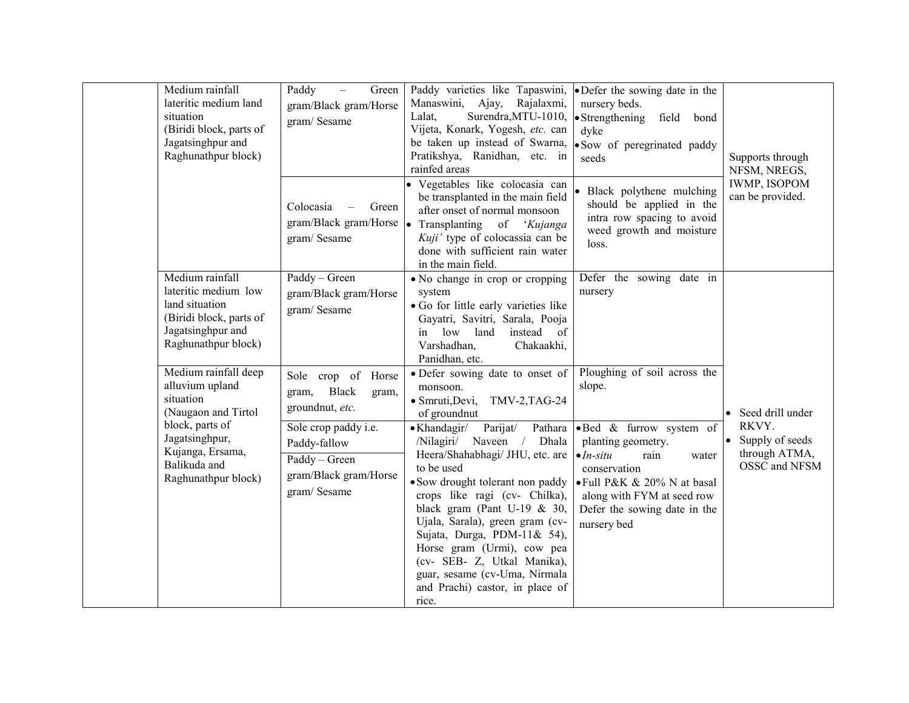| | | | | | |
|---|---|---|---|---|---|
| | Medium rainfall lateritic medium land situation (Biridi block, parts of Jagatsinghpur and Raghunathpur block) | Paddy – Green gram/Black gram/Horse gram/ Sesame | Paddy varieties like Tapaswini, Manaswini, Ajay, Rajalaxmi, Lalat, Surendra,MTU-1010, Vijeta, Konark, Yogesh, *etc.* can be taken up instead of Swarna, Pratikshya, Ranidhan, etc. in rainfed areas | • Defer the sowing date in the nursery beds.<br>• Strengthening field bond dyke<br>• Sow of peregrinated paddy seeds | Supports through NFSM, NREGS, IWMP, ISOPOM can be provided. |
| | | Colocasia – Green gram/Black gram/Horse gram/ Sesame | • Vegetables like colocasia can be transplanted in the main field after onset of normal monsoon<br>• Transplanting of '*Kujanga Kuji'* type of colocassia can be done with sufficient rain water in the main field. | • Black polythene mulching should be applied in the intra row spacing to avoid weed growth and moisture loss. | |
| | Medium rainfall lateritic medium low land situation (Biridi block, parts of Jagatsinghpur and Raghunathpur block) | Paddy – Green gram/Black gram/Horse gram/ Sesame | • No change in crop or cropping system<br>• Go for little early varieties like Gayatri, Savitri, Sarala, Pooja in low land instead of Varshadhan, Chakaakhi, Panidhan, etc. | Defer the sowing date in nursery | • Seed drill under RKVY.<br>• Supply of seeds through ATMA, OSSC and NFSM |
| | Medium rainfall deep alluvium upland situation (Naugaon and Tirtol block, parts of Jagatsinghpur, Kujanga, Ersama, Balikuda and Raghunathpur block) | Sole crop of Horse gram, Black gram, groundnut, *etc.* | • Defer sowing date to onset of monsoon.<br>• Smruti,Devi, TMV-2,TAG-24 of groundnut | Ploughing of soil across the slope. | |
| | | Sole crop paddy i.e. Paddy-fallow<br>Paddy – Green gram/Black gram/Horse gram/ Sesame | • Khandagir/ Parijat/ Pathara /Nilagiri/ Naveen / Dhala Heera/Shahabhagi/ JHU, etc. are to be used<br>• Sow drought tolerant non paddy crops like ragi (cv- Chilka), black gram (Pant U-19 & 30, Ujala, Sarala), green gram (cv- Sujata, Durga, PDM-11& 54), Horse gram (Urmi), cow pea (cv- SEB- Z, Utkal Manika), guar, sesame (cv-Uma, Nirmala and Prachi) castor, in place of rice. | • Bed & furrow system of planting geometry.<br>• *In-situ* rain water conservation<br>• Full P&K & 20% N at basal along with FYM at seed row<br>Defer the sowing date in the nursery bed | |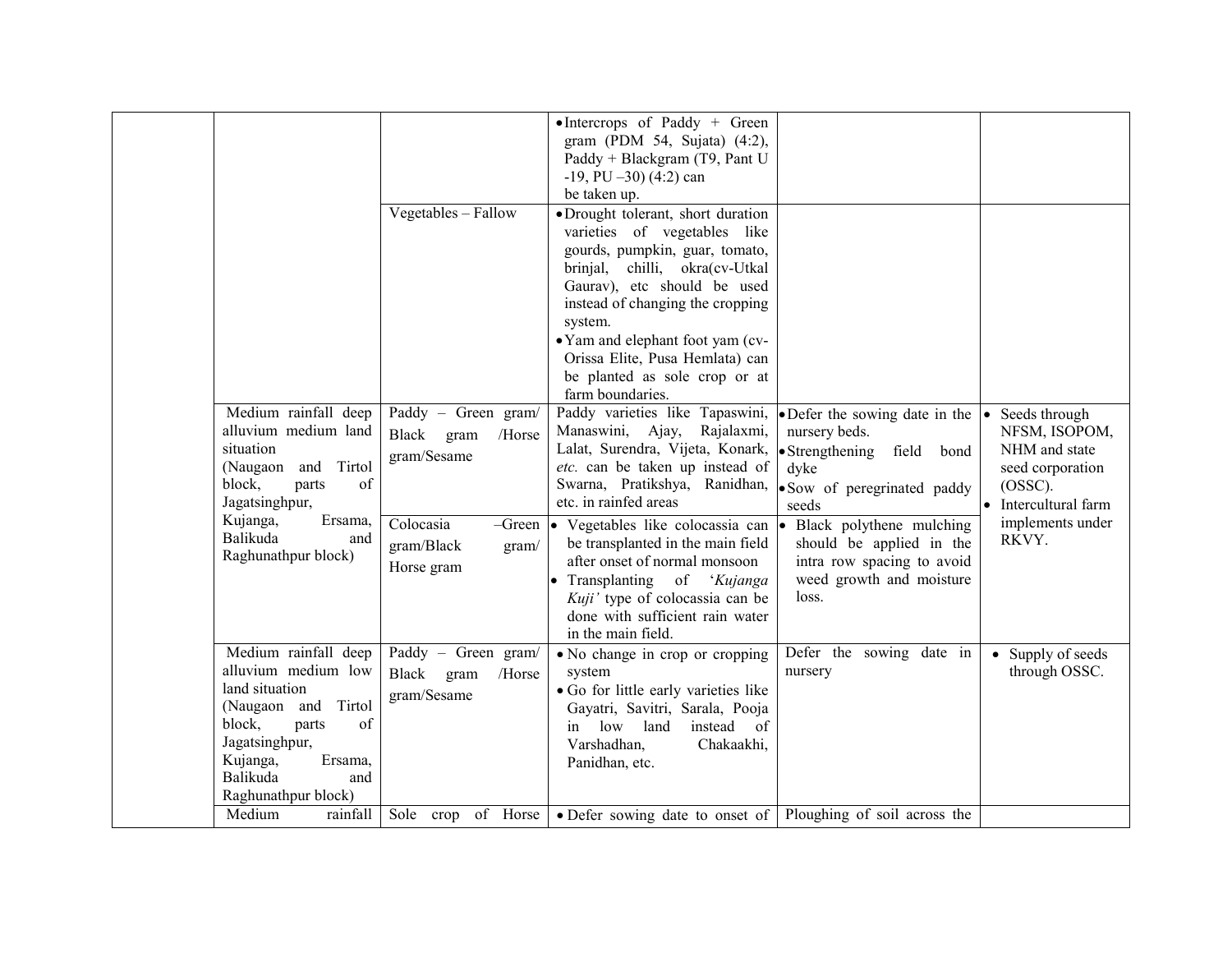| | | | | | |
|---|---|---|---|---|---|
| | | | • Intercrops of Paddy + Green gram (PDM 54, Sujata) (4:2), Paddy + Blackgram (T9, Pant U -19, PU –30) (4:2) can be taken up. | | |
| | | Vegetables – Fallow | • Drought tolerant, short duration varieties of vegetables like gourds, pumpkin, guar, tomato, brinjal, chilli, okra(cv-Utkal Gaurav), etc should be used instead of changing the cropping system.<br>• Yam and elephant foot yam (cv-Orissa Elite, Pusa Hemlata) can be planted as sole crop or at farm boundaries. | | |
| | Medium rainfall deep alluvium medium land situation (Naugaon and Tirtol block, parts of Jagatsinghpur, Kujanga, Ersama, Balikuda and Raghunathpur block) | Paddy – Green gram/ Black gram /Horse gram/Sesame | Paddy varieties like Tapaswini, Manaswini, Ajay, Rajalaxmi, Lalat, Surendra, Vijeta, Konark, *etc.* can be taken up instead of Swarna, Pratikshya, Ranidhan, etc. in rainfed areas | • Defer the sowing date in the nursery beds.<br>• Strengthening field bond dyke<br>• Sow of peregrinated paddy seeds | • Seeds through NFSM, ISOPOM, NHM and state seed corporation (OSSC).<br>• Intercultural farm implements under RKVY. |
| | | Colocasia –Green gram/Black gram/ Horse gram | • Vegetables like colocassia can be transplanted in the main field after onset of normal monsoon<br>• Transplanting of '*Kujanga Kuji'* type of colocassia can be done with sufficient rain water in the main field. | • Black polythene mulching should be applied in the intra row spacing to avoid weed growth and moisture loss. | |
| | Medium rainfall deep alluvium medium low land situation (Naugaon and Tirtol block, parts of Jagatsinghpur, Kujanga, Ersama, Balikuda and Raghunathpur block) | Paddy – Green gram/ Black gram /Horse gram/Sesame | • No change in crop or cropping system<br>• Go for little early varieties like Gayatri, Savitri, Sarala, Pooja in low land instead of Varshadhan, Chakaakhi, Panidhan, etc. | Defer the sowing date in nursery | • Supply of seeds through OSSC. |
| | Medium rainfall | Sole crop of Horse | • Defer sowing date to onset of | Ploughing of soil across the | |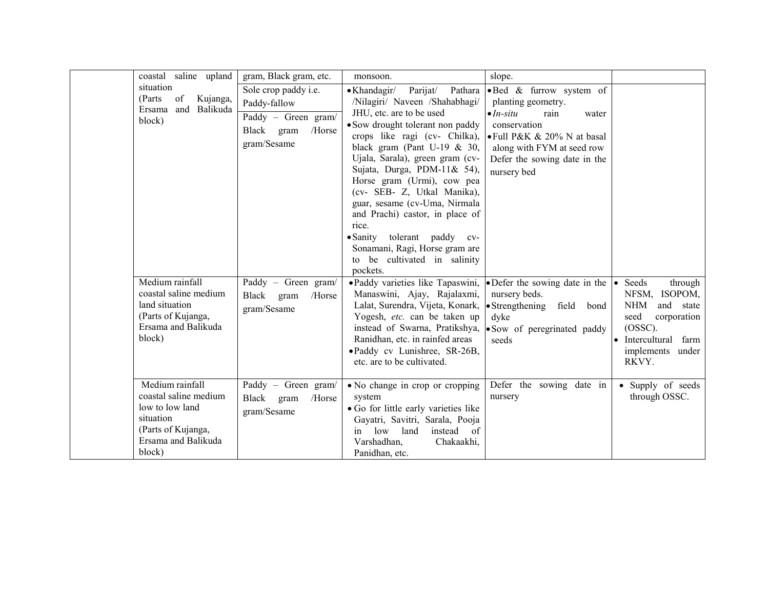| | | | | | |
|---|---|---|---|---|---|
| | coastal saline upland situation (Parts of Kujanga, Ersama and Balikuda block) | gram, Black gram, etc. | monsoon. | slope. | |
| | | Sole crop paddy i.e. Paddy-fallow<br>Paddy – Green gram/ Black gram /Horse gram/Sesame | • Khandagir/ Parijat/ Pathara /Nilagiri/ Naveen /Shahabhagi/ JHU, etc. are to be used<br>• Sow drought tolerant non paddy crops like ragi (cv- Chilka), black gram (Pant U-19 & 30, Ujala, Sarala), green gram (cv- Sujata, Durga, PDM-11& 54), Horse gram (Urmi), cow pea (cv- SEB- Z, Utkal Manika), guar, sesame (cv-Uma, Nirmala and Prachi) castor, in place of rice.<br>• Sanity tolerant paddy cv- Sonamani, Ragi, Horse gram are to be cultivated in salinity pockets. | • Bed & furrow system of planting geometry.<br>• *In-situ* rain water conservation<br>• Full P&K & 20% N at basal along with FYM at seed row<br>Defer the sowing date in the nursery bed | |
| | Medium rainfall coastal saline medium land situation (Parts of Kujanga, Ersama and Balikuda block) | Paddy – Green gram/ Black gram /Horse gram/Sesame | • Paddy varieties like Tapaswini, Manaswini, Ajay, Rajalaxmi, Lalat, Surendra, Vijeta, Konark, Yogesh, *etc.* can be taken up instead of Swarna, Pratikshya, Ranidhan, etc. in rainfed areas<br>• Paddy cv Lunishree, SR-26B, etc. are to be cultivated. | • Defer the sowing date in the nursery beds.<br>• Strengthening field bond dyke<br>• Sow of peregrinated paddy seeds | • Seeds through NFSM, ISOPOM, NHM and state seed corporation (OSSC).<br>• Intercultural farm implements under RKVY. |
| | Medium rainfall coastal saline medium low to low land situation (Parts of Kujanga, Ersama and Balikuda block) | Paddy – Green gram/ Black gram /Horse gram/Sesame | • No change in crop or cropping system<br>• Go for little early varieties like Gayatri, Savitri, Sarala, Pooja in low land instead of Varshadhan, Chakaakhi, Panidhan, etc. | Defer the sowing date in nursery | • Supply of seeds through OSSC. |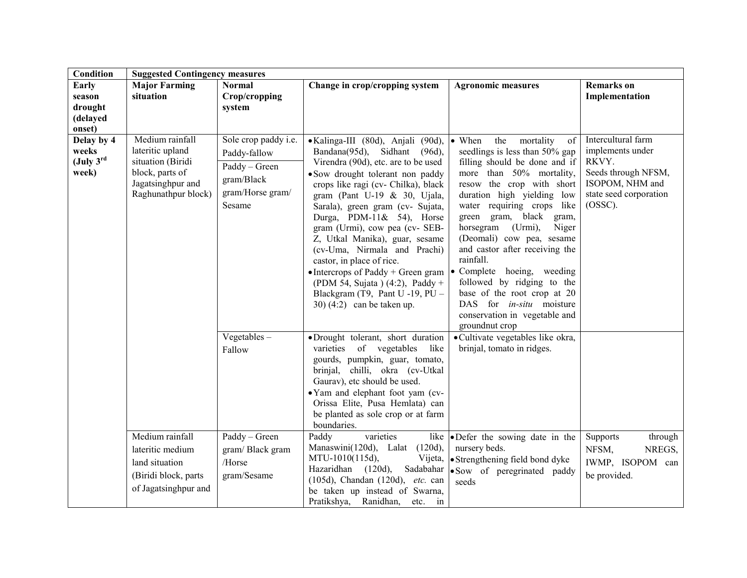| Condition | Suggested Contingency measures | | | | |
|---|---|---|---|---|---|
| **Early season drought (delayed onset)** | **Major Farming situation** | **Normal Crop/cropping system** | **Change in crop/cropping system** | **Agronomic measures** | **Remarks on Implementation** |
| **Delay by 4 weeks (July 3rd week)** | Medium rainfall lateritic upland situation (Biridi block, parts of Jagatsinghpur and Raghunathpur block) | Sole crop paddy i.e. Paddy-fallow<br>Paddy – Green gram/Black gram/Horse gram/ Sesame | • Kalinga-III (80d), Anjali (90d), Bandana(95d), Sidhant (96d), Virendra (90d), etc. are to be used<br>• Sow drought tolerant non paddy crops like ragi (cv- Chilka), black gram (Pant U-19 & 30, Ujala, Sarala), green gram (cv- Sujata, Durga, PDM-11& 54), Horse gram (Urmi), cow pea (cv- SEB-Z, Utkal Manika), guar, sesame (cv-Uma, Nirmala and Prachi) castor, in place of rice.<br>• Intercrops of Paddy + Green gram (PDM 54, Sujata ) (4:2), Paddy + Blackgram (T9, Pant U -19, PU – 30) (4:2) can be taken up. | • When the mortality of seedlings is less than 50% gap filling should be done and if more than 50% mortality, resow the crop with short duration high yielding low water requiring crops like green gram, black gram, horsegram (Urmi), Niger (Deomali) cow pea, sesame and castor after receiving the rainfall.<br>• Complete hoeing, weeding followed by ridging to the base of the root crop at 20 DAS for *in-situ* moisture conservation in vegetable and groundnut crop | Intercultural farm implements under RKVY.<br>Seeds through NFSM, ISOPOM, NHM and state seed corporation (OSSC). |
| | | Vegetables – Fallow | • Drought tolerant, short duration varieties of vegetables like gourds, pumpkin, guar, tomato, brinjal, chilli, okra (cv-Utkal Gaurav), etc should be used.<br>• Yam and elephant foot yam (cv-Orissa Elite, Pusa Hemlata) can be planted as sole crop or at farm boundaries. | • Cultivate vegetables like okra, brinjal, tomato in ridges. | |
| | Medium rainfall lateritic medium land situation (Biridi block, parts of Jagatsinghpur and | Paddy – Green gram/ Black gram /Horse gram/Sesame | Paddy varieties like Manaswini(120d), Lalat (120d), MTU-1010(115d), Vijeta, Hazaridhan (120d), Sadabahar (105d), Chandan (120d), *etc.* can be taken up instead of Swarna, Pratikshya, Ranidhan, etc. in | • Defer the sowing date in the nursery beds.<br>• Strengthening field bond dyke<br>• Sow of peregrinated paddy seeds | Supports through NFSM, NREGS, IWMP, ISOPOM can be provided. |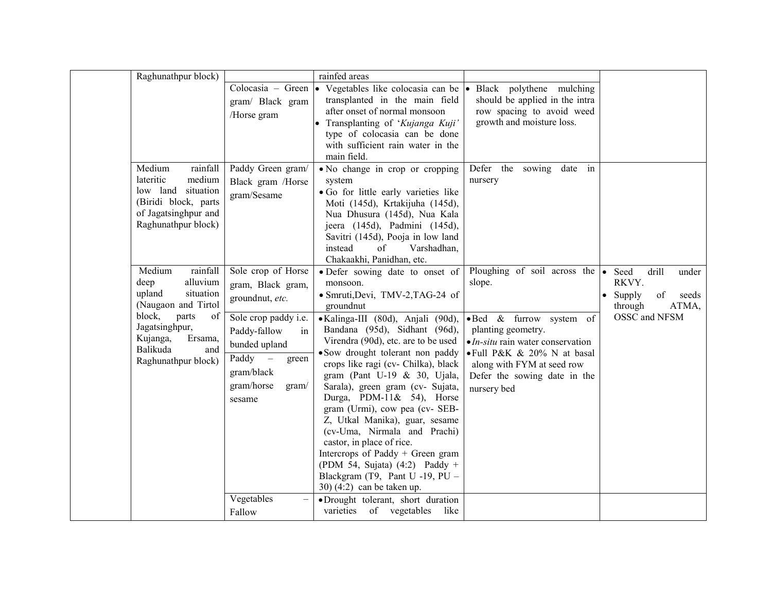|  |  |  |  |  |  |
|---|---|---|---|---|---|
|  | Raghunathpur block) |  | rainfed areas |  |  |
|  |  | Colocasia – Green gram/ Black gram /Horse gram | • Vegetables like colocasia can be transplanted in the main field after onset of normal monsoon<br>• Transplanting of '*Kujanga Kuji'* type of colocasia can be done with sufficient rain water in the main field. | • Black polythene mulching should be applied in the intra row spacing to avoid weed growth and moisture loss. |  |
|  | Medium rainfall lateritic medium low land situation (Biridi block, parts of Jagatsinghpur and Raghunathpur block) | Paddy Green gram/ Black gram /Horse gram/Sesame | • No change in crop or cropping system<br>• Go for little early varieties like Moti (145d), Krtakijuha (145d), Nua Dhusura (145d), Nua Kala jeera (145d), Padmini (145d), Savitri (145d), Pooja in low land instead of Varshadhan, Chakaakhi, Panidhan, etc. | Defer the sowing date in nursery |  |
|  | Medium rainfall deep alluvium upland situation (Naugaon and Tirtol block, parts of Jagatsinghpur, Kujanga, Ersama, Balikuda and Raghunathpur block) | Sole crop of Horse gram, Black gram, groundnut, *etc.* | • Defer sowing date to onset of monsoon.<br>• Smruti,Devi, TMV-2,TAG-24 of groundnut | Ploughing of soil across the slope. | • Seed drill under RKVY.<br>• Supply of seeds through ATMA, OSSC and NFSM |
|  |  | Sole crop paddy i.e. Paddy-fallow in bunded upland<br>Paddy – green gram/black gram/horse gram/ sesame | • Kalinga-III (80d), Anjali (90d), Bandana (95d), Sidhant (96d), Virendra (90d), etc. are to be used<br>• Sow drought tolerant non paddy crops like ragi (cv- Chilka), black gram (Pant U-19 & 30, Ujala, Sarala), green gram (cv- Sujata, Durga, PDM-11& 54), Horse gram (Urmi), cow pea (cv- SEB-Z, Utkal Manika), guar, sesame (cv-Uma, Nirmala and Prachi) castor, in place of rice.<br>Intercrops of Paddy + Green gram (PDM 54, Sujata) (4:2) Paddy + Blackgram (T9, Pant U -19, PU – 30) (4:2) can be taken up. | • Bed & furrow system of planting geometry.<br>• *In-situ* rain water conservation<br>• Full P&K & 20% N at basal along with FYM at seed row<br>Defer the sowing date in the nursery bed |  |
|  |  | Vegetables – Fallow | • Drought tolerant, short duration varieties of vegetables like |  |  |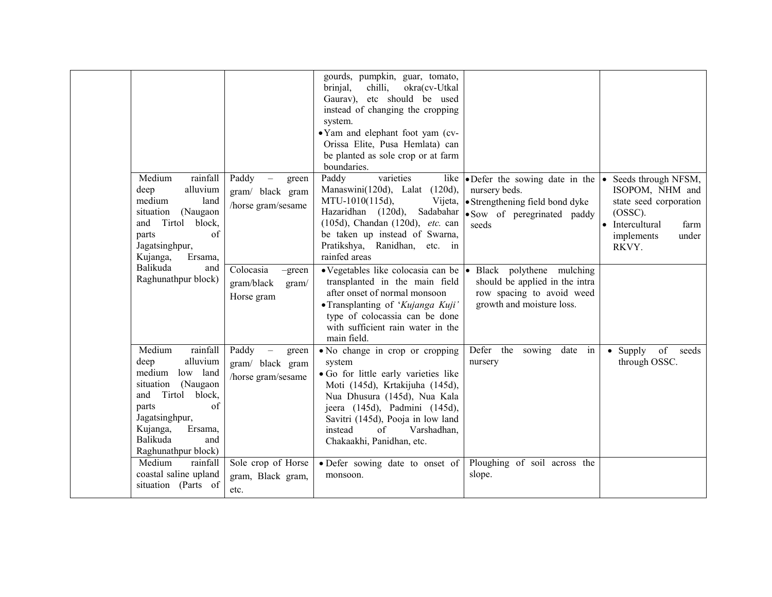| | | | | | |
|---|---|---|---|---|---|
| | | | gourds, pumpkin, guar, tomato, brinjal, chilli, okra(cv-Utkal Gaurav), etc should be used instead of changing the cropping system.<br>• Yam and elephant foot yam (cv-Orissa Elite, Pusa Hemlata) can be planted as sole crop or at farm boundaries. | | |
| | Medium rainfall deep alluvium medium land situation (Naugaon and Tirtol block, parts of Jagatsinghpur, Kujanga, Ersama, Balikuda and Raghunathpur block) | Paddy – green gram/ black gram /horse gram/sesame | Paddy varieties like Manaswini(120d), Lalat (120d), MTU-1010(115d), Vijeta, Hazaridhan (120d), Sadabahar (105d), Chandan (120d), *etc.* can be taken up instead of Swarna, Pratikshya, Ranidhan, etc. in rainfed areas | • Defer the sowing date in the nursery beds.<br>• Strengthening field bond dyke<br>• Sow of peregrinated paddy seeds | • Seeds through NFSM, ISOPOM, NHM and state seed corporation (OSSC).<br>• Intercultural farm implements under RKVY. |
| | | Colocasia –green gram/black gram/ Horse gram | • Vegetables like colocasia can be transplanted in the main field after onset of normal monsoon<br>• Transplanting of '*Kujanga Kuji'* type of colocassia can be done with sufficient rain water in the main field. | • Black polythene mulching should be applied in the intra row spacing to avoid weed growth and moisture loss. | |
| | Medium rainfall deep alluvium medium low land situation (Naugaon and Tirtol block, parts of Jagatsinghpur, Kujanga, Ersama, Balikuda and Raghunathpur block) | Paddy – green gram/ black gram /horse gram/sesame | • No change in crop or cropping system<br>• Go for little early varieties like Moti (145d), Krtakijuha (145d), Nua Dhusura (145d), Nua Kala jeera (145d), Padmini (145d), Savitri (145d), Pooja in low land instead of Varshadhan, Chakaakhi, Panidhan, etc. | Defer the sowing date in nursery | • Supply of seeds through OSSC. |
| | Medium rainfall coastal saline upland situation (Parts of | Sole crop of Horse gram, Black gram, etc. | • Defer sowing date to onset of monsoon. | Ploughing of soil across the slope. | |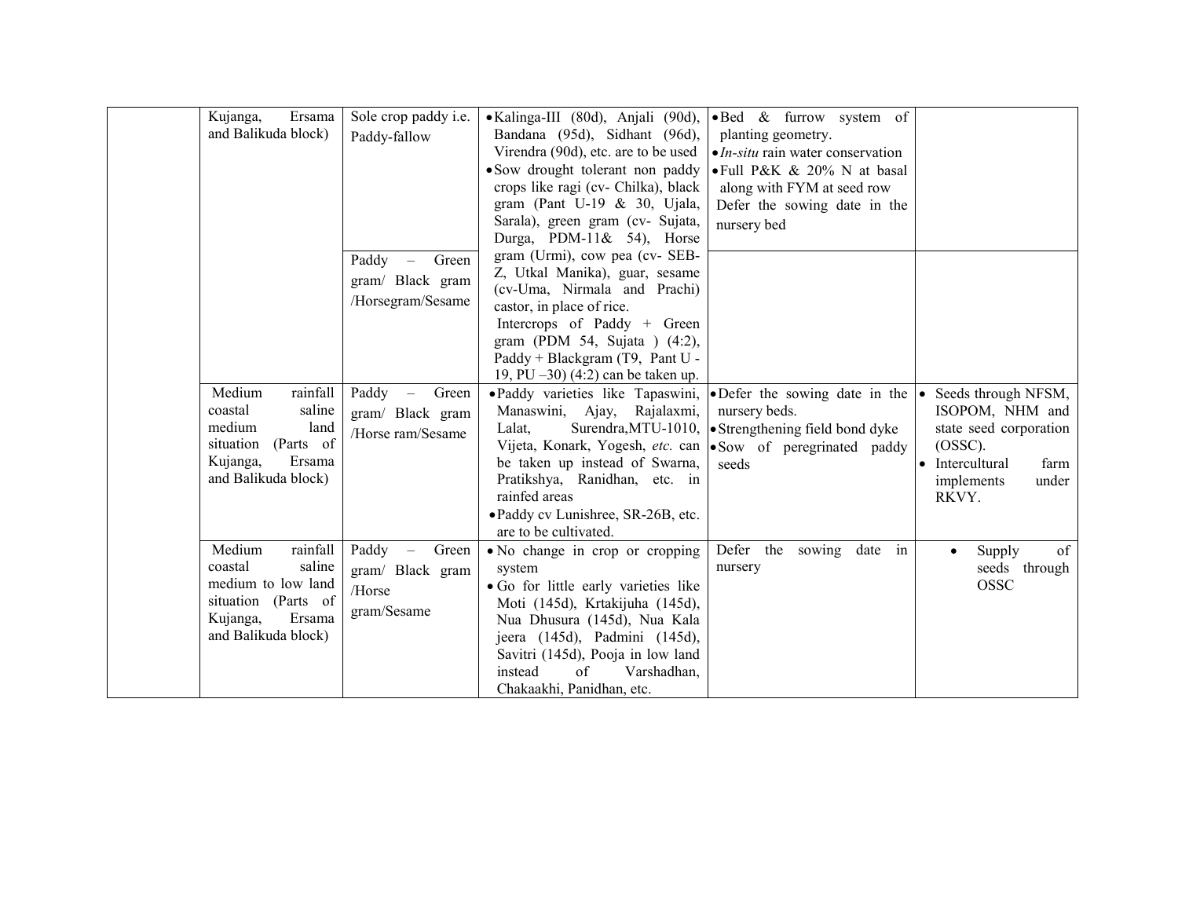| | | | | | |
|---|---|---|---|---|---|
| | Kujanga, Ersama and Balikuda block) | Sole crop paddy i.e. Paddy-fallow | • Kalinga-III (80d), Anjali (90d), Bandana (95d), Sidhant (96d), Virendra (90d), etc. are to be used<br>• Sow drought tolerant non paddy crops like ragi (cv- Chilka), black gram (Pant U-19 & 30, Ujala, Sarala), green gram (cv- Sujata, Durga, PDM-11& 54), Horse gram (Urmi), cow pea (cv- SEB-Z, Utkal Manika), guar, sesame (cv-Uma, Nirmala and Prachi) castor, in place of rice.<br>Intercrops of Paddy + Green gram (PDM 54, Sujata ) (4:2), Paddy + Blackgram (T9, Pant U -19, PU –30) (4:2) can be taken up. | • Bed & furrow system of planting geometry.<br>• *In-situ* rain water conservation<br>• Full P&K & 20% N at basal along with FYM at seed row<br>Defer the sowing date in the nursery bed | |
| | | Paddy – Green gram/ Black gram /Horsegram/Sesame | | | |
| | Medium rainfall coastal saline medium land situation (Parts of Kujanga, Ersama and Balikuda block) | Paddy – Green gram/ Black gram /Horse ram/Sesame | • Paddy varieties like Tapaswini, Manaswini, Ajay, Rajalaxmi, Lalat, Surendra,MTU-1010, Vijeta, Konark, Yogesh, *etc.* can be taken up instead of Swarna, Pratikshya, Ranidhan, etc. in rainfed areas<br>• Paddy cv Lunishree, SR-26B, etc. are to be cultivated. | • Defer the sowing date in the nursery beds.<br>• Strengthening field bond dyke<br>• Sow of peregrinated paddy seeds | • Seeds through NFSM, ISOPOM, NHM and state seed corporation (OSSC).<br>• Intercultural farm implements under RKVY. |
| | Medium rainfall coastal saline medium to low land situation (Parts of Kujanga, Ersama and Balikuda block) | Paddy – Green gram/ Black gram /Horse gram/Sesame | • No change in crop or cropping system<br>• Go for little early varieties like Moti (145d), Krtakijuha (145d), Nua Dhusura (145d), Nua Kala jeera (145d), Padmini (145d), Savitri (145d), Pooja in low land instead of Varshadhan, Chakaakhi, Panidhan, etc. | Defer the sowing date in nursery | • Supply of seeds through OSSC |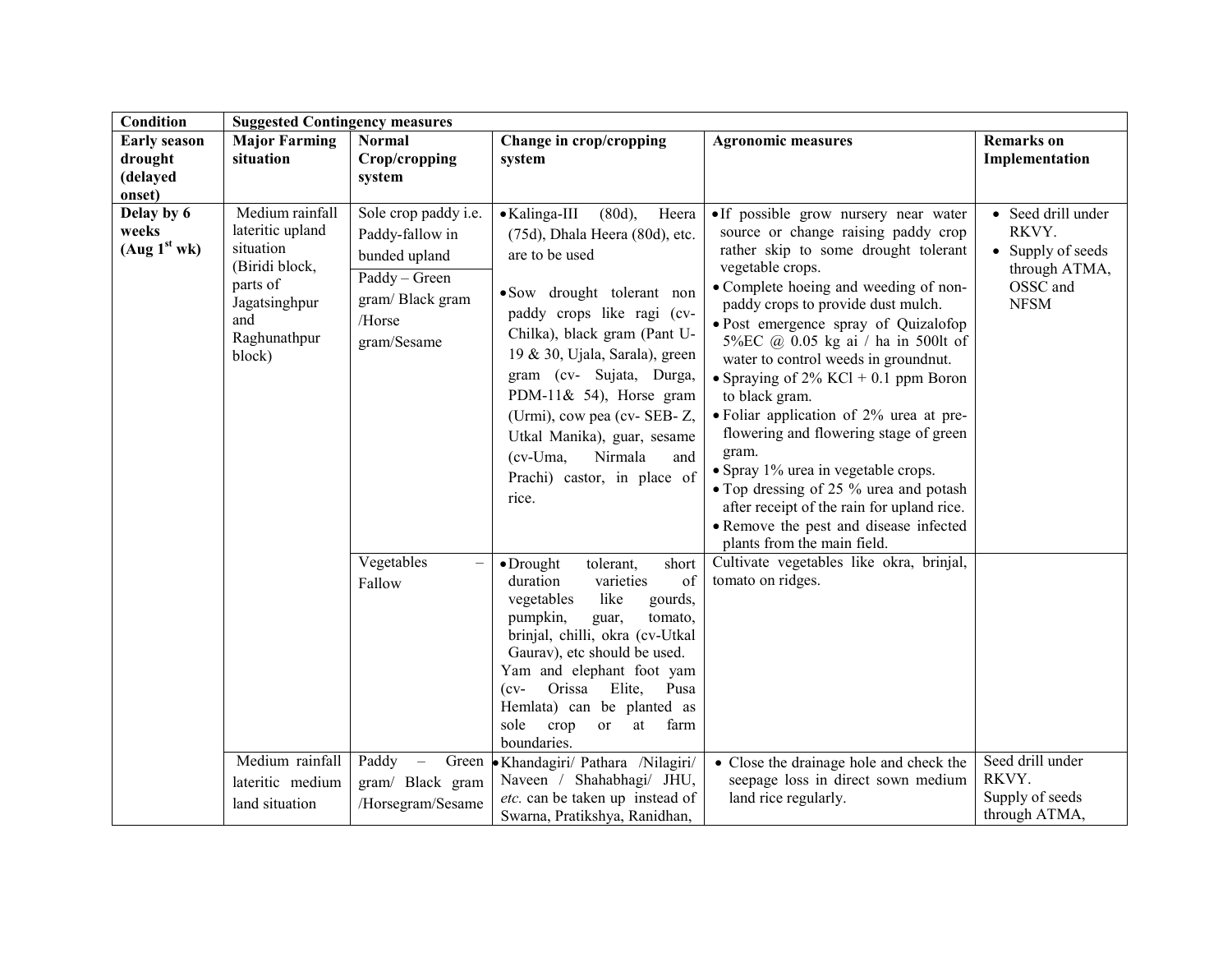| Condition | Suggested Contingency measures | | | | |
|---|---|---|---|---|---|
| **Early season drought (delayed onset)** | **Major Farming situation** | **Normal Crop/cropping system** | **Change in crop/cropping system** | **Agronomic measures** | **Remarks on Implementation** |
| **Delay by 6 weeks (Aug 1st wk)** | Medium rainfall lateritic upland situation (Biridi block, parts of Jagatsinghpur and Raghunathpur block) | Sole crop paddy i.e. Paddy-fallow in bunded upland<br>Paddy – Green gram/ Black gram /Horse gram/Sesame | • Kalinga-III (80d), Heera (75d), Dhala Heera (80d), etc. are to be used<br>• Sow drought tolerant non paddy crops like ragi (cv- Chilka), black gram (Pant U-19 & 30, Ujala, Sarala), green gram (cv- Sujata, Durga, PDM-11& 54), Horse gram (Urmi), cow pea (cv- SEB- Z, Utkal Manika), guar, sesame (cv-Uma, Nirmala and Prachi) castor, in place of rice. | • If possible grow nursery near water source or change raising paddy crop rather skip to some drought tolerant vegetable crops.<br>• Complete hoeing and weeding of non-paddy crops to provide dust mulch.<br>• Post emergence spray of Quizalofop 5%EC @ 0.05 kg ai / ha in 500lt of water to control weeds in groundnut.<br>• Spraying of 2% KCl + 0.1 ppm Boron to black gram.<br>• Foliar application of 2% urea at pre-flowering and flowering stage of green gram.<br>• Spray 1% urea in vegetable crops.<br>• Top dressing of 25 % urea and potash after receipt of the rain for upland rice.<br>• Remove the pest and disease infected plants from the main field. | • Seed drill under RKVY.<br>• Supply of seeds through ATMA, OSSC and NFSM |
| | | Vegetables – Fallow | • Drought tolerant, short duration varieties of vegetables like gourds, pumpkin, guar, tomato, brinjal, chilli, okra (cv-Utkal Gaurav), etc should be used.<br>Yam and elephant foot yam (cv- Orissa Elite, Pusa Hemlata) can be planted as sole crop or at farm boundaries. | Cultivate vegetables like okra, brinjal, tomato on ridges. | |
| | Medium rainfall lateritic medium land situation | Paddy – Green gram/ Black gram /Horsegram/Sesame | • Khandagiri/ Pathara /Nilagiri/ Naveen / Shahabhagi/ JHU, *etc.* can be taken up instead of Swarna, Pratikshya, Ranidhan, | • Close the drainage hole and check the seepage loss in direct sown medium land rice regularly. | Seed drill under RKVY.<br>Supply of seeds through ATMA, |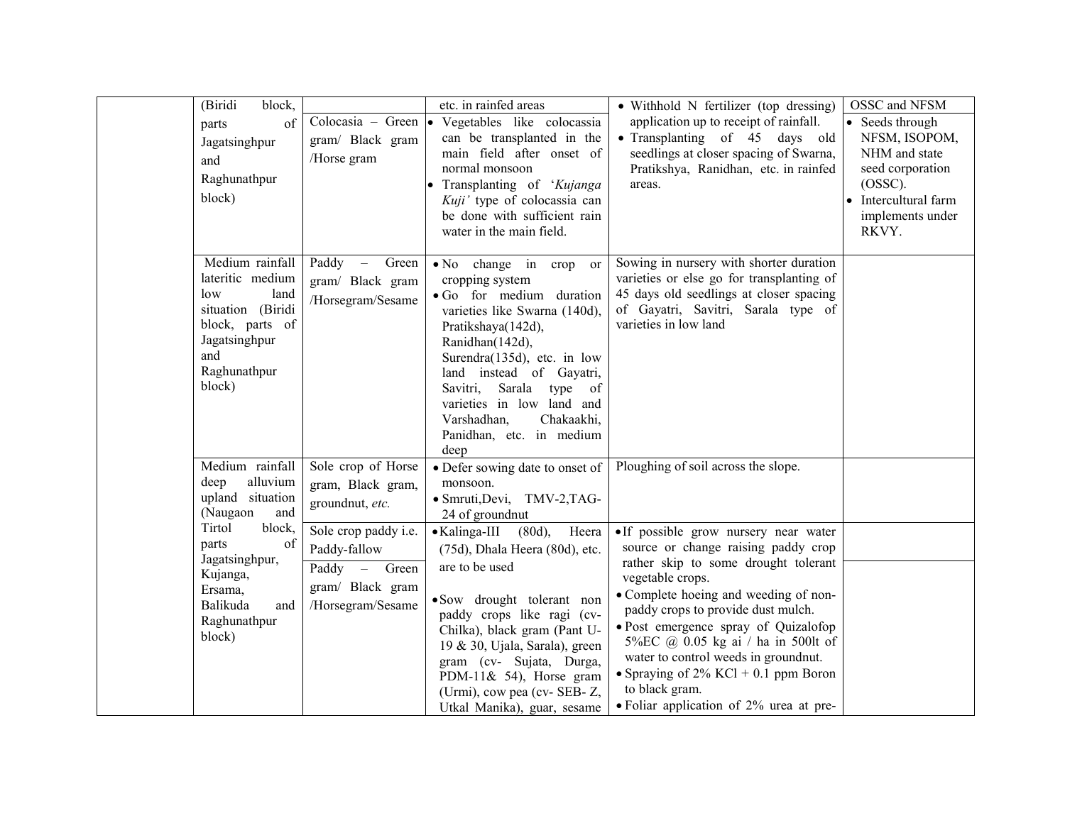| | | | | | |
|---|---|---|---|---|---|
| | (Biridi block, parts of Jagatsinghpur and Raghunathpur block) | | etc. in rainfed areas | • Withhold N fertilizer (top dressing) application up to receipt of rainfall.<br>• Transplanting of 45 days old seedlings at closer spacing of Swarna, Pratikshya, Ranidhan, etc. in rainfed areas. | OSSC and NFSM |
| | | Colocasia – Green gram/ Black gram /Horse gram | • Vegetables like colocassia can be transplanted in the main field after onset of normal monsoon<br>• Transplanting of '*Kujanga Kuji'* type of colocassia can be done with sufficient rain water in the main field. | | • Seeds through NFSM, ISOPOM, NHM and state seed corporation (OSSC).<br>• Intercultural farm implements under RKVY. |
| | Medium rainfall lateritic medium low land situation (Biridi block, parts of Jagatsinghpur and Raghunathpur block) | Paddy – Green gram/ Black gram /Horsegram/Sesame | • No change in crop or cropping system<br>• Go for medium duration varieties like Swarna (140d), Pratikshaya(142d), Ranidhan(142d), Surendra(135d), etc. in low land instead of Gayatri, Savitri, Sarala type of varieties in low land and Varshadhan, Chakaakhi, Panidhan, etc. in medium deep | Sowing in nursery with shorter duration varieties or else go for transplanting of 45 days old seedlings at closer spacing of Gayatri, Savitri, Sarala type of varieties in low land | |
| | Medium rainfall deep alluvium upland situation (Naugaon and Tirtol block, parts of Jagatsinghpur, Kujanga, Ersama, Balikuda and Raghunathpur block) | Sole crop of Horse gram, Black gram, groundnut, *etc.* | • Defer sowing date to onset of monsoon.<br>• Smruti,Devi, TMV-2,TAG-24 of groundnut | Ploughing of soil across the slope. | |
| | | Sole crop paddy i.e. Paddy-fallow | • Kalinga-III (80d), Heera (75d), Dhala Heera (80d), etc. are to be used | • If possible grow nursery near water source or change raising paddy crop rather skip to some drought tolerant vegetable crops. | |
| | | Paddy – Green gram/ Black gram /Horsegram/Sesame | • Sow drought tolerant non paddy crops like ragi (cv- Chilka), black gram (Pant U-19 & 30, Ujala, Sarala), green gram (cv- Sujata, Durga, PDM-11& 54), Horse gram (Urmi), cow pea (cv- SEB- Z, Utkal Manika), guar, sesame | • Complete hoeing and weeding of non-paddy crops to provide dust mulch.<br>• Post emergence spray of Quizalofop 5%EC @ 0.05 kg ai / ha in 500lt of water to control weeds in groundnut.<br>• Spraying of 2% KCl + 0.1 ppm Boron to black gram.<br>• Foliar application of 2% urea at pre- | |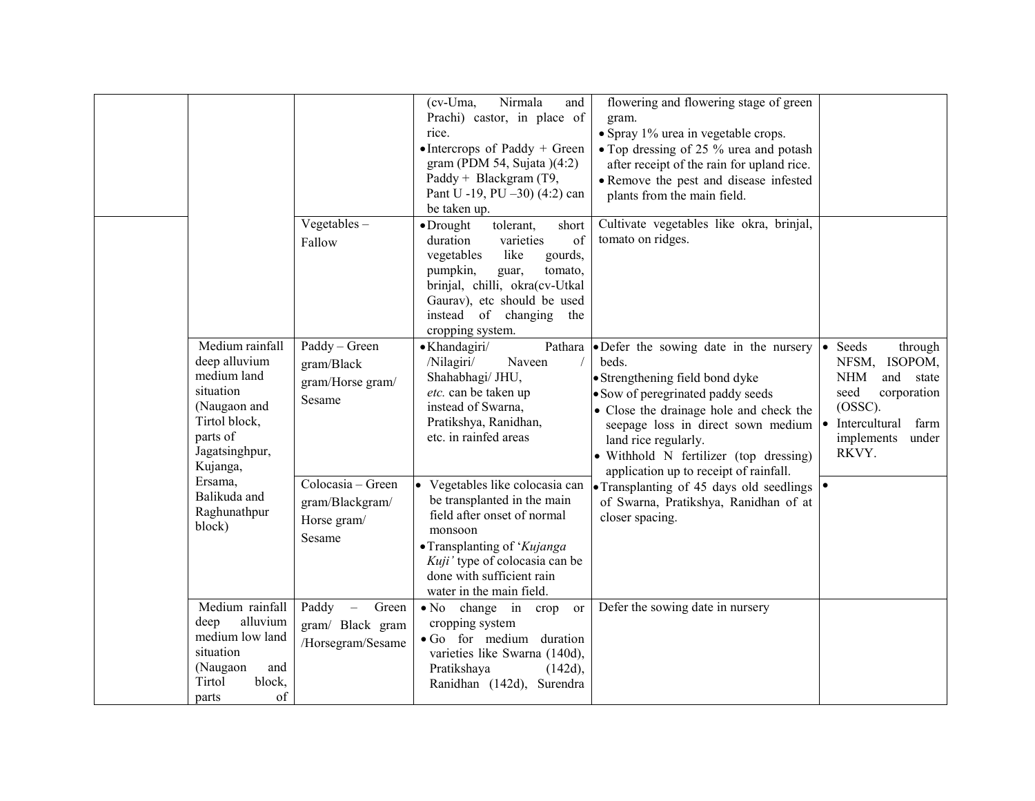| | | | | | |
|---|---|---|---|---|---|
| | | | (cv-Uma, Nirmala and Prachi) castor, in place of rice.<br>• Intercrops of Paddy + Green gram (PDM 54, Sujata )(4:2) Paddy + Blackgram (T9, Pant U -19, PU –30) (4:2) can be taken up. | flowering and flowering stage of green gram.<br>• Spray 1% urea in vegetable crops.<br>• Top dressing of 25 % urea and potash after receipt of the rain for upland rice.<br>• Remove the pest and disease infested plants from the main field. | |
| | | Vegetables – Fallow | • Drought tolerant, short duration varieties of vegetables like gourds, pumpkin, guar, tomato, brinjal, chilli, okra(cv-Utkal Gaurav), etc should be used instead of changing the cropping system. | Cultivate vegetables like okra, brinjal, tomato on ridges. | |
| | Medium rainfall deep alluvium medium land situation (Naugaon and Tirtol block, parts of Jagatsinghpur, Kujanga, Ersama, Balikuda and Raghunathpur block) | Paddy – Green gram/Black gram/Horse gram/ Sesame | • Khandagiri/ Pathara /Nilagiri/ Naveen / Shahabhagi/ JHU, *etc.* can be taken up instead of Swarna, Pratikshya, Ranidhan, etc. in rainfed areas | • Defer the sowing date in the nursery beds.<br>• Strengthening field bond dyke<br>• Sow of peregrinated paddy seeds<br>• Close the drainage hole and check the seepage loss in direct sown medium land rice regularly.<br>• Withhold N fertilizer (top dressing) application up to receipt of rainfall. | • Seeds through NFSM, ISOPOM, NHM and state seed corporation (OSSC).<br>• Intercultural farm implements under RKVY. |
| | | Colocasia – Green gram/Blackgram/ Horse gram/ Sesame | • Vegetables like colocasia can be transplanted in the main field after onset of normal monsoon<br>• Transplanting of '*Kujanga Kuji'* type of colocasia can be done with sufficient rain water in the main field. | • Transplanting of 45 days old seedlings of Swarna, Pratikshya, Ranidhan of at closer spacing. | • |
| | Medium rainfall deep alluvium medium low land situation (Naugaon and Tirtol block, parts of | Paddy – Green gram/ Black gram /Horsegram/Sesame | • No change in crop or cropping system<br>• Go for medium duration varieties like Swarna (140d), Pratikshaya (142d), Ranidhan (142d), Surendra | Defer the sowing date in nursery | |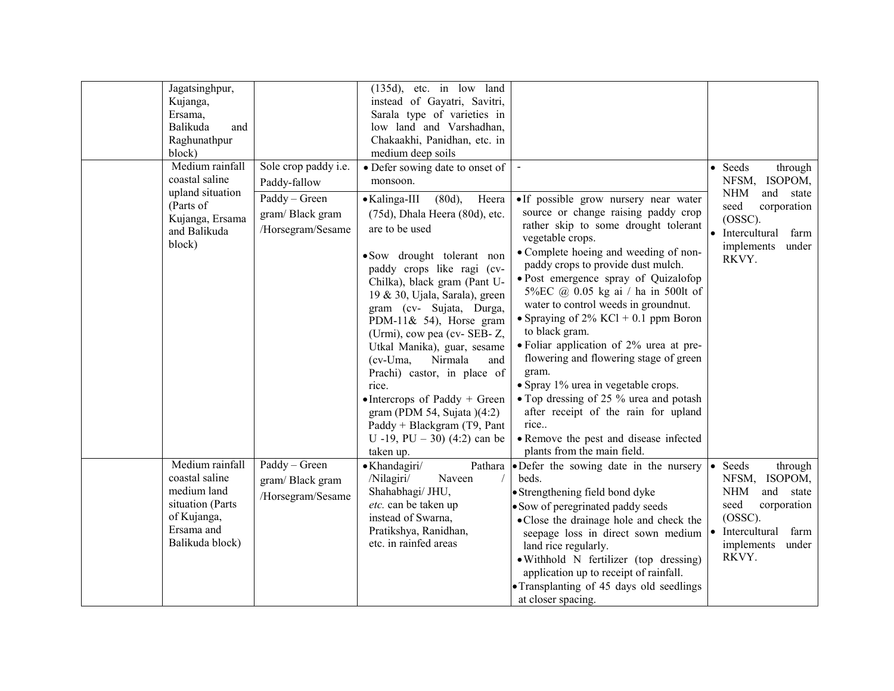| | | | | | |
|---|---|---|---|---|---|
| | Jagatsinghpur, Kujanga, Ersama, Balikuda and Raghunathpur block) | | (135d), etc. in low land instead of Gayatri, Savitri, Sarala type of varieties in low land and Varshadhan, Chakaakhi, Panidhan, etc. in medium deep soils | | |
| | Medium rainfall coastal saline upland situation (Parts of Kujanga, Ersama and Balikuda block) | Sole crop paddy i.e. Paddy-fallow | • Defer sowing date to onset of monsoon. | - | • Seeds through NFSM, ISOPOM, NHM and state seed corporation (OSSC).<br>• Intercultural farm implements under RKVY. |
| | | Paddy – Green gram/ Black gram /Horsegram/Sesame | • Kalinga-III (80d), Heera (75d), Dhala Heera (80d), etc. are to be used<br>• Sow drought tolerant non paddy crops like ragi (cv- Chilka), black gram (Pant U-19 & 30, Ujala, Sarala), green gram (cv- Sujata, Durga, PDM-11& 54), Horse gram (Urmi), cow pea (cv- SEB- Z, Utkal Manika), guar, sesame (cv-Uma, Nirmala and Prachi) castor, in place of rice.<br>• Intercrops of Paddy + Green gram (PDM 54, Sujata )(4:2) Paddy + Blackgram (T9, Pant U -19, PU – 30) (4:2) can be taken up. | • If possible grow nursery near water source or change raising paddy crop rather skip to some drought tolerant vegetable crops.<br>• Complete hoeing and weeding of non-paddy crops to provide dust mulch.<br>• Post emergence spray of Quizalofop 5%EC @ 0.05 kg ai / ha in 500lt of water to control weeds in groundnut.<br>• Spraying of 2% KCl + 0.1 ppm Boron to black gram.<br>• Foliar application of 2% urea at pre-flowering and flowering stage of green gram.<br>• Spray 1% urea in vegetable crops.<br>• Top dressing of 25 % urea and potash after receipt of the rain for upland rice..<br>• Remove the pest and disease infected plants from the main field. | |
| | Medium rainfall coastal saline medium land situation (Parts of Kujanga, Ersama and Balikuda block) | Paddy – Green gram/ Black gram /Horsegram/Sesame | • Khandagiri/ Pathara /Nilagiri/ Naveen / Shahabhagi/ JHU, *etc.* can be taken up instead of Swarna, Pratikshya, Ranidhan, etc. in rainfed areas | • Defer the sowing date in the nursery beds.<br>• Strengthening field bond dyke<br>• Sow of peregrinated paddy seeds<br>• Close the drainage hole and check the seepage loss in direct sown medium land rice regularly.<br>• Withhold N fertilizer (top dressing) application up to receipt of rainfall.<br>• Transplanting of 45 days old seedlings at closer spacing. | • Seeds through NFSM, ISOPOM, NHM and state seed corporation (OSSC).<br>• Intercultural farm implements under RKVY. |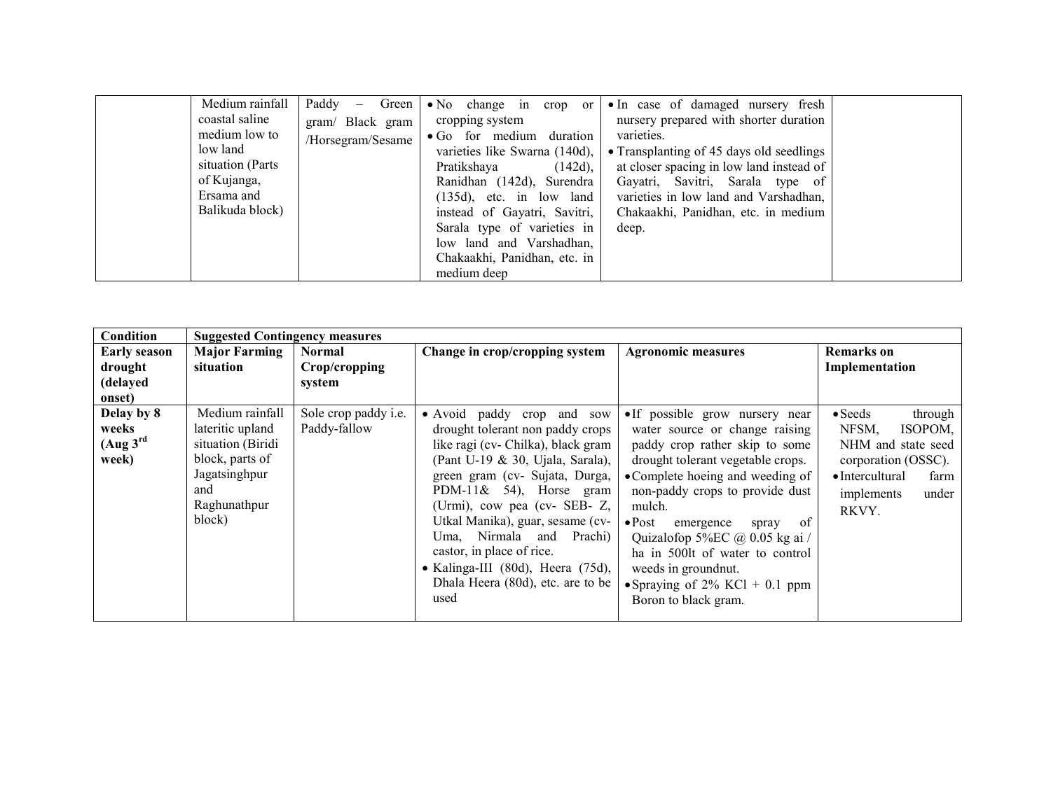|  | Medium rainfall coastal saline medium low to low land situation (Parts of Kujanga, Ersama and Balikuda block) | Paddy – Green gram/ Black gram /Horsegram/Sesame | • No change in crop or cropping system<br>• Go for medium duration varieties like Swarna (140d), Pratikshaya (142d), Ranidhan (142d), Surendra (135d), etc. in low land instead of Gayatri, Savitri, Sarala type of varieties in low land and Varshadhan, Chakaakhi, Panidhan, etc. in medium deep | • In case of damaged nursery fresh nursery prepared with shorter duration varieties.<br>• Transplanting of 45 days old seedlings at closer spacing in low land instead of Gayatri, Savitri, Sarala type of varieties in low land and Varshadhan, Chakaakhi, Panidhan, etc. in medium deep. |  |
|---|---|---|---|---|---|

| Condition | Suggested Contingency measures | | | | |
|---|---|---|---|---|---|
| **Early season drought (delayed onset)** | **Major Farming situation** | **Normal Crop/cropping system** | **Change in crop/cropping system** | **Agronomic measures** | **Remarks on Implementation** |
| **Delay by 8 weeks (Aug 3rd week)** | Medium rainfall lateritic upland situation (Biridi block, parts of Jagatsinghpur and Raghunathpur block) | Sole crop paddy i.e. Paddy-fallow | • Avoid paddy crop and sow drought tolerant non paddy crops like ragi (cv- Chilka), black gram (Pant U-19 & 30, Ujala, Sarala), green gram (cv- Sujata, Durga, PDM-11& 54), Horse gram (Urmi), cow pea (cv- SEB- Z, Utkal Manika), guar, sesame (cv- Uma, Nirmala and Prachi) castor, in place of rice.<br>• Kalinga-III (80d), Heera (75d), Dhala Heera (80d), etc. are to be used | • If possible grow nursery near water source or change raising paddy crop rather skip to some drought tolerant vegetable crops.<br>• Complete hoeing and weeding of non-paddy crops to provide dust mulch.<br>• Post emergence spray of Quizalofop 5%EC @ 0.05 kg ai / ha in 500lt of water to control weeds in groundnut.<br>• Spraying of 2% KCl + 0.1 ppm Boron to black gram. | • Seeds through NFSM, ISOPOM, NHM and state seed corporation (OSSC).<br>• Intercultural farm implements under RKVY. |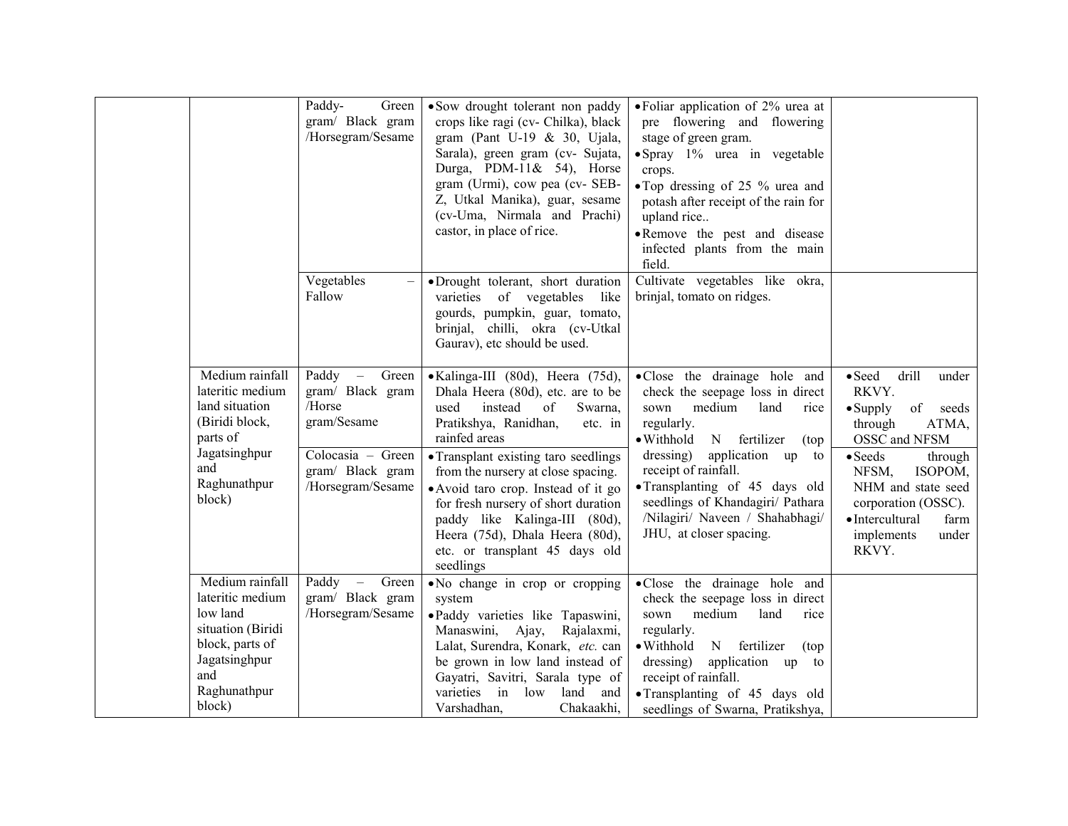| | | | | | |
|---|---|---|---|---|---|
| | | Paddy- Green gram/ Black gram /Horsegram/Sesame | • Sow drought tolerant non paddy crops like ragi (cv- Chilka), black gram (Pant U-19 & 30, Ujala, Sarala), green gram (cv- Sujata, Durga, PDM-11& 54), Horse gram (Urmi), cow pea (cv- SEB-Z, Utkal Manika), guar, sesame (cv-Uma, Nirmala and Prachi) castor, in place of rice. | • Foliar application of 2% urea at pre flowering and flowering stage of green gram.<br>• Spray 1% urea in vegetable crops.<br>• Top dressing of 25 % urea and potash after receipt of the rain for upland rice..<br>• Remove the pest and disease infected plants from the main field. | |
| | | Vegetables – Fallow | • Drought tolerant, short duration varieties of vegetables like gourds, pumpkin, guar, tomato, brinjal, chilli, okra (cv-Utkal Gaurav), etc should be used. | Cultivate vegetables like okra, brinjal, tomato on ridges. | |
| | Medium rainfall lateritic medium land situation (Biridi block, parts of Jagatsinghpur and Raghunathpur block) | Paddy – Green gram/ Black gram /Horse gram/Sesame | • Kalinga-III (80d), Heera (75d), Dhala Heera (80d), etc. are to be used instead of Swarna, Pratikshya, Ranidhan, etc. in rainfed areas | • Close the drainage hole and check the seepage loss in direct sown medium land rice regularly.<br>• Withhold N fertilizer (top dressing) application up to receipt of rainfall.<br>• Transplanting of 45 days old seedlings of Khandagiri/ Pathara /Nilagiri/ Naveen / Shahabhagi/ JHU, at closer spacing. | • Seed drill under RKVY.<br>• Supply of seeds through ATMA, OSSC and NFSM |
| | | Colocasia – Green gram/ Black gram /Horsegram/Sesame | • Transplant existing taro seedlings from the nursery at close spacing.<br>• Avoid taro crop. Instead of it go for fresh nursery of short duration paddy like Kalinga-III (80d), Heera (75d), Dhala Heera (80d), etc. or transplant 45 days old seedlings | | • Seeds through NFSM, ISOPOM, NHM and state seed corporation (OSSC).<br>• Intercultural farm implements under RKVY. |
| | Medium rainfall lateritic medium low land situation (Biridi block, parts of Jagatsinghpur and Raghunathpur block) | Paddy – Green gram/ Black gram /Horsegram/Sesame | • No change in crop or cropping system<br>• Paddy varieties like Tapaswini, Manaswini, Ajay, Rajalaxmi, Lalat, Surendra, Konark, *etc.* can be grown in low land instead of Gayatri, Savitri, Sarala type of varieties in low land and Varshadhan, Chakaakhi, | • Close the drainage hole and check the seepage loss in direct sown medium land rice regularly.<br>• Withhold N fertilizer (top dressing) application up to receipt of rainfall.<br>• Transplanting of 45 days old seedlings of Swarna, Pratikshya, | |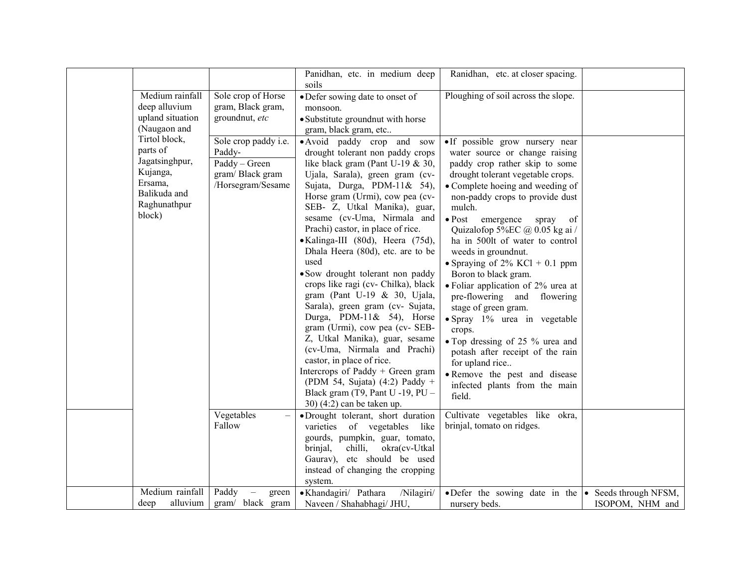| | | | | | |
|---|---|---|---|---|---|
| | | | Panidhan, etc. in medium deep soils | Ranidhan, etc. at closer spacing. | |
| | Medium rainfall deep alluvium upland situation (Naugaon and Tirtol block, parts of Jagatsinghpur, Kujanga, Ersama, Balikuda and Raghunathpur block) | Sole crop of Horse gram, Black gram, groundnut, *etc* | • Defer sowing date to onset of monsoon.<br>• Substitute groundnut with horse gram, black gram, etc.. | Ploughing of soil across the slope. | |
| | | Sole crop paddy i.e. Paddy-<br>Paddy – Green gram/ Black gram /Horsegram/Sesame | • Avoid paddy crop and sow drought tolerant non paddy crops like black gram (Pant U-19 & 30, Ujala, Sarala), green gram (cv- Sujata, Durga, PDM-11& 54), Horse gram (Urmi), cow pea (cv- SEB- Z, Utkal Manika), guar, sesame (cv-Uma, Nirmala and Prachi) castor, in place of rice.<br>• Kalinga-III (80d), Heera (75d), Dhala Heera (80d), etc. are to be used<br>• Sow drought tolerant non paddy crops like ragi (cv- Chilka), black gram (Pant U-19 & 30, Ujala, Sarala), green gram (cv- Sujata, Durga, PDM-11& 54), Horse gram (Urmi), cow pea (cv- SEB-Z, Utkal Manika), guar, sesame (cv-Uma, Nirmala and Prachi) castor, in place of rice.<br>Intercrops of Paddy + Green gram (PDM 54, Sujata) (4:2) Paddy + Black gram (T9, Pant U -19, PU – 30) (4:2) can be taken up. | • If possible grow nursery near water source or change raising paddy crop rather skip to some drought tolerant vegetable crops.<br>• Complete hoeing and weeding of non-paddy crops to provide dust mulch.<br>• Post emergence spray of Quizalofop 5%EC @ 0.05 kg ai / ha in 500lt of water to control weeds in groundnut.<br>• Spraying of 2% KCl + 0.1 ppm Boron to black gram.<br>• Foliar application of 2% urea at pre-flowering and flowering stage of green gram.<br>• Spray 1% urea in vegetable crops.<br>• Top dressing of 25 % urea and potash after receipt of the rain for upland rice..<br>• Remove the pest and disease infected plants from the main field. | |
| | | Vegetables – Fallow | • Drought tolerant, short duration varieties of vegetables like gourds, pumpkin, guar, tomato, brinjal, chilli, okra(cv-Utkal Gaurav), etc should be used instead of changing the cropping system. | Cultivate vegetables like okra, brinjal, tomato on ridges. | |
| | Medium rainfall deep alluvium | Paddy – green gram/ black gram | • Khandagiri/ Pathara /Nilagiri/ Naveen / Shahabhagi/ JHU, | • Defer the sowing date in the nursery beds. | • Seeds through NFSM, ISOPOM, NHM and |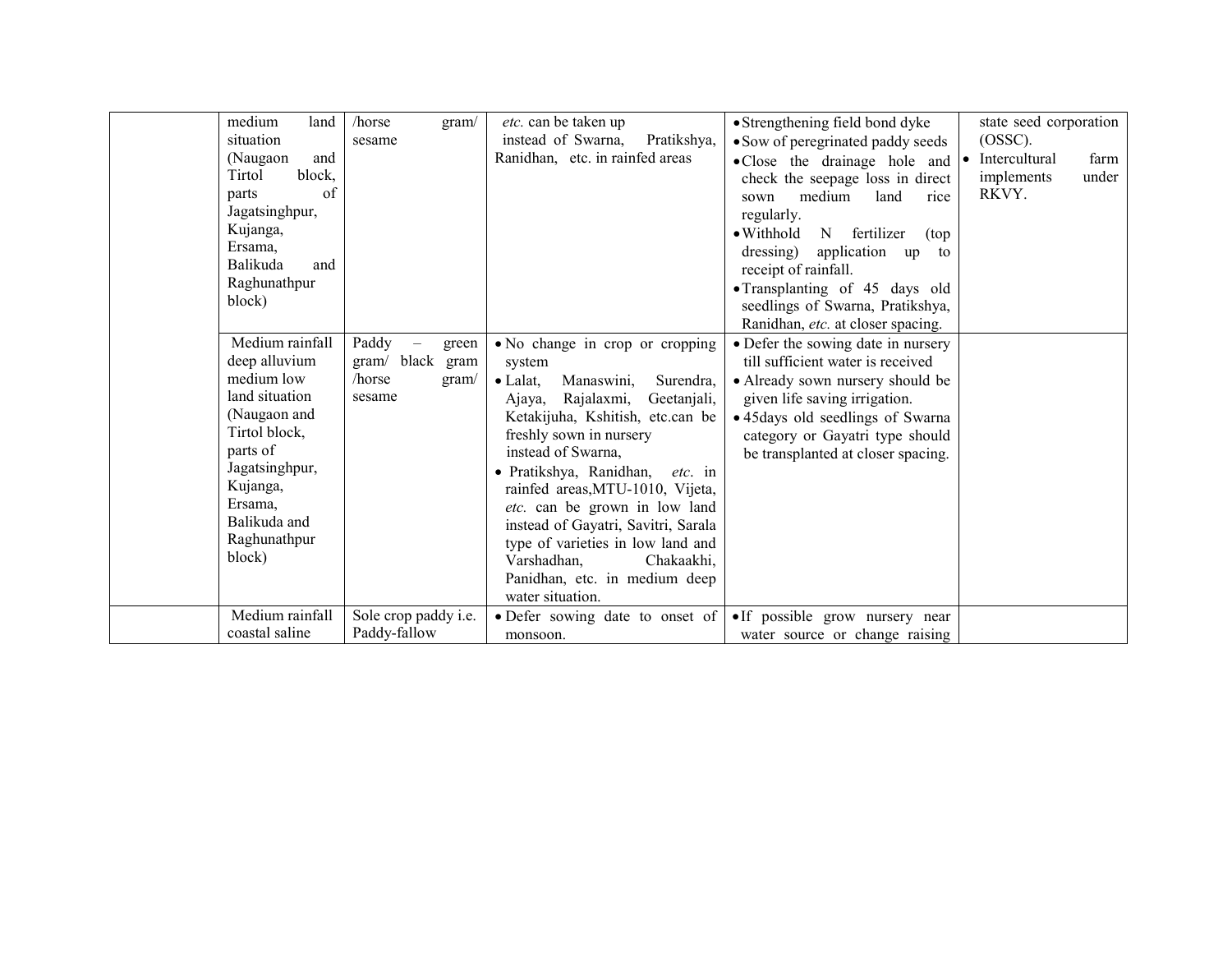| | | | | | |
|---|---|---|---|---|---|
| | medium land situation (Naugaon and Tirtol block, parts of Jagatsinghpur, Kujanga, Ersama, Balikuda and Raghunathpur block) | /horse gram/ sesame | *etc.* can be taken up instead of Swarna, Pratikshya, Ranidhan, etc. in rainfed areas | • Strengthening field bond dyke<br>• Sow of peregrinated paddy seeds<br>• Close the drainage hole and check the seepage loss in direct sown medium land rice regularly.<br>• Withhold N fertilizer (top dressing) application up to receipt of rainfall.<br>• Transplanting of 45 days old seedlings of Swarna, Pratikshya, Ranidhan, *etc.* at closer spacing. | state seed corporation (OSSC).<br>• Intercultural farm implements under RKVY. |
| | Medium rainfall deep alluvium medium low land situation (Naugaon and Tirtol block, parts of Jagatsinghpur, Kujanga, Ersama, Balikuda and Raghunathpur block) | Paddy – green gram/ black gram /horse gram/ sesame | • No change in crop or cropping system<br>• Lalat, Manaswini, Surendra, Ajaya, Rajalaxmi, Geetanjali, Ketakijuha, Kshitish, etc.can be freshly sown in nursery instead of Swarna,<br>• Pratikshya, Ranidhan, *etc.* in rainfed areas,MTU-1010, Vijeta, *etc.* can be grown in low land instead of Gayatri, Savitri, Sarala type of varieties in low land and Varshadhan, Chakaakhi, Panidhan, etc. in medium deep water situation. | • Defer the sowing date in nursery till sufficient water is received<br>• Already sown nursery should be given life saving irrigation.<br>• 45days old seedlings of Swarna category or Gayatri type should be transplanted at closer spacing. | |
| | Medium rainfall coastal saline | Sole crop paddy i.e. Paddy-fallow | • Defer sowing date to onset of monsoon. | • If possible grow nursery near water source or change raising | |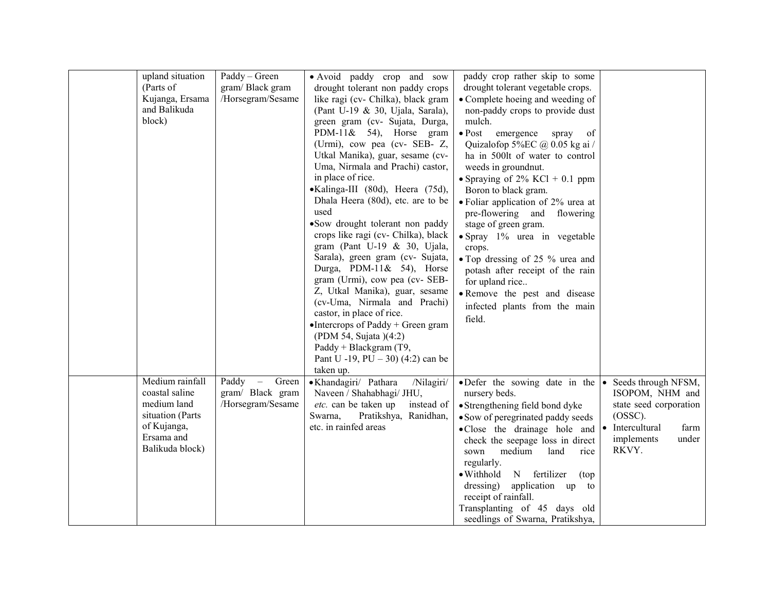| | | | | | |
|---|---|---|---|---|---|
| | upland situation (Parts of Kujanga, Ersama and Balikuda block) | Paddy – Green gram/ Black gram /Horsegram/Sesame | • Avoid paddy crop and sow drought tolerant non paddy crops like ragi (cv- Chilka), black gram (Pant U-19 & 30, Ujala, Sarala), green gram (cv- Sujata, Durga, PDM-11& 54), Horse gram (Urmi), cow pea (cv- SEB- Z, Utkal Manika), guar, sesame (cv- Uma, Nirmala and Prachi) castor, in place of rice.<br>• Kalinga-III (80d), Heera (75d), Dhala Heera (80d), etc. are to be used<br>• Sow drought tolerant non paddy crops like ragi (cv- Chilka), black gram (Pant U-19 & 30, Ujala, Sarala), green gram (cv- Sujata, Durga, PDM-11& 54), Horse gram (Urmi), cow pea (cv- SEB- Z, Utkal Manika), guar, sesame (cv-Uma, Nirmala and Prachi) castor, in place of rice.<br>• Intercrops of Paddy + Green gram (PDM 54, Sujata )(4:2) Paddy + Blackgram (T9, Pant U -19, PU – 30) (4:2) can be taken up. | paddy crop rather skip to some drought tolerant vegetable crops.<br>• Complete hoeing and weeding of non-paddy crops to provide dust mulch.<br>• Post emergence spray of Quizalofop 5%EC @ 0.05 kg ai / ha in 500lt of water to control weeds in groundnut.<br>• Spraying of 2% KCl + 0.1 ppm Boron to black gram.<br>• Foliar application of 2% urea at pre-flowering and flowering stage of green gram.<br>• Spray 1% urea in vegetable crops.<br>• Top dressing of 25 % urea and potash after receipt of the rain for upland rice..<br>• Remove the pest and disease infected plants from the main field. | |
| | Medium rainfall coastal saline medium land situation (Parts of Kujanga, Ersama and Balikuda block) | Paddy – Green gram/ Black gram /Horsegram/Sesame | • Khandagiri/ Pathara /Nilagiri/ Naveen / Shahabhagi/ JHU, *etc.* can be taken up instead of Swarna, Pratikshya, Ranidhan, etc. in rainfed areas | • Defer the sowing date in the nursery beds.<br>• Strengthening field bond dyke<br>• Sow of peregrinated paddy seeds<br>• Close the drainage hole and check the seepage loss in direct sown medium land rice regularly.<br>• Withhold N fertilizer (top dressing) application up to receipt of rainfall.<br>Transplanting of 45 days old seedlings of Swarna, Pratikshya, | • Seeds through NFSM, ISOPOM, NHM and state seed corporation (OSSC).<br>• Intercultural farm implements under RKVY. |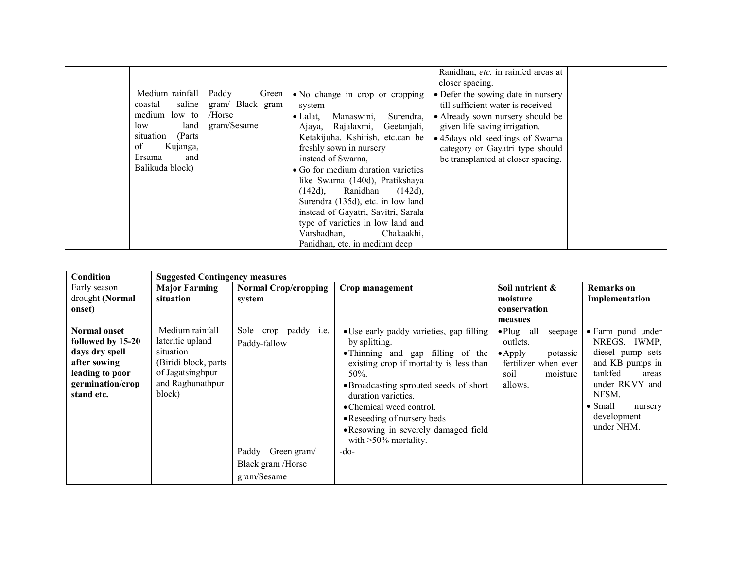| | | | | | |
|---|---|---|---|---|---|
| | | | | Ranidhan, *etc.* in rainfed areas at closer spacing. | |
| | Medium rainfall coastal saline medium low to low land situation (Parts of Kujanga, Ersama and Balikuda block) | Paddy – Green gram/ Black gram /Horse gram/Sesame | • No change in crop or cropping system<br>• Lalat, Manaswini, Surendra, Ajaya, Rajalaxmi, Geetanjali, Ketakijuha, Kshitish, etc.can be freshly sown in nursery instead of Swarna,<br>• Go for medium duration varieties like Swarna (140d), Pratikshaya (142d), Ranidhan (142d), Surendra (135d), etc. in low land instead of Gayatri, Savitri, Sarala type of varieties in low land and Varshadhan, Chakaakhi, Panidhan, etc. in medium deep | • Defer the sowing date in nursery till sufficient water is received<br>• Already sown nursery should be given life saving irrigation.<br>• 45days old seedlings of Swarna category or Gayatri type should be transplanted at closer spacing. | |

| **Condition** | **Suggested Contingency measures** | | | | |
|---|---|---|---|---|---|
| Early season drought **(Normal onset)** | **Major Farming situation** | **Normal Crop/cropping system** | **Crop management** | **Soil nutrient & moisture conservation measues** | **Remarks on Implementation** |
| **Normal onset followed by 15-20 days dry spell after sowing leading to poor germination/crop stand etc.** | Medium rainfall lateritic upland situation (Biridi block, parts of Jagatsinghpur and Raghunathpur block) | Sole crop paddy i.e. Paddy-fallow | • Use early paddy varieties, gap filling by splitting.<br>• Thinning and gap filling of the existing crop if mortality is less than 50%.<br>• Broadcasting sprouted seeds of short duration varieties.<br>• Chemical weed control.<br>• Reseeding of nursery beds<br>• Resowing in severely damaged field with >50% mortality. | • Plug all seepage outlets.<br>• Apply potassic fertilizer when ever soil moisture allows. | • Farm pond under NREGS, IWMP, diesel pump sets and KB pumps in tankfed areas under RKVY and NFSM.<br>• Small nursery development under NHM. |
| | | Paddy – Green gram/ Black gram /Horse gram/Sesame | -do- | | |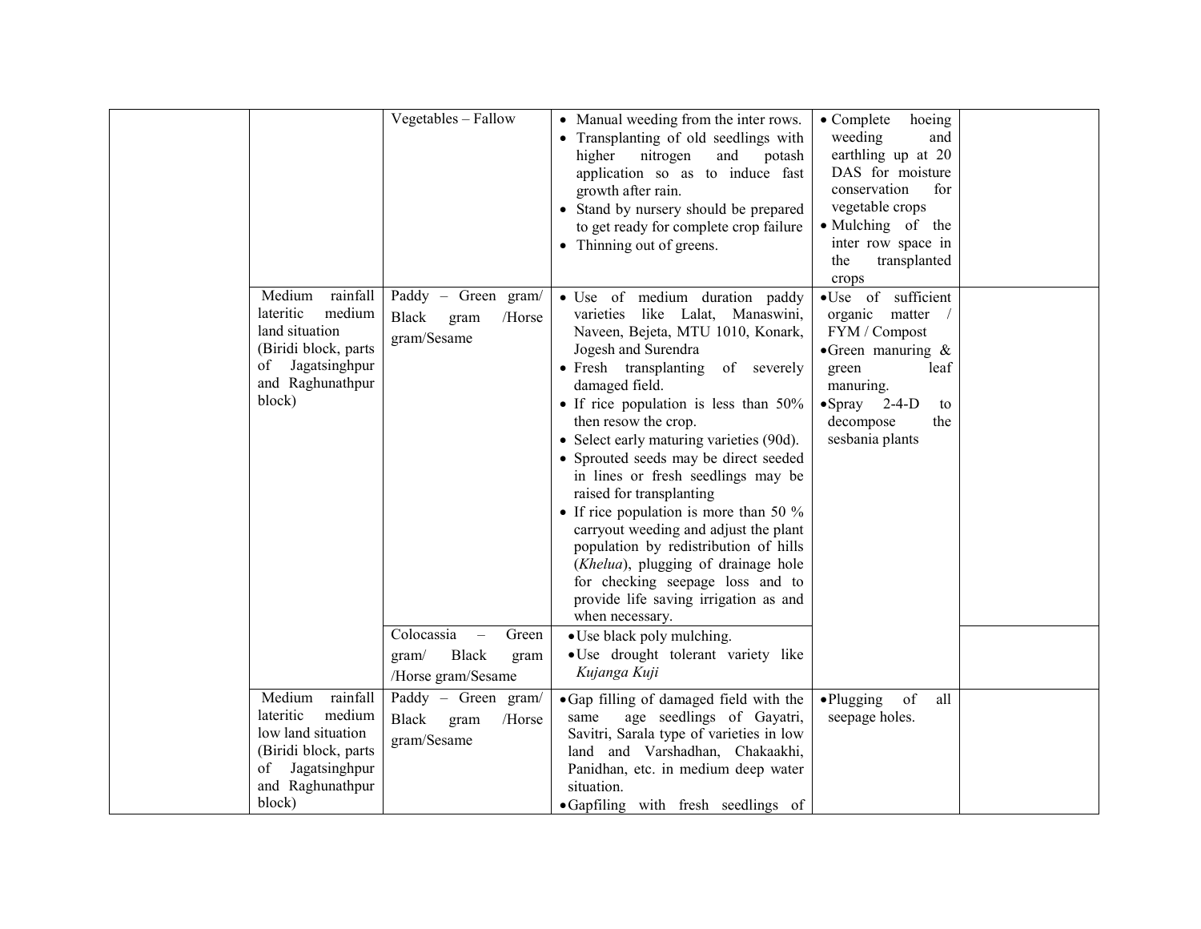| | | | | | |
|---|---|---|---|---|---|
| | | Vegetables – Fallow | • Manual weeding from the inter rows.<br>• Transplanting of old seedlings with higher nitrogen and potash application so as to induce fast growth after rain.<br>• Stand by nursery should be prepared to get ready for complete crop failure<br>• Thinning out of greens. | • Complete hoeing weeding and earthling up at 20 DAS for moisture conservation for vegetable crops<br>• Mulching of the inter row space in the transplanted crops | |
| | Medium rainfall lateritic medium land situation (Biridi block, parts of Jagatsinghpur and Raghunathpur block) | Paddy – Green gram/ Black gram /Horse gram/Sesame | • Use of medium duration paddy varieties like Lalat, Manaswini, Naveen, Bejeta, MTU 1010, Konark, Jogesh and Surendra<br>• Fresh transplanting of severely damaged field.<br>• If rice population is less than 50% then resow the crop.<br>• Select early maturing varieties (90d).<br>• Sprouted seeds may be direct seeded in lines or fresh seedlings may be raised for transplanting<br>• If rice population is more than 50 % carryout weeding and adjust the plant population by redistribution of hills (*Khelua*), plugging of drainage hole for checking seepage loss and to provide life saving irrigation as and when necessary. | • Use of sufficient organic matter / FYM / Compost<br>• Green manuring & green leaf manuring.<br>• Spray 2-4-D to decompose the sesbania plants | |
| | | Colocassia – Green gram/ Black gram /Horse gram/Sesame | • Use black poly mulching.<br>• Use drought tolerant variety like *Kujanga Kuji* | | |
| | Medium rainfall lateritic medium low land situation (Biridi block, parts of Jagatsinghpur and Raghunathpur block) | Paddy – Green gram/ Black gram /Horse gram/Sesame | • Gap filling of damaged field with the same age seedlings of Gayatri, Savitri, Sarala type of varieties in low land and Varshadhan, Chakaakhi, Panidhan, etc. in medium deep water situation.<br>• Gapfiling with fresh seedlings of | • Plugging of all seepage holes. | |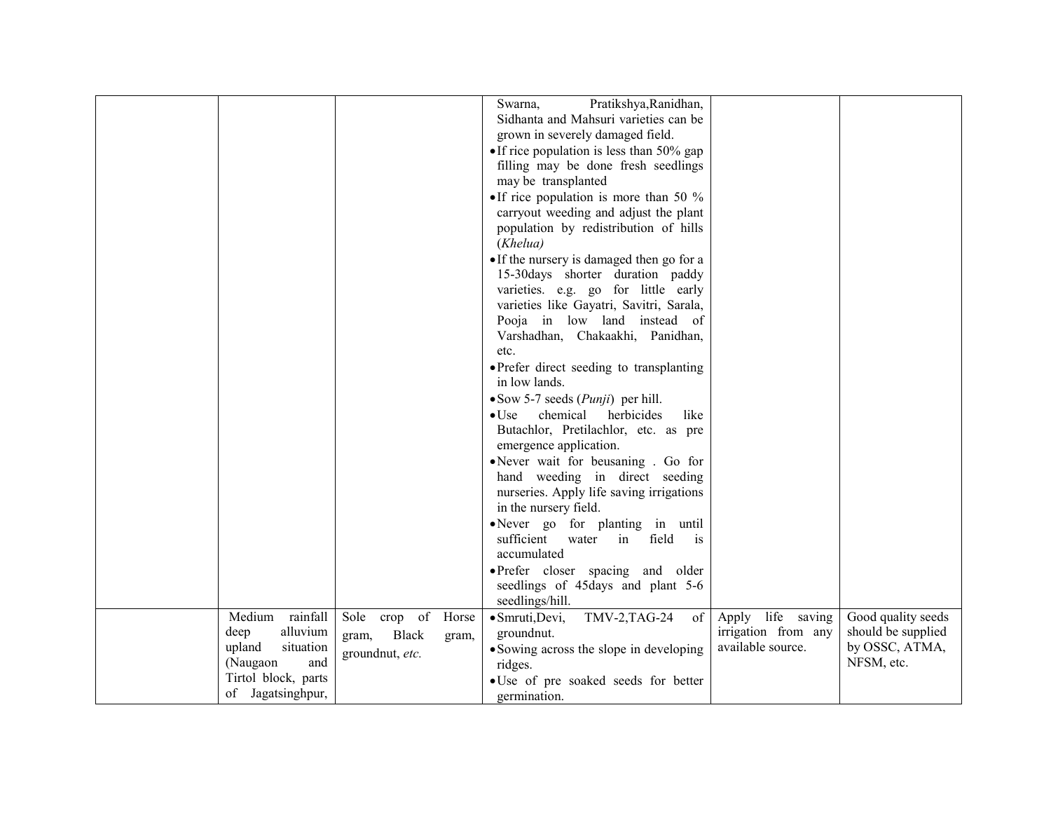| | | | | | |
|---|---|---|---|---|---|
| | | | Swarna, Pratikshya,Ranidhan, Sidhanta and Mahsuri varieties can be grown in severely damaged field.<br>• If rice population is less than 50% gap filling may be done fresh seedlings may be transplanted<br>• If rice population is more than 50 % carryout weeding and adjust the plant population by redistribution of hills (*Khelua)*<br>• If the nursery is damaged then go for a 15-30days shorter duration paddy varieties. e.g. go for little early varieties like Gayatri, Savitri, Sarala, Pooja in low land instead of Varshadhan, Chakaakhi, Panidhan, etc.<br>• Prefer direct seeding to transplanting in low lands.<br>• Sow 5-7 seeds (*Punji*) per hill.<br>• Use chemical herbicides like Butachlor, Pretilachlor, etc. as pre emergence application.<br>• Never wait for beusaning . Go for hand weeding in direct seeding nurseries. Apply life saving irrigations in the nursery field.<br>• Never go for planting in until sufficient water in field is accumulated<br>• Prefer closer spacing and older seedlings of 45days and plant 5-6 seedlings/hill. | | |
| | Medium rainfall deep alluvium upland situation (Naugaon and Tirtol block, parts of Jagatsinghpur, | Sole crop of Horse gram, Black gram, groundnut, *etc.* | • Smruti,Devi, TMV-2,TAG-24 of groundnut.<br>• Sowing across the slope in developing ridges.<br>• Use of pre soaked seeds for better germination. | Apply life saving irrigation from any available source. | Good quality seeds should be supplied by OSSC, ATMA, NFSM, etc. |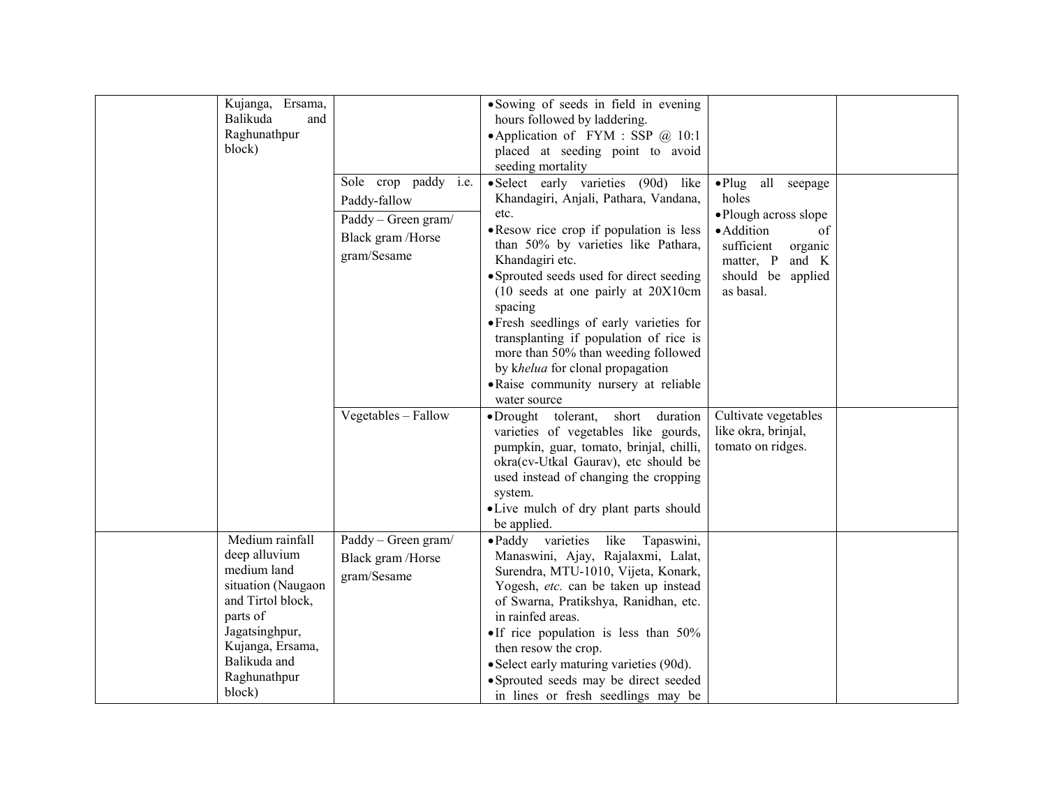| | | | | | |
|---|---|---|---|---|---|
| | Kujanga, Ersama, Balikuda and Raghunathpur block) | | • Sowing of seeds in field in evening hours followed by laddering.<br>• Application of FYM : SSP @ 10:1 placed at seeding point to avoid seeding mortality | | |
| | | Sole crop paddy i.e. Paddy-fallow<br>Paddy – Green gram/ Black gram /Horse gram/Sesame | • Select early varieties (90d) like Khandagiri, Anjali, Pathara, Vandana, etc.<br>• Resow rice crop if population is less than 50% by varieties like Pathara, Khandagiri etc.<br>• Sprouted seeds used for direct seeding (10 seeds at one pairly at 20X10cm spacing<br>• Fresh seedlings of early varieties for transplanting if population of rice is more than 50% than weeding followed by k*helua* for clonal propagation<br>• Raise community nursery at reliable water source | • Plug all seepage holes<br>• Plough across slope<br>• Addition of sufficient organic matter, P and K should be applied as basal. | |
| | | Vegetables – Fallow | • Drought tolerant, short duration varieties of vegetables like gourds, pumpkin, guar, tomato, brinjal, chilli, okra(cv-Utkal Gaurav), etc should be used instead of changing the cropping system.<br>• Live mulch of dry plant parts should be applied. | Cultivate vegetables like okra, brinjal, tomato on ridges. | |
| | Medium rainfall deep alluvium medium land situation (Naugaon and Tirtol block, parts of Jagatsinghpur, Kujanga, Ersama, Balikuda and Raghunathpur block) | Paddy – Green gram/ Black gram /Horse gram/Sesame | • Paddy varieties like Tapaswini, Manaswini, Ajay, Rajalaxmi, Lalat, Surendra, MTU-1010, Vijeta, Konark, Yogesh, *etc.* can be taken up instead of Swarna, Pratikshya, Ranidhan, etc. in rainfed areas.<br>• If rice population is less than 50% then resow the crop.<br>• Select early maturing varieties (90d).<br>• Sprouted seeds may be direct seeded in lines or fresh seedlings may be | | |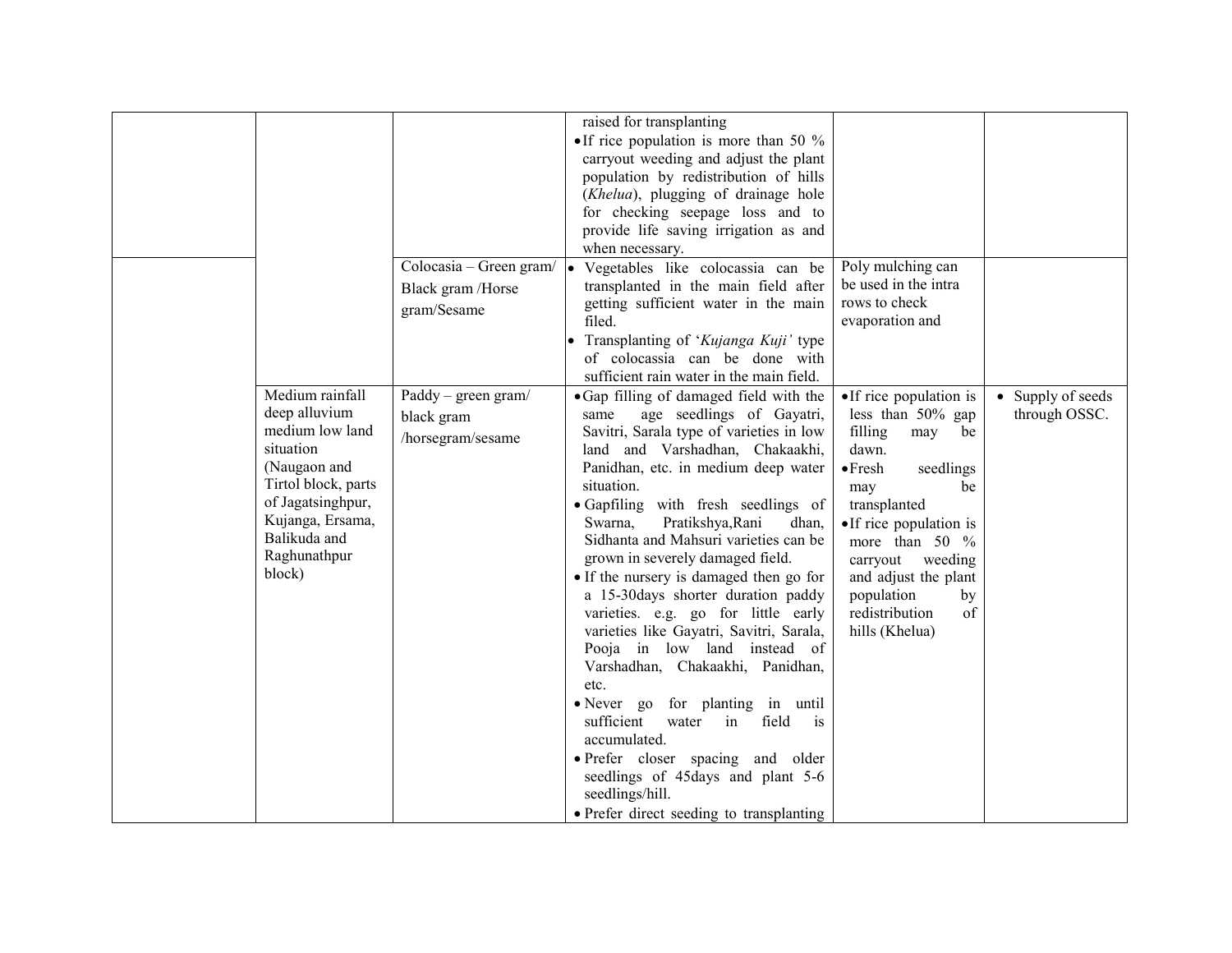| | | | | | |
|---|---|---|---|---|---|
| | | | raised for transplanting<br>• If rice population is more than 50 % carryout weeding and adjust the plant population by redistribution of hills (*Khelua*), plugging of drainage hole for checking seepage loss and to provide life saving irrigation as and when necessary. | | |
| | | Colocasia – Green gram/ Black gram /Horse gram/Sesame | • Vegetables like colocassia can be transplanted in the main field after getting sufficient water in the main filed.<br>• Transplanting of '*Kujanga Kuji'* type of colocassia can be done with sufficient rain water in the main field. | Poly mulching can be used in the intra rows to check evaporation and | |
| | Medium rainfall deep alluvium medium low land situation (Naugaon and Tirtol block, parts of Jagatsinghpur, Kujanga, Ersama, Balikuda and Raghunathpur block) | Paddy – green gram/ black gram /horsegram/sesame | • Gap filling of damaged field with the same age seedlings of Gayatri, Savitri, Sarala type of varieties in low land and Varshadhan, Chakaakhi, Panidhan, etc. in medium deep water situation.<br>• Gapfiling with fresh seedlings of Swarna, Pratikshya,Rani dhan, Sidhanta and Mahsuri varieties can be grown in severely damaged field.<br>• If the nursery is damaged then go for a 15-30days shorter duration paddy varieties. e.g. go for little early varieties like Gayatri, Savitri, Sarala, Pooja in low land instead of Varshadhan, Chakaakhi, Panidhan, etc.<br>• Never go for planting in until sufficient water in field is accumulated.<br>• Prefer closer spacing and older seedlings of 45days and plant 5-6 seedlings/hill.<br>• Prefer direct seeding to transplanting | • If rice population is less than 50% gap filling may be dawn.<br>• Fresh seedlings may be transplanted<br>• If rice population is more than 50 % carryout weeding and adjust the plant population by redistribution of hills (Khelua) | • Supply of seeds through OSSC. |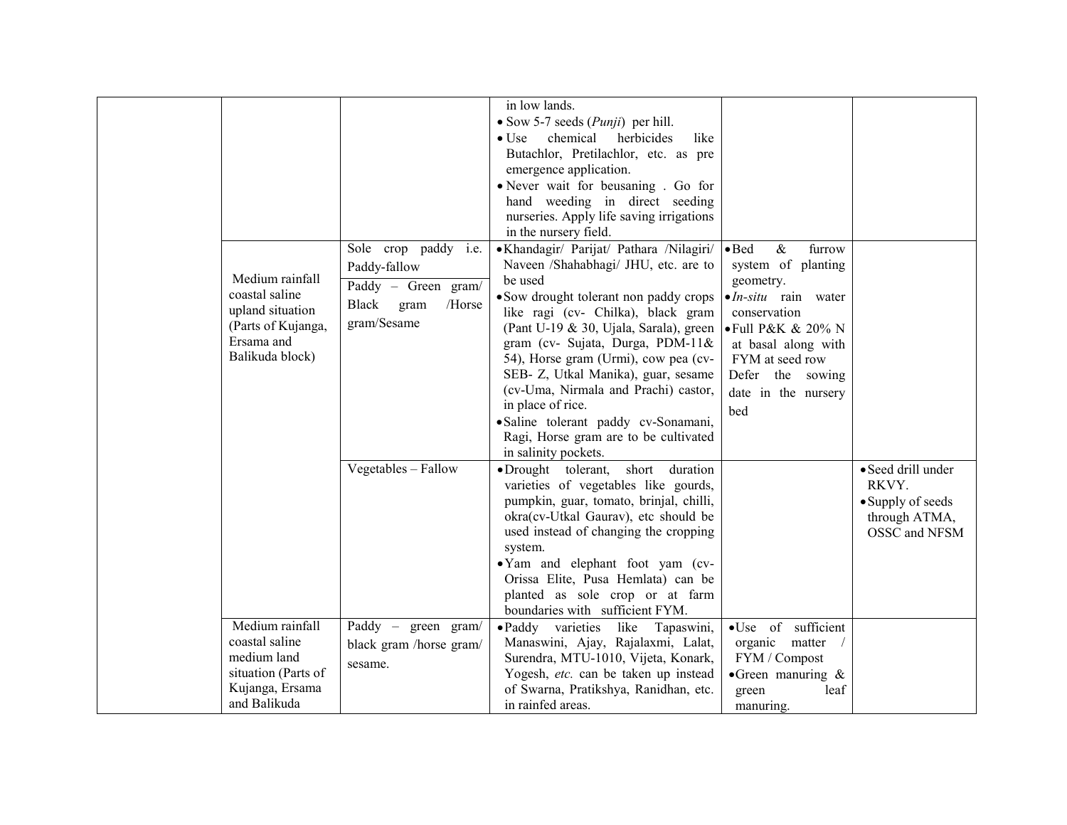| | | | | | |
|---|---|---|---|---|---|
| | | | in low lands. • Sow 5-7 seeds (*Punji*) per hill. • Use chemical herbicides like Butachlor, Pretilachlor, etc. as pre emergence application. • Never wait for beusaning . Go for hand weeding in direct seeding nurseries. Apply life saving irrigations in the nursery field. | | |
| | Medium rainfall coastal saline upland situation (Parts of Kujanga, Ersama and Balikuda block) | Sole crop paddy i.e. Paddy-fallow<br>Paddy – Green gram/ Black gram /Horse gram/Sesame | • Khandagir/ Parijat/ Pathara /Nilagiri/ Naveen /Shahabhagi/ JHU, etc. are to be used • Sow drought tolerant non paddy crops like ragi (cv- Chilka), black gram (Pant U-19 & 30, Ujala, Sarala), green gram (cv- Sujata, Durga, PDM-11& 54), Horse gram (Urmi), cow pea (cv-SEB- Z, Utkal Manika), guar, sesame (cv-Uma, Nirmala and Prachi) castor, in place of rice. • Saline tolerant paddy cv-Sonamani, Ragi, Horse gram are to be cultivated in salinity pockets. | • Bed & furrow system of planting geometry. • *In-situ* rain water conservation • Full P&K & 20% N at basal along with FYM at seed row Defer the sowing date in the nursery bed | |
| | | Vegetables – Fallow | • Drought tolerant, short duration varieties of vegetables like gourds, pumpkin, guar, tomato, brinjal, chilli, okra(cv-Utkal Gaurav), etc should be used instead of changing the cropping system. • Yam and elephant foot yam (cv-Orissa Elite, Pusa Hemlata) can be planted as sole crop or at farm boundaries with sufficient FYM. | | • Seed drill under RKVY. • Supply of seeds through ATMA, OSSC and NFSM |
| | Medium rainfall coastal saline medium land situation (Parts of Kujanga, Ersama and Balikuda | Paddy – green gram/ black gram /horse gram/ sesame. | • Paddy varieties like Tapaswini, Manaswini, Ajay, Rajalaxmi, Lalat, Surendra, MTU-1010, Vijeta, Konark, Yogesh, *etc.* can be taken up instead of Swarna, Pratikshya, Ranidhan, etc. in rainfed areas. | • Use of sufficient organic matter / FYM / Compost • Green manuring & green leaf manuring. | |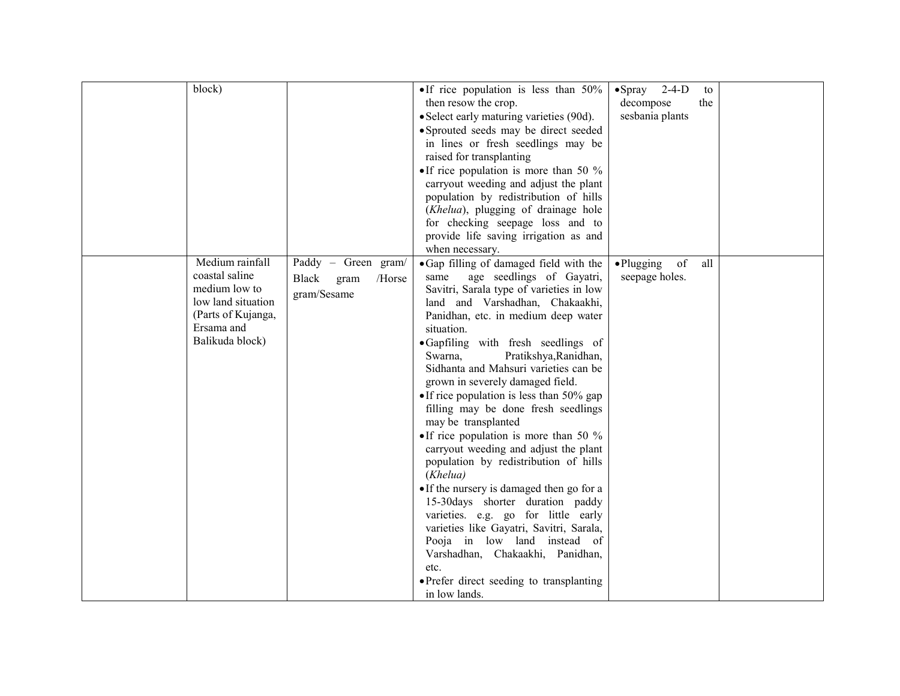| | | | | | |
|---|---|---|---|---|---|
| | block) | | • If rice population is less than 50% then resow the crop.<br>• Select early maturing varieties (90d).<br>• Sprouted seeds may be direct seeded in lines or fresh seedlings may be raised for transplanting<br>• If rice population is more than 50 % carryout weeding and adjust the plant population by redistribution of hills (*Khelua*), plugging of drainage hole for checking seepage loss and to provide life saving irrigation as and when necessary. | • Spray 2-4-D to decompose the sesbania plants | |
| | Medium rainfall coastal saline medium low to low land situation (Parts of Kujanga, Ersama and Balikuda block) | Paddy – Green gram/ Black gram /Horse gram/Sesame | • Gap filling of damaged field with the same age seedlings of Gayatri, Savitri, Sarala type of varieties in low land and Varshadhan, Chakaakhi, Panidhan, etc. in medium deep water situation.<br>• Gapfiling with fresh seedlings of Swarna, Pratikshya,Ranidhan, Sidhanta and Mahsuri varieties can be grown in severely damaged field.<br>• If rice population is less than 50% gap filling may be done fresh seedlings may be transplanted<br>• If rice population is more than 50 % carryout weeding and adjust the plant population by redistribution of hills (*Khelua)*<br>• If the nursery is damaged then go for a 15-30days shorter duration paddy varieties. e.g. go for little early varieties like Gayatri, Savitri, Sarala, Pooja in low land instead of Varshadhan, Chakaakhi, Panidhan, etc.<br>• Prefer direct seeding to transplanting in low lands. | • Plugging of all seepage holes. | |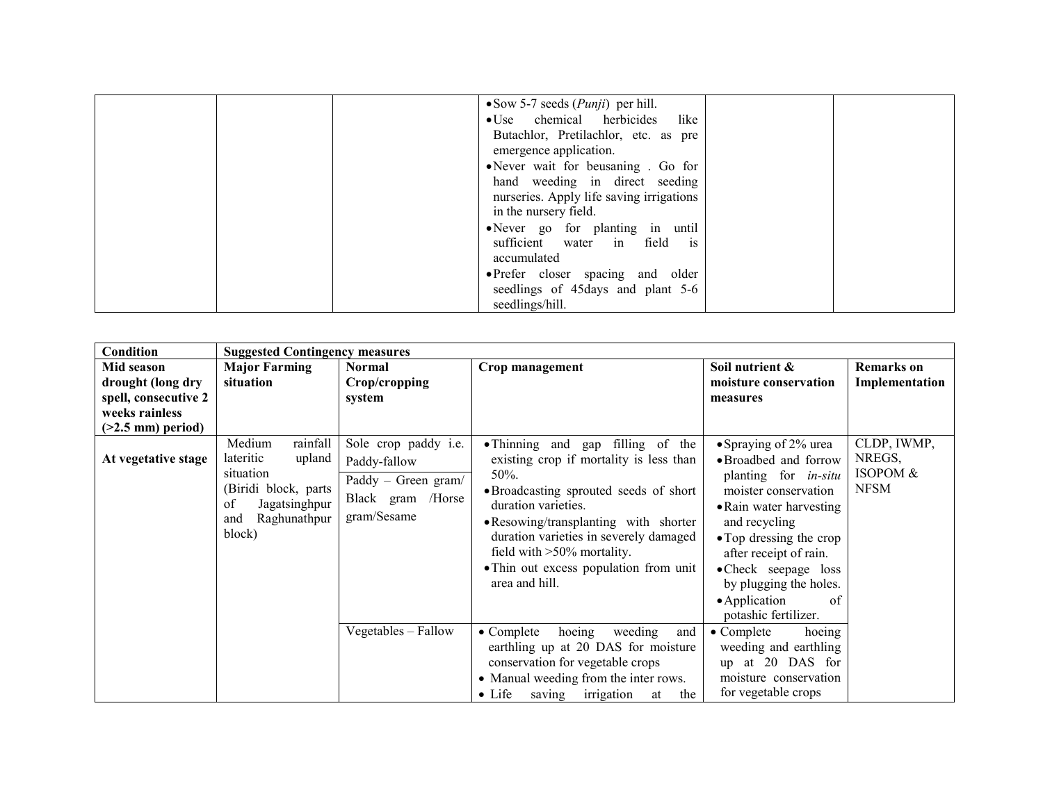| | | | | | |
|---|---|---|---|---|---|
| | | | • Sow 5-7 seeds (*Punji*) per hill.<br>• Use chemical herbicides like Butachlor, Pretilachlor, etc. as pre emergence application.<br>• Never wait for beusaning . Go for hand weeding in direct seeding nurseries. Apply life saving irrigations in the nursery field.<br>• Never go for planting in until sufficient water in field is accumulated<br>• Prefer closer spacing and older seedlings of 45days and plant 5-6 seedlings/hill. | | |

| **Condition** | **Suggested Contingency measures** | | | | |
|---|---|---|---|---|---|
| **Mid season drought (long dry spell, consecutive 2 weeks rainless (>2.5 mm) period)** | **Major Farming situation** | **Normal Crop/cropping system** | **Crop management** | **Soil nutrient & moisture conservation measures** | **Remarks on Implementation** |
| **At vegetative stage** | Medium rainfall lateritic upland situation (Biridi block, parts of Jagatsinghpur and Raghunathpur block) | Sole crop paddy i.e. Paddy-fallow<br>Paddy – Green gram/ Black gram /Horse gram/Sesame | • Thinning and gap filling of the existing crop if mortality is less than 50%.<br>• Broadcasting sprouted seeds of short duration varieties.<br>• Resowing/transplanting with shorter duration varieties in severely damaged field with >50% mortality.<br>• Thin out excess population from unit area and hill. | • Spraying of 2% urea<br>• Broadbed and forrow planting for *in-situ* moister conservation<br>• Rain water harvesting and recycling<br>• Top dressing the crop after receipt of rain.<br>• Check seepage loss by plugging the holes.<br>• Application of potashic fertilizer. | CLDP, IWMP, NREGS, ISOPOM & NFSM |
| | | Vegetables – Fallow | • Complete hoeing weeding and earthling up at 20 DAS for moisture conservation for vegetable crops<br>• Manual weeding from the inter rows.<br>• Life saving irrigation at the | • Complete hoeing weeding and earthling up at 20 DAS for moisture conservation for vegetable crops | |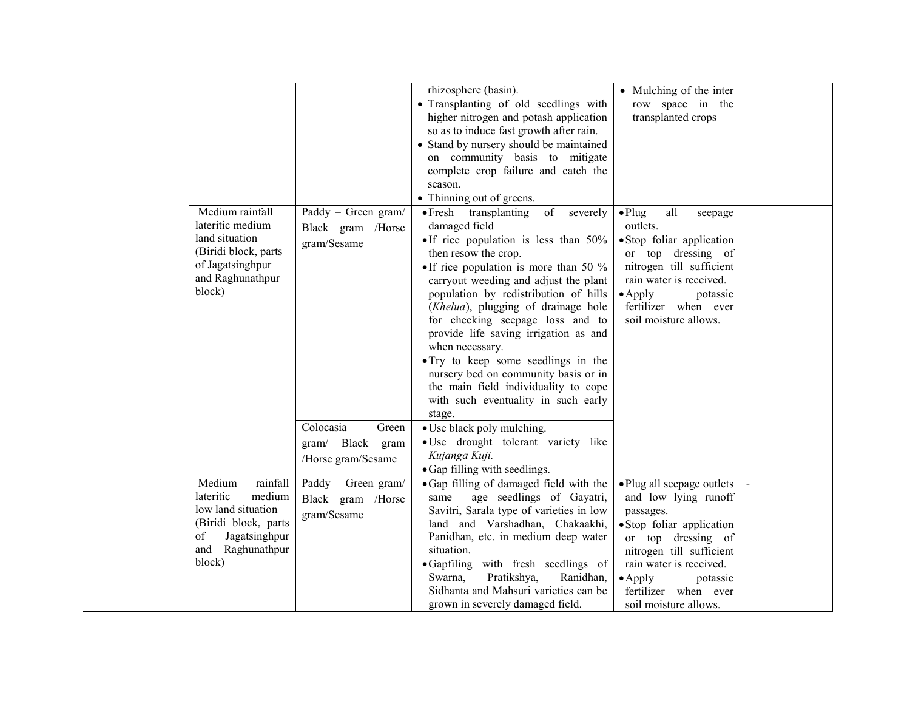| | | | | | |
|---|---|---|---|---|---|
| | | | rhizosphere (basin).<br>• Transplanting of old seedlings with higher nitrogen and potash application so as to induce fast growth after rain.<br>• Stand by nursery should be maintained on community basis to mitigate complete crop failure and catch the season.<br>• Thinning out of greens. | • Mulching of the inter row space in the transplanted crops | |
| | Medium rainfall lateritic medium land situation (Biridi block, parts of Jagatsinghpur and Raghunathpur block) | Paddy – Green gram/ Black gram /Horse gram/Sesame | • Fresh transplanting of severely damaged field<br>• If rice population is less than 50% then resow the crop.<br>• If rice population is more than 50 % carryout weeding and adjust the plant population by redistribution of hills (*Khelua*), plugging of drainage hole for checking seepage loss and to provide life saving irrigation as and when necessary.<br>• Try to keep some seedlings in the nursery bed on community basis or in the main field individuality to cope with such eventuality in such early stage. | • Plug all seepage outlets.<br>• Stop foliar application or top dressing of nitrogen till sufficient rain water is received.<br>• Apply potassic fertilizer when ever soil moisture allows. | |
| | | Colocasia – Green gram/ Black gram /Horse gram/Sesame | • Use black poly mulching.<br>• Use drought tolerant variety like *Kujanga Kuji.*<br>• Gap filling with seedlings. | | |
| | Medium rainfall lateritic medium low land situation (Biridi block, parts of Jagatsinghpur and Raghunathpur block) | Paddy – Green gram/ Black gram /Horse gram/Sesame | • Gap filling of damaged field with the same age seedlings of Gayatri, Savitri, Sarala type of varieties in low land and Varshadhan, Chakaakhi, Panidhan, etc. in medium deep water situation.<br>• Gapfiling with fresh seedlings of Swarna, Pratikshya, Ranidhan, Sidhanta and Mahsuri varieties can be grown in severely damaged field. | • Plug all seepage outlets and low lying runoff passages.<br>• Stop foliar application or top dressing of nitrogen till sufficient rain water is received.<br>• Apply potassic fertilizer when ever soil moisture allows. | - |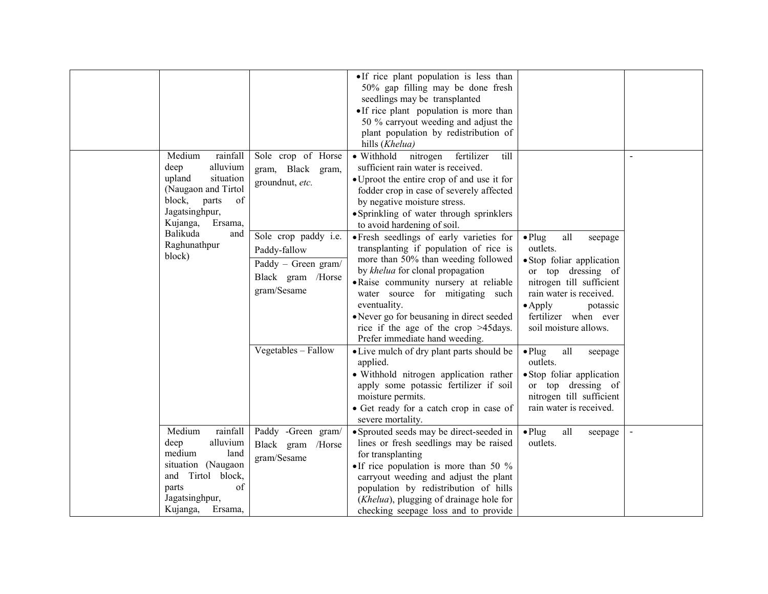| | | | | | |
|---|---|---|---|---|---|
| | | | • If rice plant population is less than 50% gap filling may be done fresh seedlings may be transplanted<br>• If rice plant population is more than 50 % carryout weeding and adjust the plant population by redistribution of hills (*Khelua*) | | |
| | Medium rainfall deep alluvium upland situation (Naugaon and Tirtol block, parts of Jagatsinghpur, Kujanga, Ersama, Balikuda and Raghunathpur block) | Sole crop of Horse gram, Black gram, groundnut, *etc.* | • Withhold nitrogen fertilizer till sufficient rain water is received.<br>• Uproot the entire crop of and use it for fodder crop in case of severely affected by negative moisture stress.<br>• Sprinkling of water through sprinklers to avoid hardening of soil. | | - |
| | | Sole crop paddy i.e. Paddy-fallow<br>Paddy – Green gram/ Black gram /Horse gram/Sesame | • Fresh seedlings of early varieties for transplanting if population of rice is more than 50% than weeding followed by *khelua* for clonal propagation<br>• Raise community nursery at reliable water source for mitigating such eventuality.<br>• Never go for beusaning in direct seeded rice if the age of the crop >45days. Prefer immediate hand weeding. | • Plug all seepage outlets.<br>• Stop foliar application or top dressing of nitrogen till sufficient rain water is received.<br>• Apply potassic fertilizer when ever soil moisture allows. | |
| | | Vegetables – Fallow | • Live mulch of dry plant parts should be applied.<br>• Withhold nitrogen application rather apply some potassic fertilizer if soil moisture permits.<br>• Get ready for a catch crop in case of severe mortality. | • Plug all seepage outlets.<br>• Stop foliar application or top dressing of nitrogen till sufficient rain water is received. | |
| | Medium rainfall deep alluvium medium land situation (Naugaon and Tirtol block, parts of Jagatsinghpur, Kujanga, Ersama, | Paddy -Green gram/ Black gram /Horse gram/Sesame | • Sprouted seeds may be direct-seeded in lines or fresh seedlings may be raised for transplanting<br>• If rice population is more than 50 % carryout weeding and adjust the plant population by redistribution of hills (*Khelua*), plugging of drainage hole for checking seepage loss and to provide | • Plug all seepage outlets. | - |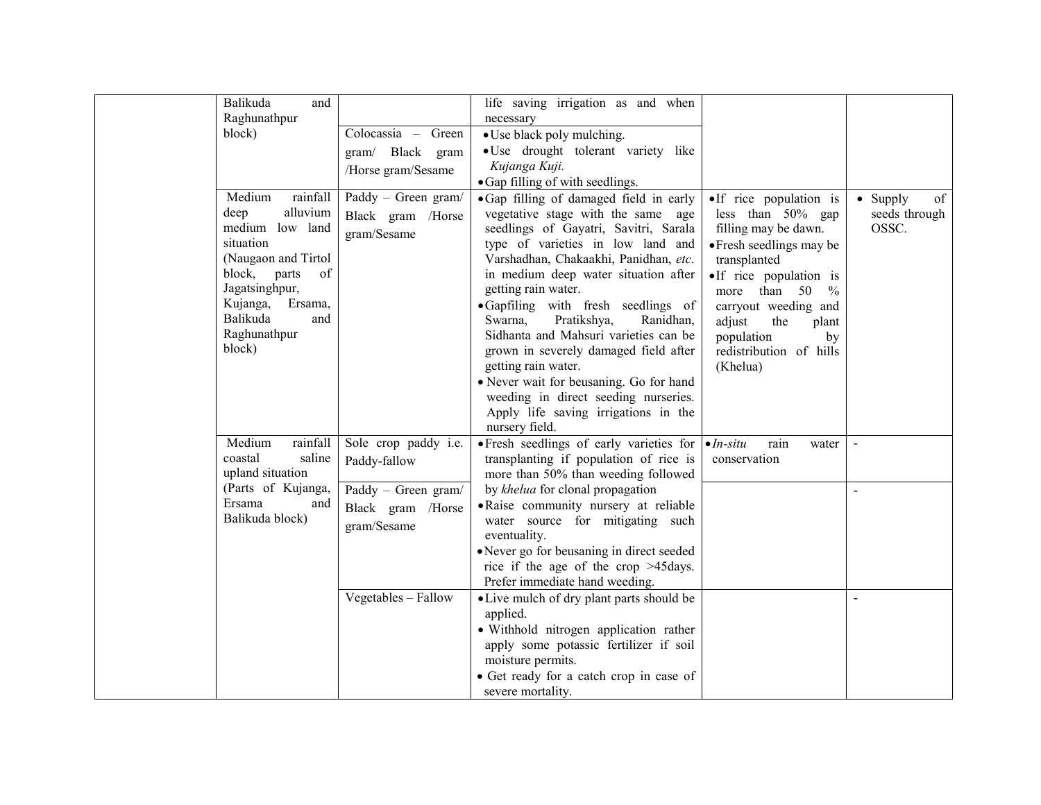| | | | | | |
|---|---|---|---|---|---|
| | Balikuda and Raghunathpur block) | | life saving irrigation as and when necessary | | |
| | | Colocassia – Green gram/ Black gram /Horse gram/Sesame | • Use black poly mulching.<br>• Use drought tolerant variety like *Kujanga Kuji.*<br>• Gap filling of with seedlings. | | |
| | Medium rainfall deep alluvium medium low land situation (Naugaon and Tirtol block, parts of Jagatsinghpur, Kujanga, Ersama, Balikuda and Raghunathpur block) | Paddy – Green gram/ Black gram /Horse gram/Sesame | • Gap filling of damaged field in early vegetative stage with the same age seedlings of Gayatri, Savitri, Sarala type of varieties in low land and Varshadhan, Chakaakhi, Panidhan, *etc*. in medium deep water situation after getting rain water.<br>• Gapfiling with fresh seedlings of Swarna, Pratikshya, Ranidhan, Sidhanta and Mahsuri varieties can be grown in severely damaged field after getting rain water.<br>• Never wait for beusaning. Go for hand weeding in direct seeding nurseries. Apply life saving irrigations in the nursery field. | • If rice population is less than 50% gap filling may be dawn.<br>• Fresh seedlings may be transplanted<br>• If rice population is more than 50 % carryout weeding and adjust the plant population by redistribution of hills (Khelua) | • Supply of seeds through OSSC. |
| | Medium rainfall coastal saline upland situation (Parts of Kujanga, Ersama and Balikuda block) | Sole crop paddy i.e. Paddy-fallow | • Fresh seedlings of early varieties for transplanting if population of rice is more than 50% than weeding followed by *khelua* for clonal propagation<br>• Raise community nursery at reliable water source for mitigating such eventuality.<br>• Never go for beusaning in direct seeded rice if the age of the crop >45days. Prefer immediate hand weeding. | • *In-situ* rain water conservation | - |
| | | Paddy – Green gram/ Black gram /Horse gram/Sesame | | | - |
| | | Vegetables – Fallow | • Live mulch of dry plant parts should be applied.<br>• Withhold nitrogen application rather apply some potassic fertilizer if soil moisture permits.<br>• Get ready for a catch crop in case of severe mortality. | | - |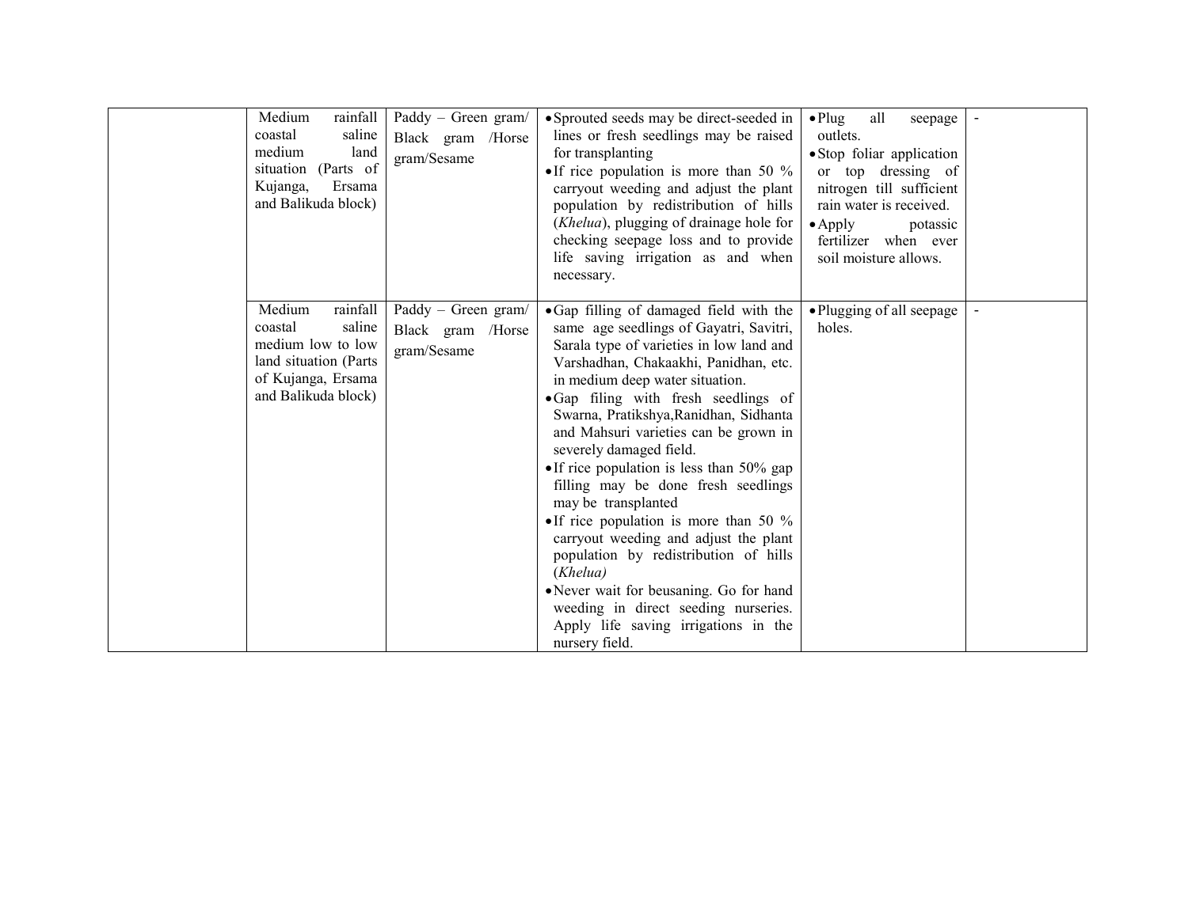| | | | | | |
|---|---|---|---|---|---|
| | Medium rainfall coastal saline medium land situation (Parts of Kujanga, Ersama and Balikuda block) | Paddy – Green gram/ Black gram /Horse gram/Sesame | • Sprouted seeds may be direct-seeded in lines or fresh seedlings may be raised for transplanting<br>• If rice population is more than 50 % carryout weeding and adjust the plant population by redistribution of hills (*Khelua*), plugging of drainage hole for checking seepage loss and to provide life saving irrigation as and when necessary. | • Plug all seepage outlets.<br>• Stop foliar application or top dressing of nitrogen till sufficient rain water is received.<br>• Apply potassic fertilizer when ever soil moisture allows. | - |
| | Medium rainfall coastal saline medium low to low land situation (Parts of Kujanga, Ersama and Balikuda block) | Paddy – Green gram/ Black gram /Horse gram/Sesame | • Gap filling of damaged field with the same age seedlings of Gayatri, Savitri, Sarala type of varieties in low land and Varshadhan, Chakaakhi, Panidhan, etc. in medium deep water situation.<br>• Gap filing with fresh seedlings of Swarna, Pratikshya,Ranidhan, Sidhanta and Mahsuri varieties can be grown in severely damaged field.<br>• If rice population is less than 50% gap filling may be done fresh seedlings may be transplanted<br>• If rice population is more than 50 % carryout weeding and adjust the plant population by redistribution of hills (*Khelua)*<br>• Never wait for beusaning. Go for hand weeding in direct seeding nurseries. Apply life saving irrigations in the nursery field. | • Plugging of all seepage holes. | - |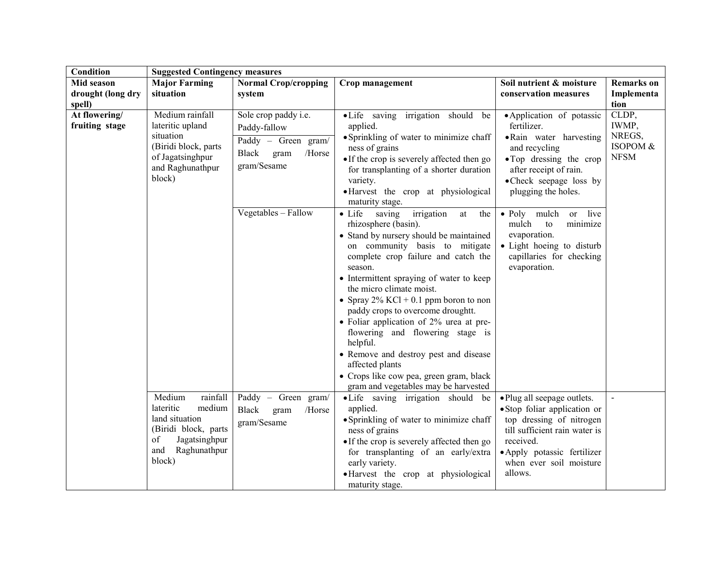| Condition | Suggested Contingency measures | | | | |
|---|---|---|---|---|---|
| **Mid season drought (long dry spell)** | **Major Farming situation** | **Normal Crop/cropping system** | **Crop management** | **Soil nutrient & moisture conservation measures** | **Remarks on Implementation** |
| **At flowering/ fruiting stage** | Medium rainfall lateritic upland situation (Biridi block, parts of Jagatsinghpur and Raghunathpur block) | Sole crop paddy i.e. Paddy-fallow<br>Paddy – Green gram/ Black gram /Horse gram/Sesame | • Life saving irrigation should be applied.<br>• Sprinkling of water to minimize chaff ness of grains<br>• If the crop is severely affected then go for transplanting of a shorter duration variety.<br>• Harvest the crop at physiological maturity stage. | • Application of potassic fertilizer.<br>• Rain water harvesting and recycling<br>• Top dressing the crop after receipt of rain.<br>• Check seepage loss by plugging the holes. | CLDP, IWMP, NREGS, ISOPOM & NFSM |
| | | Vegetables – Fallow | • Life saving irrigation at the rhizosphere (basin).<br>• Stand by nursery should be maintained on community basis to mitigate complete crop failure and catch the season.<br>• Intermittent spraying of water to keep the micro climate moist.<br>• Spray 2% KCl + 0.1 ppm boron to non paddy crops to overcome droughtt.<br>• Foliar application of 2% urea at pre-flowering and flowering stage is helpful.<br>• Remove and destroy pest and disease affected plants<br>• Crops like cow pea, green gram, black gram and vegetables may be harvested | • Poly mulch or live mulch to minimize evaporation.<br>• Light hoeing to disturb capillaries for checking evaporation. | |
| | Medium rainfall lateritic medium land situation (Biridi block, parts of Jagatsinghpur and Raghunathpur block) | Paddy – Green gram/ Black gram /Horse gram/Sesame | • Life saving irrigation should be applied.<br>• Sprinkling of water to minimize chaff ness of grains<br>• If the crop is severely affected then go for transplanting of an early/extra early variety.<br>• Harvest the crop at physiological maturity stage. | • Plug all seepage outlets.<br>• Stop foliar application or top dressing of nitrogen till sufficient rain water is received.<br>• Apply potassic fertilizer when ever soil moisture allows. | - |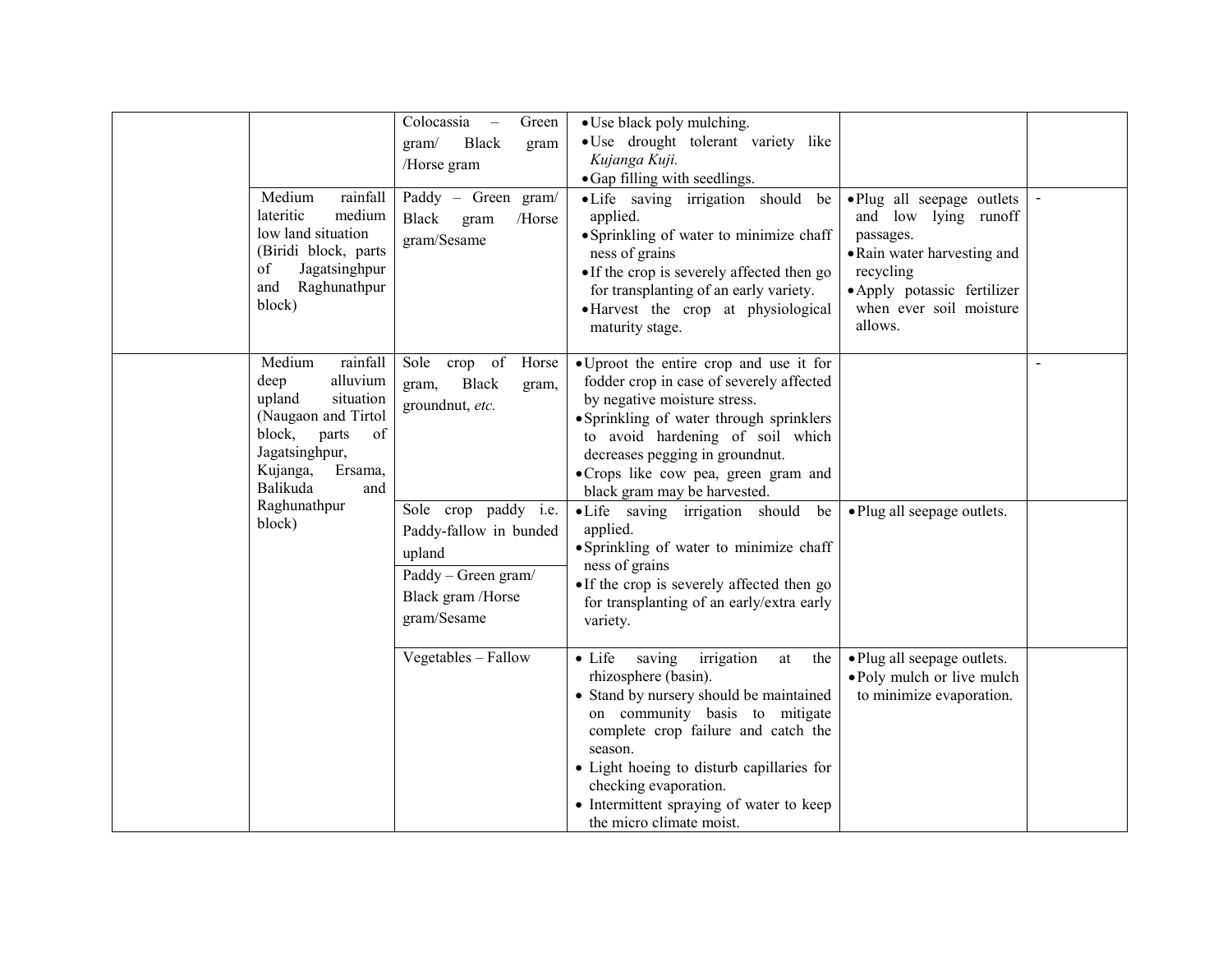| | | | | | |
|---|---|---|---|---|---|
| | | Colocassia – Green gram/ Black gram /Horse gram | • Use black poly mulching.<br>• Use drought tolerant variety like *Kujanga Kuji.*<br>• Gap filling with seedlings. | | |
| | Medium rainfall lateritic medium low land situation (Biridi block, parts of Jagatsinghpur and Raghunathpur block) | Paddy – Green gram/ Black gram /Horse gram/Sesame | • Life saving irrigation should be applied.<br>• Sprinkling of water to minimize chaff ness of grains<br>• If the crop is severely affected then go for transplanting of an early variety.<br>• Harvest the crop at physiological maturity stage. | • Plug all seepage outlets and low lying runoff passages.<br>• Rain water harvesting and recycling<br>• Apply potassic fertilizer when ever soil moisture allows. | - |
| | Medium rainfall deep alluvium upland situation (Naugaon and Tirtol block, parts of Jagatsinghpur, Kujanga, Ersama, Balikuda and Raghunathpur block) | Sole crop of Horse gram, Black gram, groundnut, *etc.* | • Uproot the entire crop and use it for fodder crop in case of severely affected by negative moisture stress.<br>• Sprinkling of water through sprinklers to avoid hardening of soil which decreases pegging in groundnut.<br>• Crops like cow pea, green gram and black gram may be harvested. | | - |
| | | Sole crop paddy i.e. Paddy-fallow in bunded upland<br>Paddy – Green gram/ Black gram /Horse gram/Sesame | • Life saving irrigation should be applied.<br>• Sprinkling of water to minimize chaff ness of grains<br>• If the crop is severely affected then go for transplanting of an early/extra early variety. | • Plug all seepage outlets. | |
| | | Vegetables – Fallow | • Life saving irrigation at the rhizosphere (basin).<br>• Stand by nursery should be maintained on community basis to mitigate complete crop failure and catch the season.<br>• Light hoeing to disturb capillaries for checking evaporation.<br>• Intermittent spraying of water to keep the micro climate moist. | • Plug all seepage outlets.<br>• Poly mulch or live mulch to minimize evaporation. | |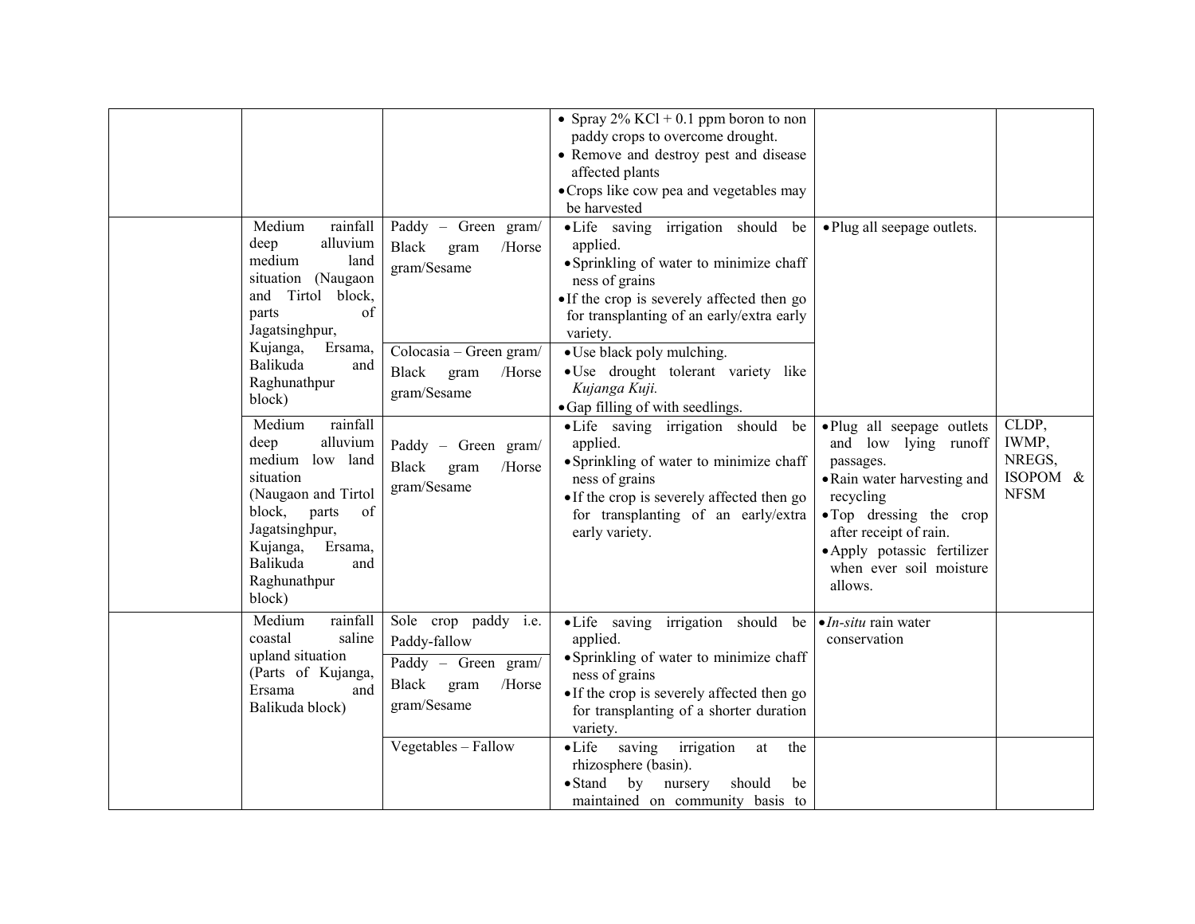| | | | | | |
|---|---|---|---|---|---|
| | | | • Spray 2% KCl + 0.1 ppm boron to non paddy crops to overcome drought.<br>• Remove and destroy pest and disease affected plants<br>• Crops like cow pea and vegetables may be harvested | | |
| | Medium rainfall deep alluvium medium land situation (Naugaon and Tirtol block, parts of Jagatsinghpur, Kujanga, Ersama, Balikuda and Raghunathpur block) | Paddy – Green gram/ Black gram /Horse gram/Sesame | • Life saving irrigation should be applied.<br>• Sprinkling of water to minimize chaff ness of grains<br>• If the crop is severely affected then go for transplanting of an early/extra early variety. | • Plug all seepage outlets. | |
| | | Colocasia – Green gram/ Black gram /Horse gram/Sesame | • Use black poly mulching.<br>• Use drought tolerant variety like *Kujanga Kuji.*<br>• Gap filling of with seedlings. | | |
| | Medium rainfall deep alluvium medium low land situation (Naugaon and Tirtol block, parts of Jagatsinghpur, Kujanga, Ersama, Balikuda and Raghunathpur block) | Paddy – Green gram/ Black gram /Horse gram/Sesame | • Life saving irrigation should be applied.<br>• Sprinkling of water to minimize chaff ness of grains<br>• If the crop is severely affected then go for transplanting of an early/extra early variety. | • Plug all seepage outlets and low lying runoff passages.<br>• Rain water harvesting and recycling<br>• Top dressing the crop after receipt of rain.<br>• Apply potassic fertilizer when ever soil moisture allows. | CLDP, IWMP, NREGS, ISOPOM & NFSM |
| | Medium rainfall coastal saline upland situation (Parts of Kujanga, Ersama and Balikuda block) | Sole crop paddy i.e. Paddy-fallow<br>Paddy – Green gram/ Black gram /Horse gram/Sesame | • Life saving irrigation should be applied.<br>• Sprinkling of water to minimize chaff ness of grains<br>• If the crop is severely affected then go for transplanting of a shorter duration variety. | • *In-situ* rain water conservation | |
| | | Vegetables – Fallow | • Life saving irrigation at the rhizosphere (basin).<br>• Stand by nursery should be maintained on community basis to | | |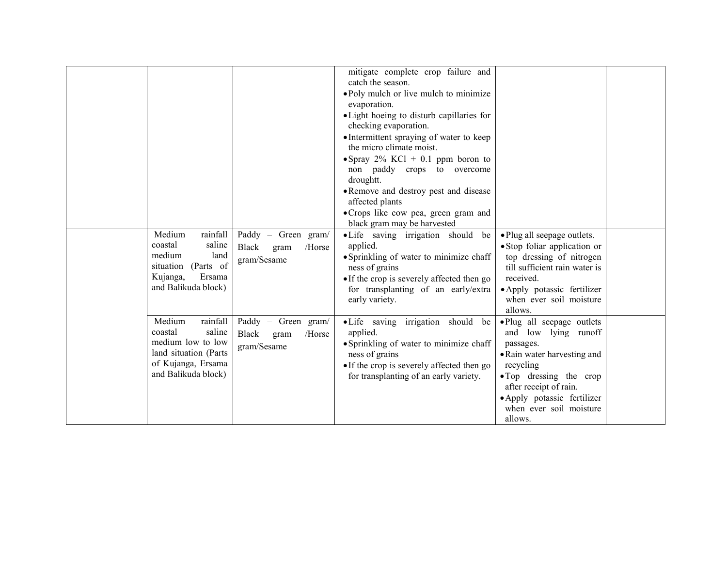| | | | | | |
|---|---|---|---|---|---|
| | | | mitigate complete crop failure and catch the season.<br>• Poly mulch or live mulch to minimize evaporation.<br>• Light hoeing to disturb capillaries for checking evaporation.<br>• Intermittent spraying of water to keep the micro climate moist.<br>• Spray 2% KCl + 0.1 ppm boron to non paddy crops to overcome droughtt.<br>• Remove and destroy pest and disease affected plants<br>• Crops like cow pea, green gram and black gram may be harvested | | |
| | Medium rainfall coastal saline medium land situation (Parts of Kujanga, Ersama and Balikuda block) | Paddy – Green gram/ Black gram /Horse gram/Sesame | • Life saving irrigation should be applied.<br>• Sprinkling of water to minimize chaff ness of grains<br>• If the crop is severely affected then go for transplanting of an early/extra early variety. | • Plug all seepage outlets.<br>• Stop foliar application or top dressing of nitrogen till sufficient rain water is received.<br>• Apply potassic fertilizer when ever soil moisture allows. | |
| | Medium rainfall coastal saline medium low to low land situation (Parts of Kujanga, Ersama and Balikuda block) | Paddy – Green gram/ Black gram /Horse gram/Sesame | • Life saving irrigation should be applied.<br>• Sprinkling of water to minimize chaff ness of grains<br>• If the crop is severely affected then go for transplanting of an early variety. | • Plug all seepage outlets and low lying runoff passages.<br>• Rain water harvesting and recycling<br>• Top dressing the crop after receipt of rain.<br>• Apply potassic fertilizer when ever soil moisture allows. | |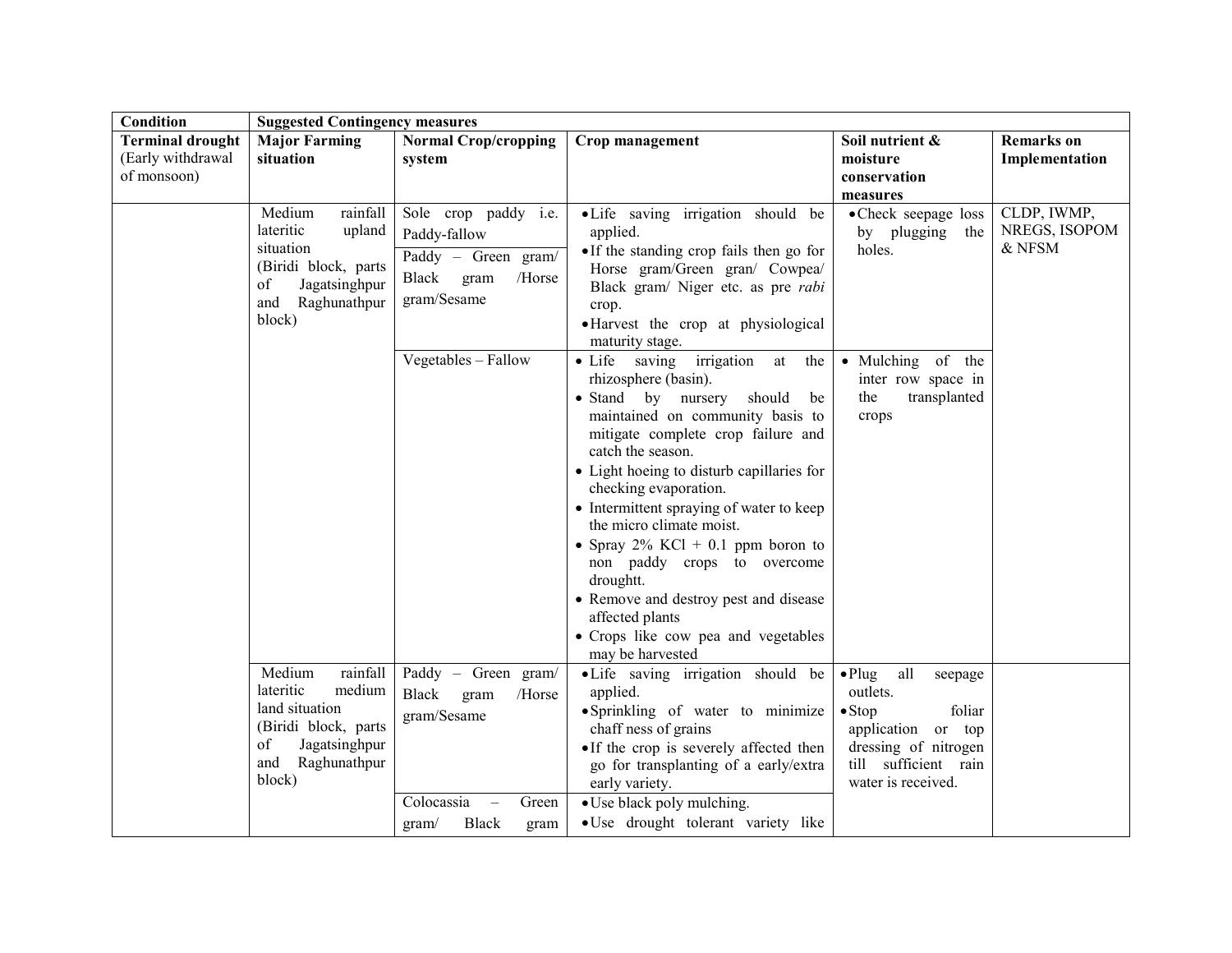| Condition | Suggested Contingency measures | | | | |
|---|---|---|---|---|---|
| **Terminal drought** (Early withdrawal of monsoon) | **Major Farming situation** | **Normal Crop/cropping system** | **Crop management** | **Soil nutrient & moisture conservation measures** | **Remarks on Implementation** |
| | Medium rainfall lateritic upland situation (Biridi block, parts of Jagatsinghpur and Raghunathpur block) | Sole crop paddy i.e. Paddy-fallow<br>Paddy – Green gram/ Black gram /Horse gram/Sesame | • Life saving irrigation should be applied.<br>• If the standing crop fails then go for Horse gram/Green gran/ Cowpea/ Black gram/ Niger etc. as pre *rabi* crop.<br>• Harvest the crop at physiological maturity stage. | • Check seepage loss by plugging the holes. | CLDP, IWMP, NREGS, ISOPOM & NFSM |
| | | Vegetables – Fallow | • Life saving irrigation at the rhizosphere (basin).<br>• Stand by nursery should be maintained on community basis to mitigate complete crop failure and catch the season.<br>• Light hoeing to disturb capillaries for checking evaporation.<br>• Intermittent spraying of water to keep the micro climate moist.<br>• Spray 2% KCl + 0.1 ppm boron to non paddy crops to overcome droughtt.<br>• Remove and destroy pest and disease affected plants<br>• Crops like cow pea and vegetables may be harvested | • Mulching of the inter row space in the transplanted crops | |
| | Medium rainfall lateritic medium land situation (Biridi block, parts of Jagatsinghpur and Raghunathpur block) | Paddy – Green gram/ Black gram /Horse gram/Sesame | • Life saving irrigation should be applied.<br>• Sprinkling of water to minimize chaff ness of grains<br>• If the crop is severely affected then go for transplanting of a early/extra early variety. | • Plug all seepage outlets.<br>• Stop foliar application or top dressing of nitrogen till sufficient rain water is received. | |
| | | Colocassia – Green gram/ Black gram | • Use black poly mulching.<br>• Use drought tolerant variety like | | |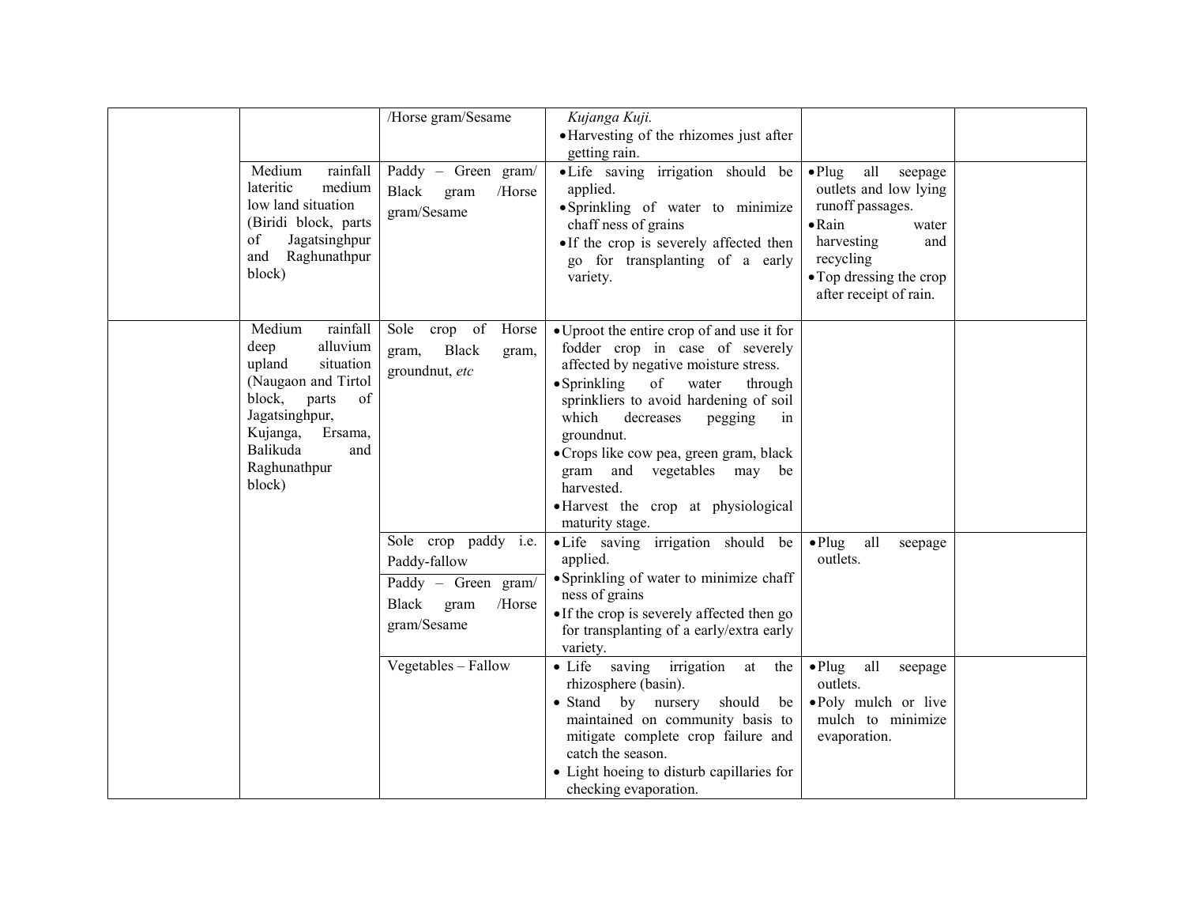| | | | | | |
|---|---|---|---|---|---|
| | | /Horse gram/Sesame | *Kujanga Kuji.*<br>• Harvesting of the rhizomes just after getting rain. | | |
| | Medium rainfall lateritic medium low land situation (Biridi block, parts of Jagatsinghpur and Raghunathpur block) | Paddy – Green gram/ Black gram /Horse gram/Sesame | • Life saving irrigation should be applied.<br>• Sprinkling of water to minimize chaff ness of grains<br>• If the crop is severely affected then go for transplanting of a early variety. | • Plug all seepage outlets and low lying runoff passages.<br>• Rain water harvesting and recycling<br>• Top dressing the crop after receipt of rain. | |
| | Medium rainfall deep alluvium upland situation (Naugaon and Tirtol block, parts of Jagatsinghpur, Kujanga, Ersama, Balikuda and Raghunathpur block) | Sole crop of Horse gram, Black gram, groundnut, *etc* | • Uproot the entire crop of and use it for fodder crop in case of severely affected by negative moisture stress.<br>• Sprinkling of water through sprinkliers to avoid hardening of soil which decreases pegging in groundnut.<br>• Crops like cow pea, green gram, black gram and vegetables may be harvested.<br>• Harvest the crop at physiological maturity stage. | | |
| | | Sole crop paddy i.e. Paddy-fallow<br>Paddy – Green gram/ Black gram /Horse gram/Sesame | • Life saving irrigation should be applied.<br>• Sprinkling of water to minimize chaff ness of grains<br>• If the crop is severely affected then go for transplanting of a early/extra early variety. | • Plug all seepage outlets. | |
| | | Vegetables – Fallow | • Life saving irrigation at the rhizosphere (basin).<br>• Stand by nursery should be maintained on community basis to mitigate complete crop failure and catch the season.<br>• Light hoeing to disturb capillaries for checking evaporation. | • Plug all seepage outlets.<br>• Poly mulch or live mulch to minimize evaporation. | |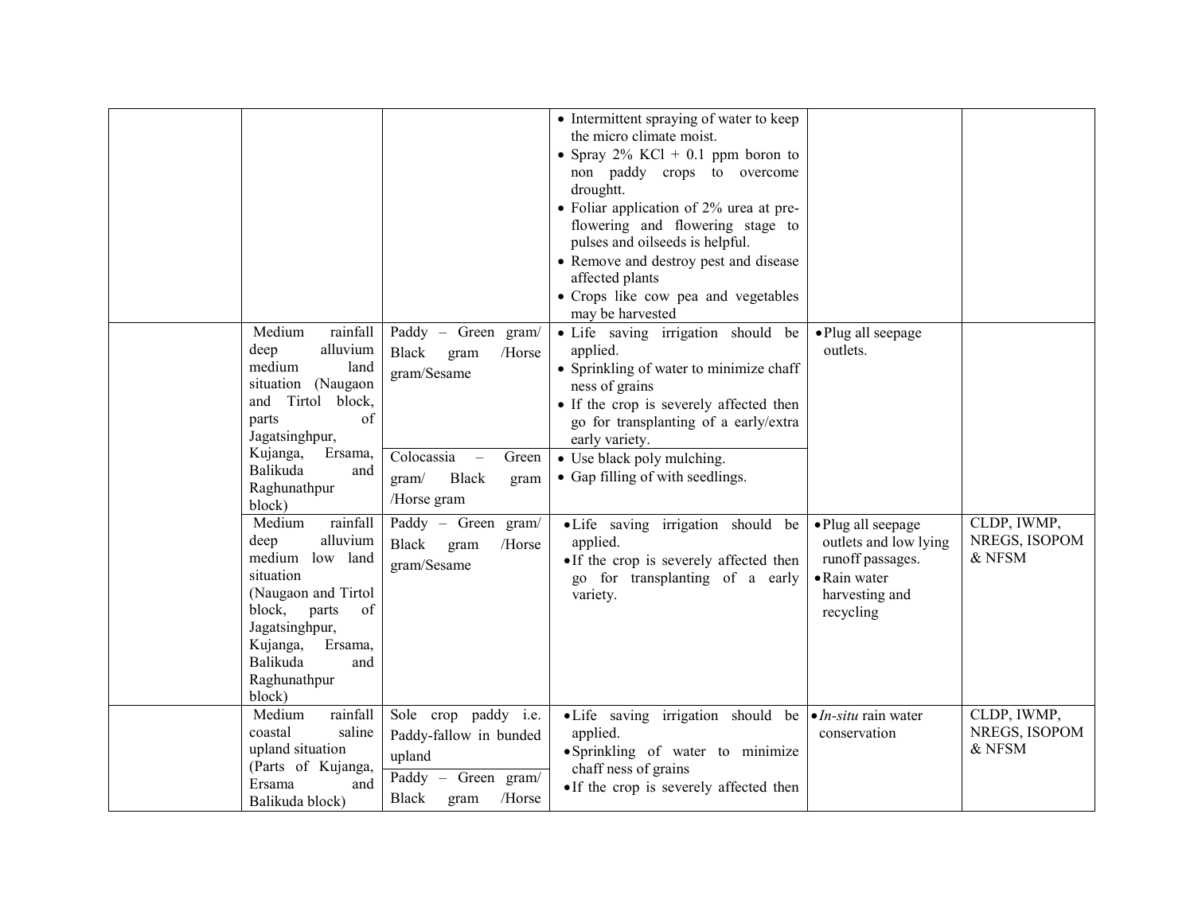| | | | | | |
|---|---|---|---|---|---|
| | | | • Intermittent spraying of water to keep the micro climate moist.<br>• Spray 2% KCl + 0.1 ppm boron to non paddy crops to overcome droughtt.<br>• Foliar application of 2% urea at pre-flowering and flowering stage to pulses and oilseeds is helpful.<br>• Remove and destroy pest and disease affected plants<br>• Crops like cow pea and vegetables may be harvested | | |
| | Medium rainfall deep alluvium medium land situation (Naugaon and Tirtol block, parts of Jagatsinghpur, Kujanga, Ersama, Balikuda and Raghunathpur block) | Paddy – Green gram/ Black gram /Horse gram/Sesame | • Life saving irrigation should be applied.<br>• Sprinkling of water to minimize chaff ness of grains<br>• If the crop is severely affected then go for transplanting of a early/extra early variety. | • Plug all seepage outlets. | |
| | | Colocassia – Green gram/ Black gram /Horse gram | • Use black poly mulching.<br>• Gap filling of with seedlings. | | |
| | Medium rainfall deep alluvium medium low land situation (Naugaon and Tirtol block, parts of Jagatsinghpur, Kujanga, Ersama, Balikuda and Raghunathpur block) | Paddy – Green gram/ Black gram /Horse gram/Sesame | • Life saving irrigation should be applied.<br>• If the crop is severely affected then go for transplanting of a early variety. | • Plug all seepage outlets and low lying runoff passages.<br>• Rain water harvesting and recycling | CLDP, IWMP, NREGS, ISOPOM & NFSM |
| | Medium rainfall coastal saline upland situation (Parts of Kujanga, Ersama and Balikuda block) | Sole crop paddy i.e. Paddy-fallow in bunded upland | • Life saving irrigation should be applied.<br>• Sprinkling of water to minimize chaff ness of grains<br>• If the crop is severely affected then | • *In-situ* rain water conservation | CLDP, IWMP, NREGS, ISOPOM & NFSM |
| | | Paddy – Green gram/ Black gram /Horse | | | |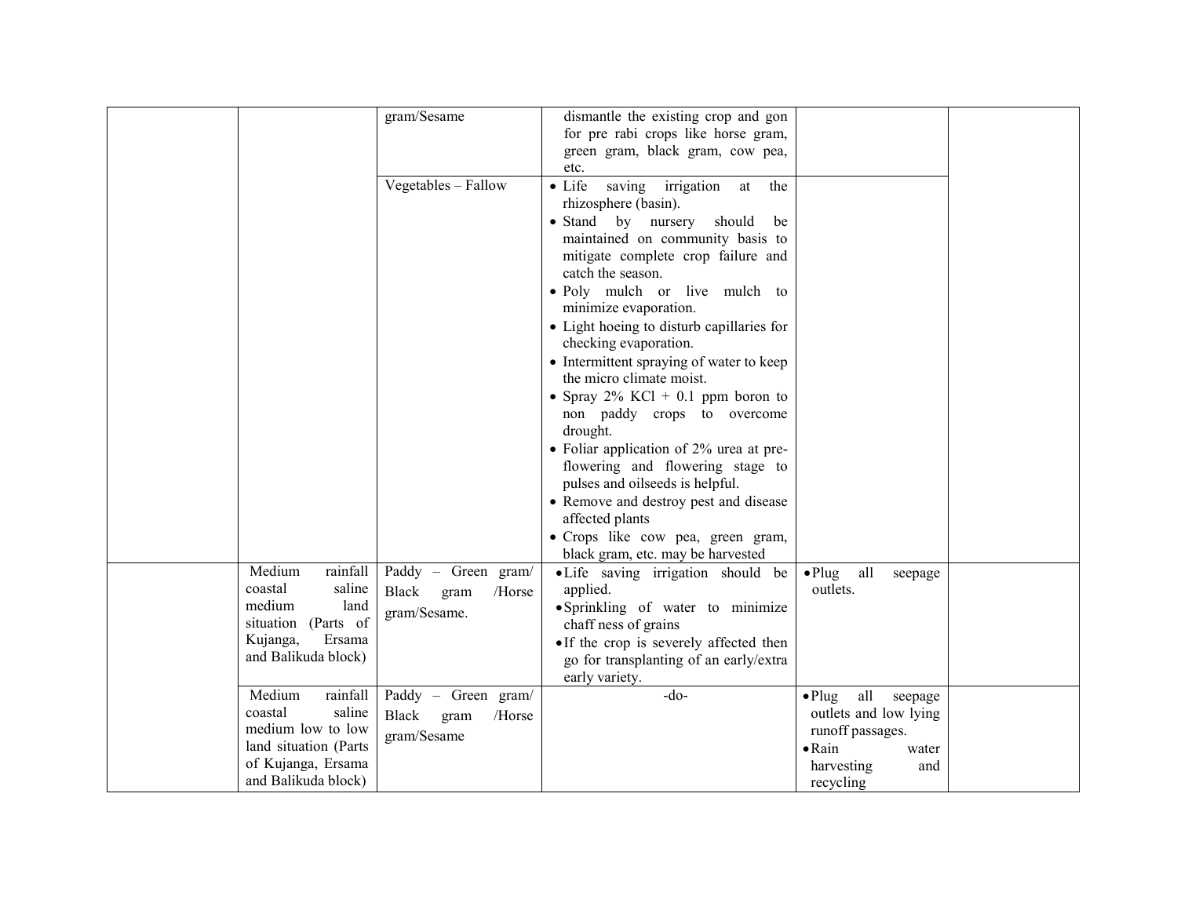| | | | | | |
|---|---|---|---|---|---|
| | | gram/Sesame | dismantle the existing crop and gon for pre rabi crops like horse gram, green gram, black gram, cow pea, etc. | | |
| | | Vegetables – Fallow | • Life saving irrigation at the rhizosphere (basin).<br>• Stand by nursery should be maintained on community basis to mitigate complete crop failure and catch the season.<br>• Poly mulch or live mulch to minimize evaporation.<br>• Light hoeing to disturb capillaries for checking evaporation.<br>• Intermittent spraying of water to keep the micro climate moist.<br>• Spray 2% KCl + 0.1 ppm boron to non paddy crops to overcome drought.<br>• Foliar application of 2% urea at pre-flowering and flowering stage to pulses and oilseeds is helpful.<br>• Remove and destroy pest and disease affected plants<br>• Crops like cow pea, green gram, black gram, etc. may be harvested | | |
| | Medium rainfall coastal saline medium land situation (Parts of Kujanga, Ersama and Balikuda block) | Paddy – Green gram/ Black gram /Horse gram/Sesame. | • Life saving irrigation should be applied.<br>• Sprinkling of water to minimize chaff ness of grains<br>• If the crop is severely affected then go for transplanting of an early/extra early variety. | • Plug all seepage outlets. | |
| | Medium rainfall coastal saline medium low to low land situation (Parts of Kujanga, Ersama and Balikuda block) | Paddy – Green gram/ Black gram /Horse gram/Sesame | -do- | • Plug all seepage outlets and low lying runoff passages.<br>• Rain water harvesting and recycling | |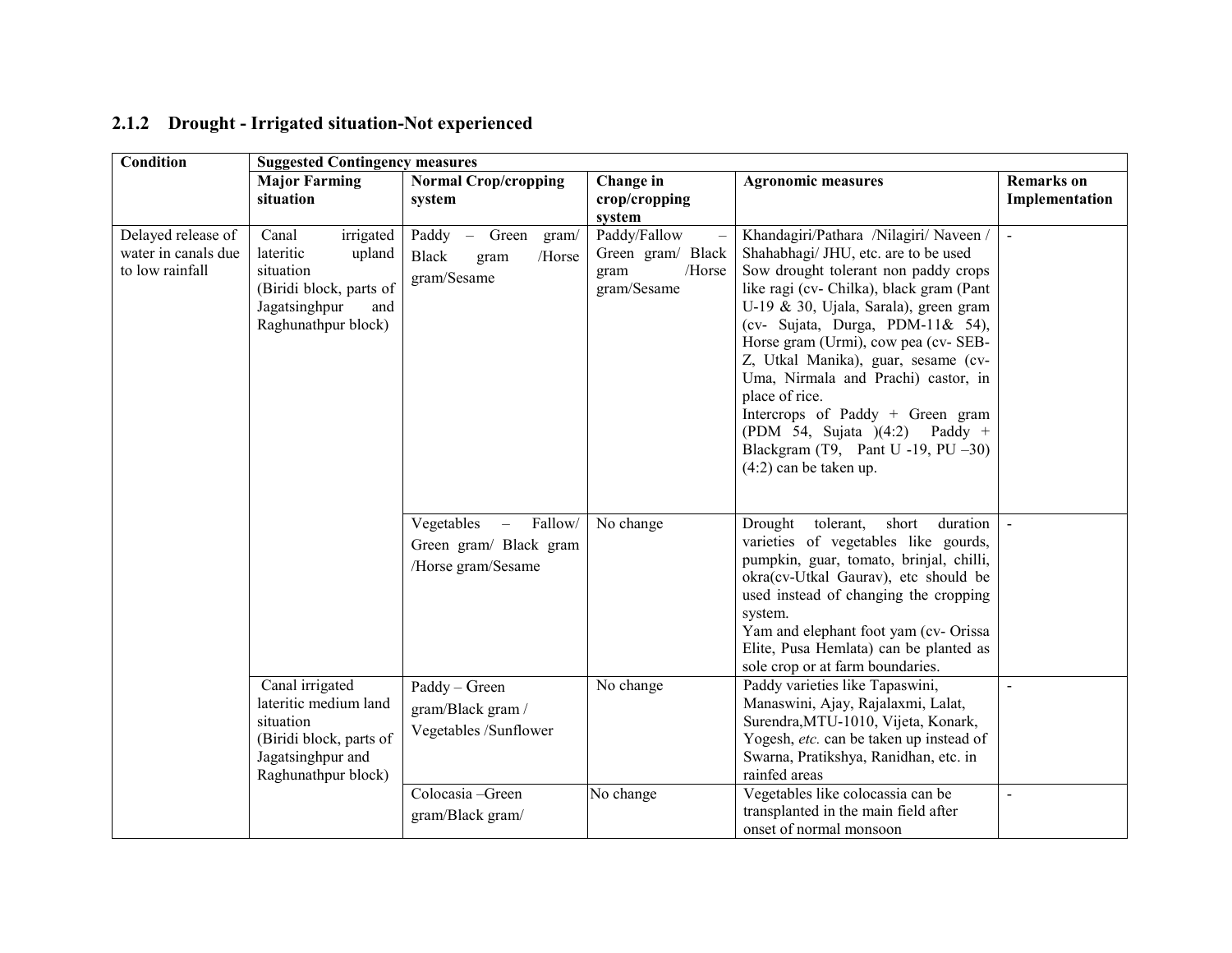### 2.1.2 Drought - Irrigated situation-Not experienced

| Condition | Suggested Contingency measures | | | | |
|---|---|---|---|---|---|
| | **Major Farming situation** | **Normal Crop/cropping system** | **Change in crop/cropping system** | **Agronomic measures** | **Remarks on Implementation** |
| Delayed release of water in canals due to low rainfall | Canal irrigated lateritic upland situation (Biridi block, parts of Jagatsinghpur and Raghunathpur block) | Paddy – Green gram/ Black gram /Horse gram/Sesame | Paddy/Fallow – Green gram/ Black gram /Horse gram/Sesame | Khandagiri/Pathara /Nilagiri/ Naveen / Shahabhagi/ JHU, etc. are to be used Sow drought tolerant non paddy crops like ragi (cv- Chilka), black gram (Pant U-19 & 30, Ujala, Sarala), green gram (cv- Sujata, Durga, PDM-11& 54), Horse gram (Urmi), cow pea (cv- SEB-Z, Utkal Manika), guar, sesame (cv- Uma, Nirmala and Prachi) castor, in place of rice. Intercrops of Paddy + Green gram (PDM 54, Sujata )(4:2) Paddy + Blackgram (T9, Pant U -19, PU –30) (4:2) can be taken up. | - |
| | | Vegetables – Fallow/ Green gram/ Black gram /Horse gram/Sesame | No change | Drought tolerant, short duration varieties of vegetables like gourds, pumpkin, guar, tomato, brinjal, chilli, okra(cv-Utkal Gaurav), etc should be used instead of changing the cropping system. Yam and elephant foot yam (cv- Orissa Elite, Pusa Hemlata) can be planted as sole crop or at farm boundaries. | - |
| | Canal irrigated lateritic medium land situation (Biridi block, parts of Jagatsinghpur and Raghunathpur block) | Paddy – Green gram/Black gram / Vegetables /Sunflower | No change | Paddy varieties like Tapaswini, Manaswini, Ajay, Rajalaxmi, Lalat, Surendra,MTU-1010, Vijeta, Konark, Yogesh, *etc.* can be taken up instead of Swarna, Pratikshya, Ranidhan, etc. in rainfed areas | - |
| | | Colocasia –Green gram/Black gram/ | No change | Vegetables like colocassia can be transplanted in the main field after onset of normal monsoon | - |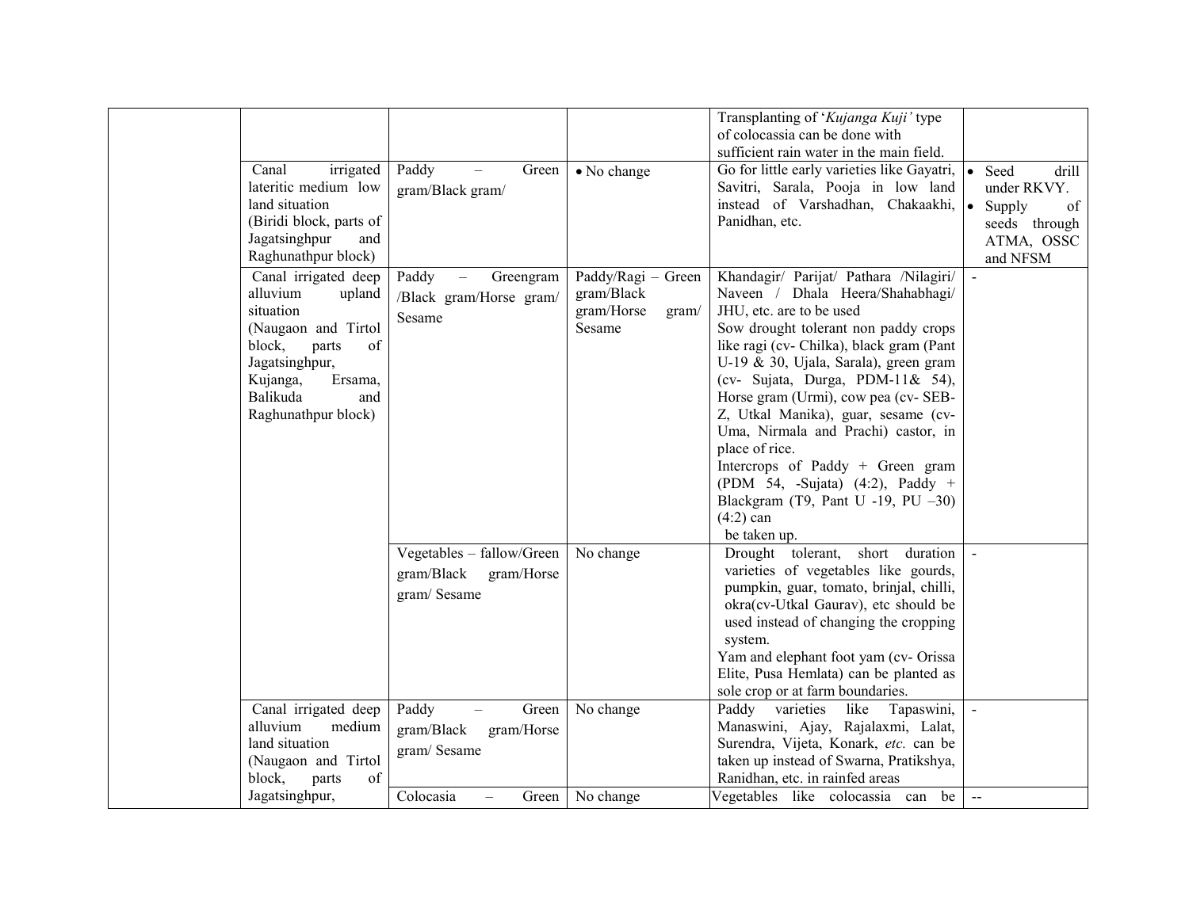| | | | | | |
|---|---|---|---|---|---|
| | | | | Transplanting of '*Kujanga Kuji'* type of colocassia can be done with sufficient rain water in the main field. | |
| | Canal irrigated lateritic medium low land situation (Biridi block, parts of Jagatsinghpur and Raghunathpur block) | Paddy – Green gram/Black gram/ | • No change | Go for little early varieties like Gayatri, Savitri, Sarala, Pooja in low land instead of Varshadhan, Chakaakhi, Panidhan, etc. | • Seed drill under RKVY. • Supply of seeds through ATMA, OSSC and NFSM |
| | Canal irrigated deep alluvium upland situation (Naugaon and Tirtol block, parts of Jagatsinghpur, Kujanga, Ersama, Balikuda and Raghunathpur block) | Paddy – Greengram /Black gram/Horse gram/ Sesame | Paddy/Ragi – Green gram/Black gram/Horse gram/ Sesame | Khandagir/ Parijat/ Pathara /Nilagiri/ Naveen / Dhala Heera/Shahabhagi/ JHU, etc. are to be used Sow drought tolerant non paddy crops like ragi (cv- Chilka), black gram (Pant U-19 & 30, Ujala, Sarala), green gram (cv- Sujata, Durga, PDM-11& 54), Horse gram (Urmi), cow pea (cv- SEB-Z, Utkal Manika), guar, sesame (cv-Uma, Nirmala and Prachi) castor, in place of rice. Intercrops of Paddy + Green gram (PDM 54, -Sujata) (4:2), Paddy + Blackgram (T9, Pant U -19, PU –30) (4:2) can be taken up. | - |
| | | Vegetables – fallow/Green gram/Black gram/Horse gram/ Sesame | No change | Drought tolerant, short duration varieties of vegetables like gourds, pumpkin, guar, tomato, brinjal, chilli, okra(cv-Utkal Gaurav), etc should be used instead of changing the cropping system. Yam and elephant foot yam (cv- Orissa Elite, Pusa Hemlata) can be planted as sole crop or at farm boundaries. | - |
| | Canal irrigated deep alluvium medium land situation (Naugaon and Tirtol block, parts of Jagatsinghpur, | Paddy – Green gram/Black gram/Horse gram/ Sesame | No change | Paddy varieties like Tapaswini, Manaswini, Ajay, Rajalaxmi, Lalat, Surendra, Vijeta, Konark, *etc.* can be taken up instead of Swarna, Pratikshya, Ranidhan, etc. in rainfed areas | - |
| | | Colocasia – Green | No change | Vegetables like colocassia can be | -- |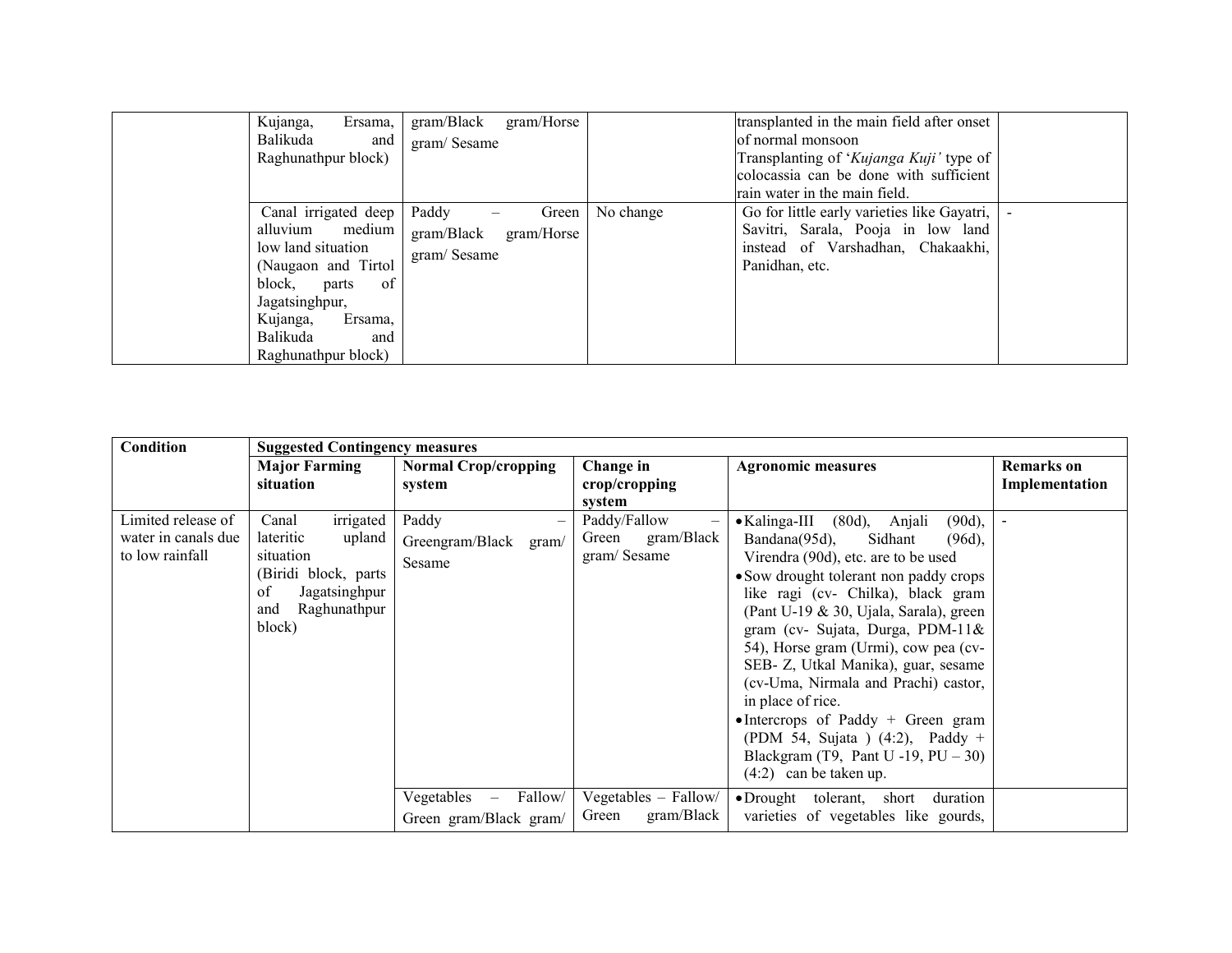| | | | | | |
|---|---|---|---|---|---|
| | Kujanga, Ersama, Balikuda and Raghunathpur block) | gram/Black gram/Horse gram/ Sesame | | transplanted in the main field after onset of normal monsoon<br>Transplanting of '*Kujanga Kuji'* type of colocassia can be done with sufficient rain water in the main field. | |
| | Canal irrigated deep alluvium medium low land situation (Naugaon and Tirtol block, parts of Jagatsinghpur, Kujanga, Ersama, Balikuda and Raghunathpur block) | Paddy – Green gram/Black gram/Horse gram/ Sesame | No change | Go for little early varieties like Gayatri, Savitri, Sarala, Pooja in low land instead of Varshadhan, Chakaakhi, Panidhan, etc. | - |

| Condition | Suggested Contingency measures | | | | |
|---|---|---|---|---|---|
| | **Major Farming situation** | **Normal Crop/cropping system** | **Change in crop/cropping system** | **Agronomic measures** | **Remarks on Implementation** |
| Limited release of water in canals due to low rainfall | Canal irrigated lateritic upland situation (Biridi block, parts of Jagatsinghpur and Raghunathpur block) | Paddy – Greengram/Black gram/ Sesame | Paddy/Fallow – Green gram/Black gram/ Sesame | • Kalinga-III (80d), Anjali (90d), Bandana(95d), Sidhant (96d), Virendra (90d), etc. are to be used<br>• Sow drought tolerant non paddy crops like ragi (cv- Chilka), black gram (Pant U-19 & 30, Ujala, Sarala), green gram (cv- Sujata, Durga, PDM-11& 54), Horse gram (Urmi), cow pea (cv- SEB- Z, Utkal Manika), guar, sesame (cv-Uma, Nirmala and Prachi) castor, in place of rice.<br>• Intercrops of Paddy + Green gram (PDM 54, Sujata ) (4:2), Paddy + Blackgram (T9, Pant U -19, PU – 30) (4:2) can be taken up. | - |
| | | Vegetables – Fallow/ Green gram/Black gram/ | Vegetables – Fallow/ Green gram/Black | • Drought tolerant, short duration varieties of vegetables like gourds, | |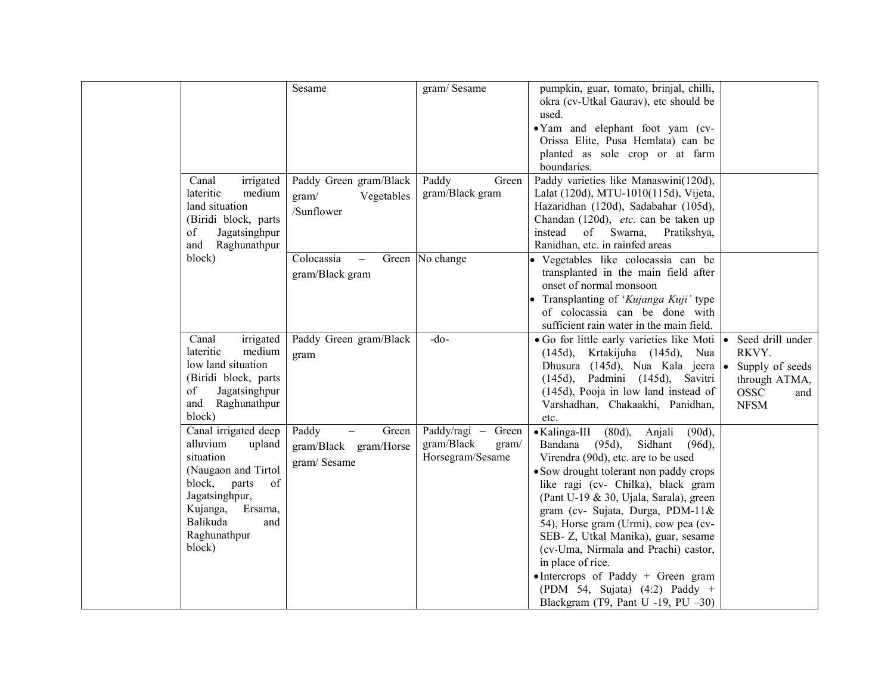| | | | | | |
|---|---|---|---|---|---|
| | | Sesame | gram/ Sesame | pumpkin, guar, tomato, brinjal, chilli, okra (cv-Utkal Gaurav), etc should be used.<br>• Yam and elephant foot yam (cv-Orissa Elite, Pusa Hemlata) can be planted as sole crop or at farm boundaries. | |
| | Canal irrigated lateritic medium land situation (Biridi block, parts of Jagatsinghpur and Raghunathpur block) | Paddy Green gram/Black gram/ Vegetables /Sunflower | Paddy Green gram/Black gram | Paddy varieties like Manaswini(120d), Lalat (120d), MTU-1010(115d), Vijeta, Hazaridhan (120d), Sadabahar (105d), Chandan (120d), *etc.* can be taken up instead of Swarna, Pratikshya, Ranidhan, etc. in rainfed areas | |
| | | Colocassia – Green gram/Black gram | No change | • Vegetables like colocassia can be transplanted in the main field after onset of normal monsoon<br>• Transplanting of '*Kujanga Kuji'* type of colocassia can be done with sufficient rain water in the main field. | |
| | Canal irrigated lateritic medium low land situation (Biridi block, parts of Jagatsinghpur and Raghunathpur block) | Paddy Green gram/Black gram | -do- | • Go for little early varieties like Moti (145d), Krtakijuha (145d), Nua Dhusura (145d), Nua Kala jeera (145d), Padmini (145d), Savitri (145d), Pooja in low land instead of Varshadhan, Chakaakhi, Panidhan, etc. | • Seed drill under RKVY.<br>• Supply of seeds through ATMA, OSSC and NFSM |
| | Canal irrigated deep alluvium upland situation (Naugaon and Tirtol block, parts of Jagatsinghpur, Kujanga, Ersama, Balikuda and Raghunathpur block) | Paddy – Green gram/Black gram/Horse gram/ Sesame | Paddy/ragi – Green gram/Black gram/ Horsegram/Sesame | • Kalinga-III (80d), Anjali (90d), Bandana (95d), Sidhant (96d), Virendra (90d), etc. are to be used<br>• Sow drought tolerant non paddy crops like ragi (cv- Chilka), black gram (Pant U-19 & 30, Ujala, Sarala), green gram (cv- Sujata, Durga, PDM-11& 54), Horse gram (Urmi), cow pea (cv-SEB- Z, Utkal Manika), guar, sesame (cv-Uma, Nirmala and Prachi) castor, in place of rice.<br>• Intercrops of Paddy + Green gram (PDM 54, Sujata) (4:2) Paddy + Blackgram (T9, Pant U -19, PU –30) | |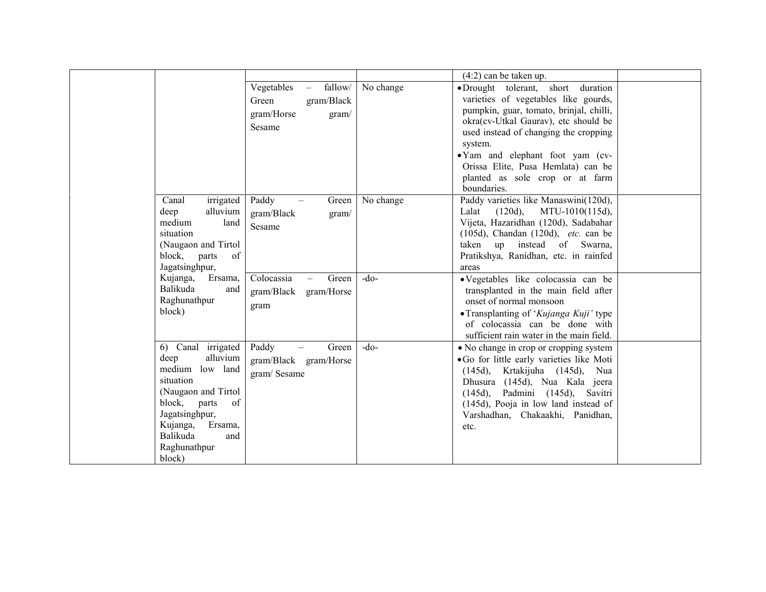| | | | | | |
|---|---|---|---|---|---|
| | | | | (4:2) can be taken up. | |
| | | Vegetables – fallow/ Green gram/Black gram/Horse gram/ Sesame | No change | • Drought tolerant, short duration varieties of vegetables like gourds, pumpkin, guar, tomato, brinjal, chilli, okra(cv-Utkal Gaurav), etc should be used instead of changing the cropping system.<br>• Yam and elephant foot yam (cv-Orissa Elite, Pusa Hemlata) can be planted as sole crop or at farm boundaries. | |
| | Canal irrigated deep alluvium medium land situation (Naugaon and Tirtol block, parts of Jagatsinghpur, Kujanga, Ersama, Balikuda and Raghunathpur block) | Paddy – Green gram/Black gram/ Sesame | No change | Paddy varieties like Manaswini(120d), Lalat (120d), MTU-1010(115d), Vijeta, Hazaridhan (120d), Sadabahar (105d), Chandan (120d), *etc.* can be taken up instead of Swarna, Pratikshya, Ranidhan, etc. in rainfed areas | |
| | | Colocassia – Green gram/Black gram/Horse gram | -do- | • Vegetables like colocassia can be transplanted in the main field after onset of normal monsoon<br>• Transplanting of '*Kujanga Kuji'* type of colocassia can be done with sufficient rain water in the main field. | |
| | 6) Canal irrigated deep alluvium medium low land situation (Naugaon and Tirtol block, parts of Jagatsinghpur, Kujanga, Ersama, Balikuda and Raghunathpur block) | Paddy – Green gram/Black gram/Horse gram/ Sesame | -do- | • No change in crop or cropping system<br>• Go for little early varieties like Moti (145d), Krtakijuha (145d), Nua Dhusura (145d), Nua Kala jeera (145d), Padmini (145d), Savitri (145d), Pooja in low land instead of Varshadhan, Chakaakhi, Panidhan, etc. | |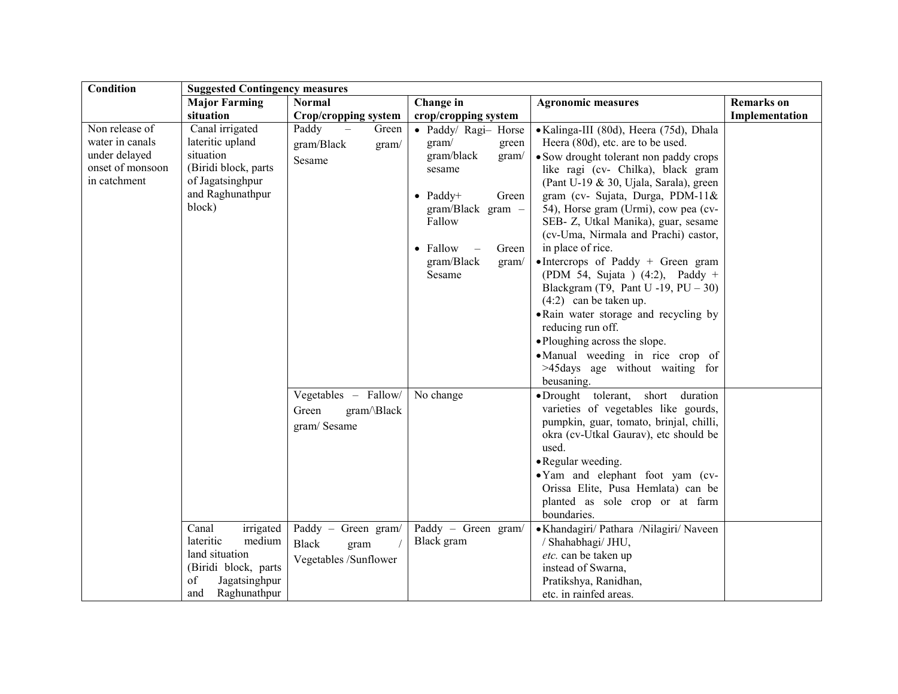| Condition | Suggested Contingency measures | | | | |
|---|---|---|---|---|---|
| | **Major Farming situation** | **Normal Crop/cropping system** | **Change in crop/cropping system** | **Agronomic measures** | **Remarks on Implementation** |
| Non release of water in canals under delayed onset of monsoon in catchment | Canal irrigated lateritic upland situation (Biridi block, parts of Jagatsinghpur and Raghunathpur block) | Paddy – Green gram/Black gram/ Sesame | • Paddy/ Ragi– Horse gram/ green gram/black gram/ sesame<br>• Paddy+ Green gram/Black gram – Fallow<br>• Fallow – Green gram/Black gram/ Sesame | • Kalinga-III (80d), Heera (75d), Dhala Heera (80d), etc. are to be used.<br>• Sow drought tolerant non paddy crops like ragi (cv- Chilka), black gram (Pant U-19 & 30, Ujala, Sarala), green gram (cv- Sujata, Durga, PDM-11& 54), Horse gram (Urmi), cow pea (cv- SEB- Z, Utkal Manika), guar, sesame (cv-Uma, Nirmala and Prachi) castor, in place of rice.<br>• Intercrops of Paddy + Green gram (PDM 54, Sujata ) (4:2), Paddy + Blackgram (T9, Pant U -19, PU – 30) (4:2) can be taken up.<br>• Rain water storage and recycling by reducing run off.<br>• Ploughing across the slope.<br>• Manual weeding in rice crop of >45days age without waiting for beusaning. | |
| | | Vegetables – Fallow/ Green gram/\Black gram/ Sesame | No change | • Drought tolerant, short duration varieties of vegetables like gourds, pumpkin, guar, tomato, brinjal, chilli, okra (cv-Utkal Gaurav), etc should be used.<br>• Regular weeding.<br>• Yam and elephant foot yam (cv- Orissa Elite, Pusa Hemlata) can be planted as sole crop or at farm boundaries. | |
| | Canal irrigated lateritic medium land situation (Biridi block, parts of Jagatsinghpur and Raghunathpur | Paddy – Green gram/ Black gram / Vegetables /Sunflower | Paddy – Green gram/ Black gram | • Khandagiri/ Pathara /Nilagiri/ Naveen / Shahabhagi/ JHU, *etc.* can be taken up instead of Swarna, Pratikshya, Ranidhan, etc. in rainfed areas. | |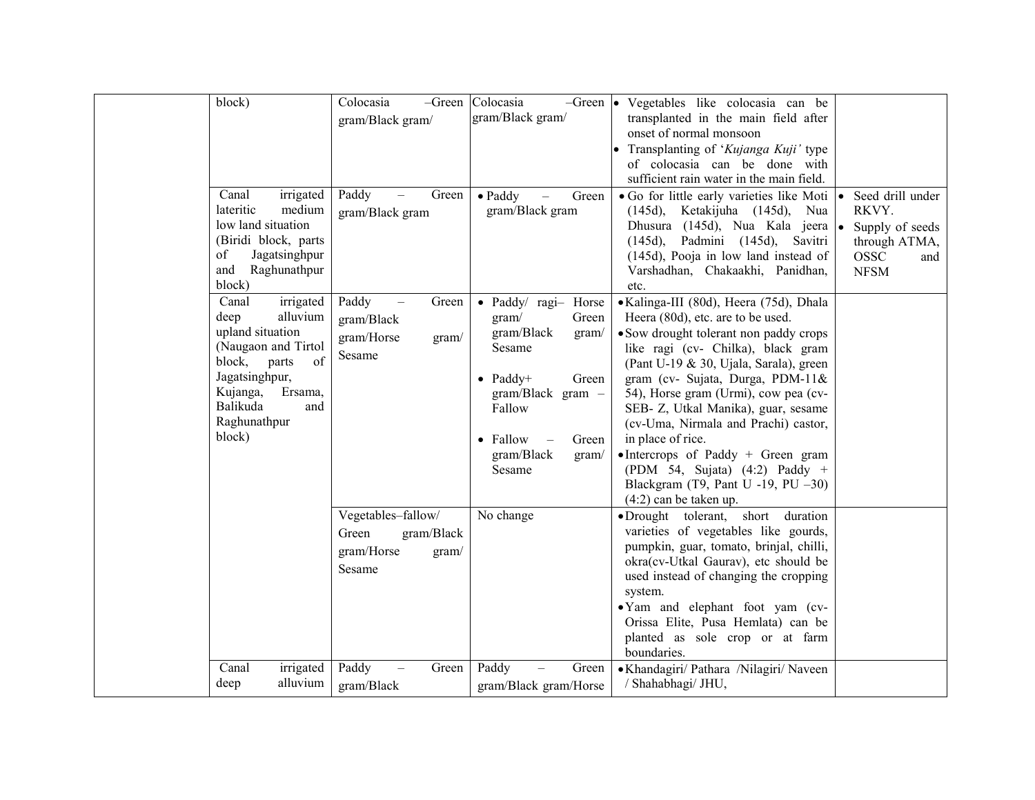| | | | | | |
|---|---|---|---|---|---|
| | block) | Colocasia –Green gram/Black gram/ | Colocasia –Green gram/Black gram/ | • Vegetables like colocasia can be transplanted in the main field after onset of normal monsoon<br>• Transplanting of '*Kujanga Kuji'* type of colocasia can be done with sufficient rain water in the main field. | |
| | Canal irrigated lateritic medium low land situation (Biridi block, parts of Jagatsinghpur and Raghunathpur block) | Paddy – Green gram/Black gram | • Paddy – Green gram/Black gram | • Go for little early varieties like Moti (145d), Ketakijuha (145d), Nua Dhusura (145d), Nua Kala jeera (145d), Padmini (145d), Savitri (145d), Pooja in low land instead of Varshadhan, Chakaakhi, Panidhan, etc. | • Seed drill under RKVY.<br>• Supply of seeds through ATMA, OSSC and NFSM |
| | Canal irrigated deep alluvium upland situation (Naugaon and Tirtol block, parts of Jagatsinghpur, Kujanga, Ersama, Balikuda and Raghunathpur block) | Paddy – Green gram/Black gram/Horse gram/ Sesame | • Paddy/ ragi– Horse gram/ Green gram/Black gram/ Sesame<br>• Paddy+ Green gram/Black gram – Fallow<br>• Fallow – Green gram/Black gram/ Sesame | • Kalinga-III (80d), Heera (75d), Dhala Heera (80d), etc. are to be used.<br>• Sow drought tolerant non paddy crops like ragi (cv- Chilka), black gram (Pant U-19 & 30, Ujala, Sarala), green gram (cv- Sujata, Durga, PDM-11& 54), Horse gram (Urmi), cow pea (cv- SEB- Z, Utkal Manika), guar, sesame (cv-Uma, Nirmala and Prachi) castor, in place of rice.<br>• Intercrops of Paddy + Green gram (PDM 54, Sujata) (4:2) Paddy + Blackgram (T9, Pant U -19, PU –30) (4:2) can be taken up. | |
| | | Vegetables–fallow/ Green gram/Black gram/Horse gram/ Sesame | No change | • Drought tolerant, short duration varieties of vegetables like gourds, pumpkin, guar, tomato, brinjal, chilli, okra(cv-Utkal Gaurav), etc should be used instead of changing the cropping system.<br>• Yam and elephant foot yam (cv- Orissa Elite, Pusa Hemlata) can be planted as sole crop or at farm boundaries. | |
| | Canal irrigated deep alluvium | Paddy – Green gram/Black | Paddy – Green gram/Black gram/Horse | • Khandagiri/ Pathara /Nilagiri/ Naveen / Shahabhagi/ JHU, | |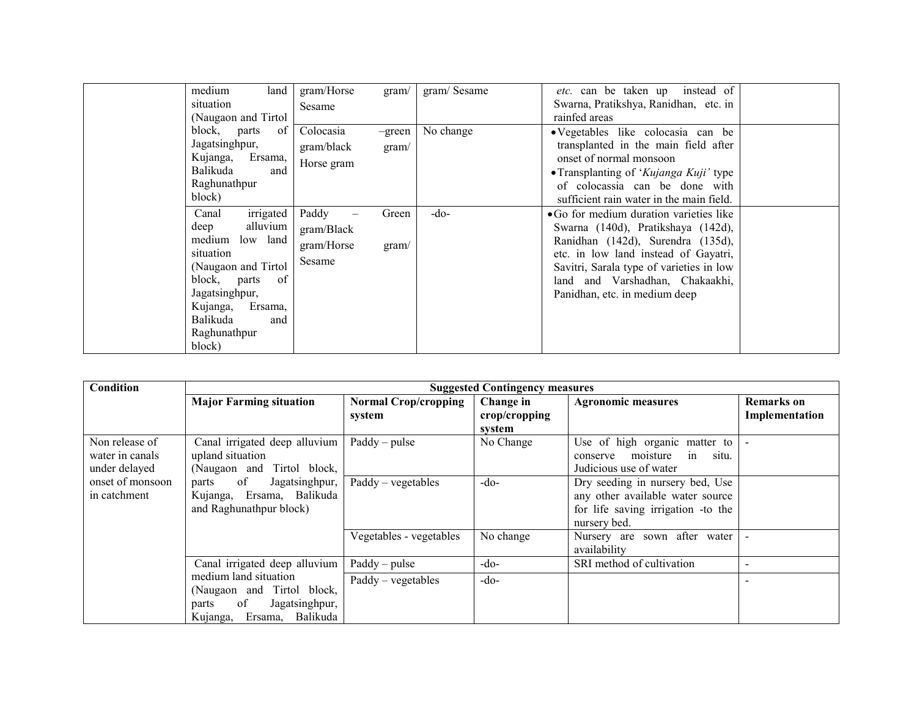| | | | | | |
|---|---|---|---|---|---|
| | medium land situation (Naugaon and Tirtol block, parts of Jagatsinghpur, Kujanga, Ersama, Balikuda and Raghunathpur block) | gram/Horse gram/ Sesame | gram/ Sesame | *etc.* can be taken up instead of Swarna, Pratikshya, Ranidhan, etc. in rainfed areas | |
| | | Colocasia –green gram/black gram/ Horse gram | No change | • Vegetables like colocasia can be transplanted in the main field after onset of normal monsoon<br>• Transplanting of '*Kujanga Kuji'* type of colocassia can be done with sufficient rain water in the main field. | |
| | Canal irrigated deep alluvium medium low land situation (Naugaon and Tirtol block, parts of Jagatsinghpur, Kujanga, Ersama, Balikuda and Raghunathpur block) | Paddy – Green gram/Black gram/Horse gram/ Sesame | -do- | • Go for medium duration varieties like Swarna (140d), Pratikshaya (142d), Ranidhan (142d), Surendra (135d), etc. in low land instead of Gayatri, Savitri, Sarala type of varieties in low land and Varshadhan, Chakaakhi, Panidhan, etc. in medium deep | |

| Condition | Suggested Contingency measures | | | | |
|---|---|---|---|---|---|
| | **Major Farming situation** | **Normal Crop/cropping system** | **Change in crop/cropping system** | **Agronomic measures** | **Remarks on Implementation** |
| Non release of water in canals under delayed onset of monsoon in catchment | Canal irrigated deep alluvium upland situation (Naugaon and Tirtol block, parts of Jagatsinghpur, Kujanga, Ersama, Balikuda and Raghunathpur block) | Paddy – pulse | No Change | Use of high organic matter to conserve moisture in situ. Judicious use of water | - |
| | | Paddy – vegetables | -do- | Dry seeding in nursery bed, Use any other available water source for life saving irrigation -to the nursery bed. | |
| | | Vegetables - vegetables | No change | Nursery are sown after water availability | - |
| | Canal irrigated deep alluvium medium land situation (Naugaon and Tirtol block, parts of Jagatsinghpur, Kujanga, Ersama, Balikuda | Paddy – pulse | -do- | SRI method of cultivation | - |
| | | Paddy – vegetables | -do- | | - |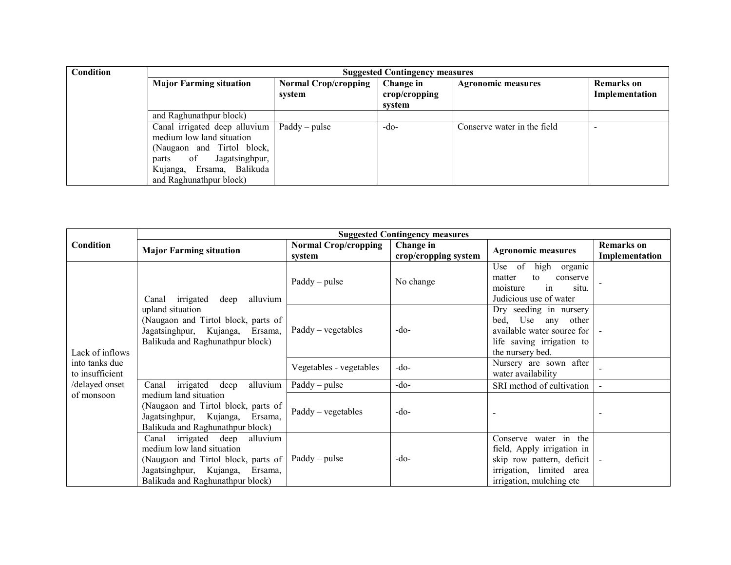| Condition | Suggested Contingency measures | | | | |
|---|---|---|---|---|---|
| | Major Farming situation | Normal Crop/cropping system | Change in crop/cropping system | Agronomic measures | Remarks on Implementation |
| | and Raghunathpur block) | | | | |
| | Canal irrigated deep alluvium medium low land situation (Naugaon and Tirtol block, parts of Jagatsinghpur, Kujanga, Ersama, Balikuda and Raghunathpur block) | Paddy – pulse | -do- | Conserve water in the field | - |

| Condition | Suggested Contingency measures | | | | |
|---|---|---|---|---|---|
| | Major Farming situation | Normal Crop/cropping system | Change in crop/cropping system | Agronomic measures | Remarks on Implementation |
| Lack of inflows into tanks due to insufficient /delayed onset of monsoon | Canal irrigated deep alluvium upland situation (Naugaon and Tirtol block, parts of Jagatsinghpur, Kujanga, Ersama, Balikuda and Raghunathpur block) | Paddy – pulse | No change | Use of high organic matter to conserve moisture in situ. Judicious use of water | - |
| | | Paddy – vegetables | -do- | Dry seeding in nursery bed, Use any other available water source for life saving irrigation to the nursery bed. | - |
| | | Vegetables - vegetables | -do- | Nursery are sown after water availability | - |
| | Canal irrigated deep alluvium medium land situation (Naugaon and Tirtol block, parts of Jagatsinghpur, Kujanga, Ersama, Balikuda and Raghunathpur block) | Paddy – pulse | -do- | SRI method of cultivation | - |
| | | Paddy – vegetables | -do- | - | - |
| | Canal irrigated deep alluvium medium low land situation (Naugaon and Tirtol block, parts of Jagatsinghpur, Kujanga, Ersama, Balikuda and Raghunathpur block) | Paddy – pulse | -do- | Conserve water in the field, Apply irrigation in skip row pattern, deficit irrigation, limited area irrigation, mulching etc | - |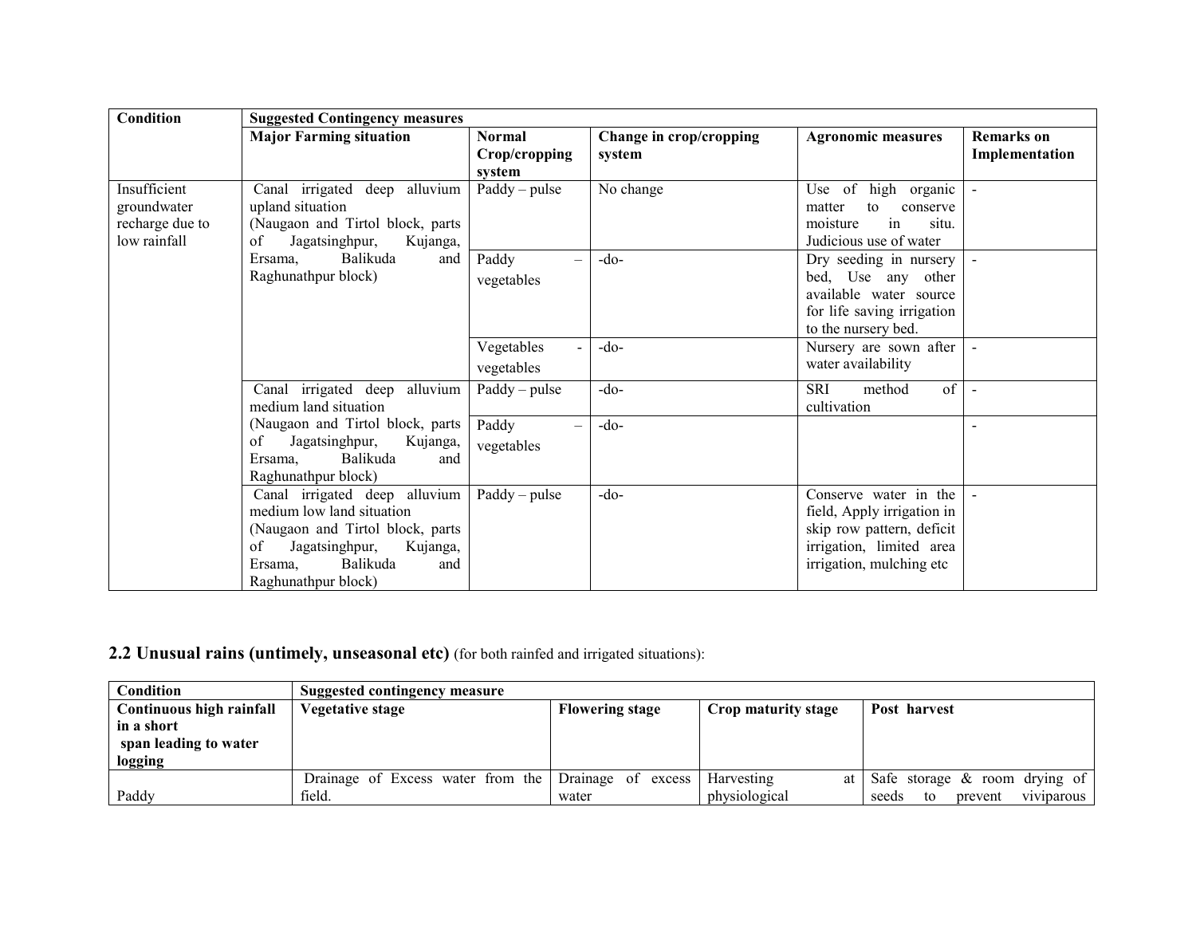| Condition | Suggested Contingency measures | | | | |
|---|---|---|---|---|---|
| | Major Farming situation | Normal Crop/cropping system | Change in crop/cropping system | Agronomic measures | Remarks on Implementation |
| Insufficient groundwater recharge due to low rainfall | Canal irrigated deep alluvium upland situation (Naugaon and Tirtol block, parts of Jagatsinghpur, Kujanga, Ersama, Balikuda and Raghunathpur block) | Paddy – pulse | No change | Use of high organic matter to conserve moisture in situ. Judicious use of water | - |
| | | Paddy – vegetables | -do- | Dry seeding in nursery bed, Use any other available water source for life saving irrigation to the nursery bed. | - |
| | | Vegetables - vegetables | -do- | Nursery are sown after water availability | - |
| | Canal irrigated deep alluvium medium land situation (Naugaon and Tirtol block, parts of Jagatsinghpur, Kujanga, Ersama, Balikuda and Raghunathpur block) | Paddy – pulse | -do- | SRI method of cultivation | - |
| | | Paddy – vegetables | -do- | | - |
| | Canal irrigated deep alluvium medium low land situation (Naugaon and Tirtol block, parts of Jagatsinghpur, Kujanga, Ersama, Balikuda and Raghunathpur block) | Paddy – pulse | -do- | Conserve water in the field, Apply irrigation in skip row pattern, deficit irrigation, limited area irrigation, mulching etc | - |

## 2.2 Unusual rains (untimely, unseasonal etc) (for both rainfed and irrigated situations):

| Condition | Suggested contingency measure | | | |
|---|---|---|---|---|
| **Continuous high rainfall in a short span leading to water logging** | **Vegetative stage** | **Flowering stage** | **Crop maturity stage** | **Post harvest** |
| Paddy | Drainage of Excess water from the field. | Drainage of excess water | Harvesting at physiological | Safe storage & room drying of seeds to prevent viviparous |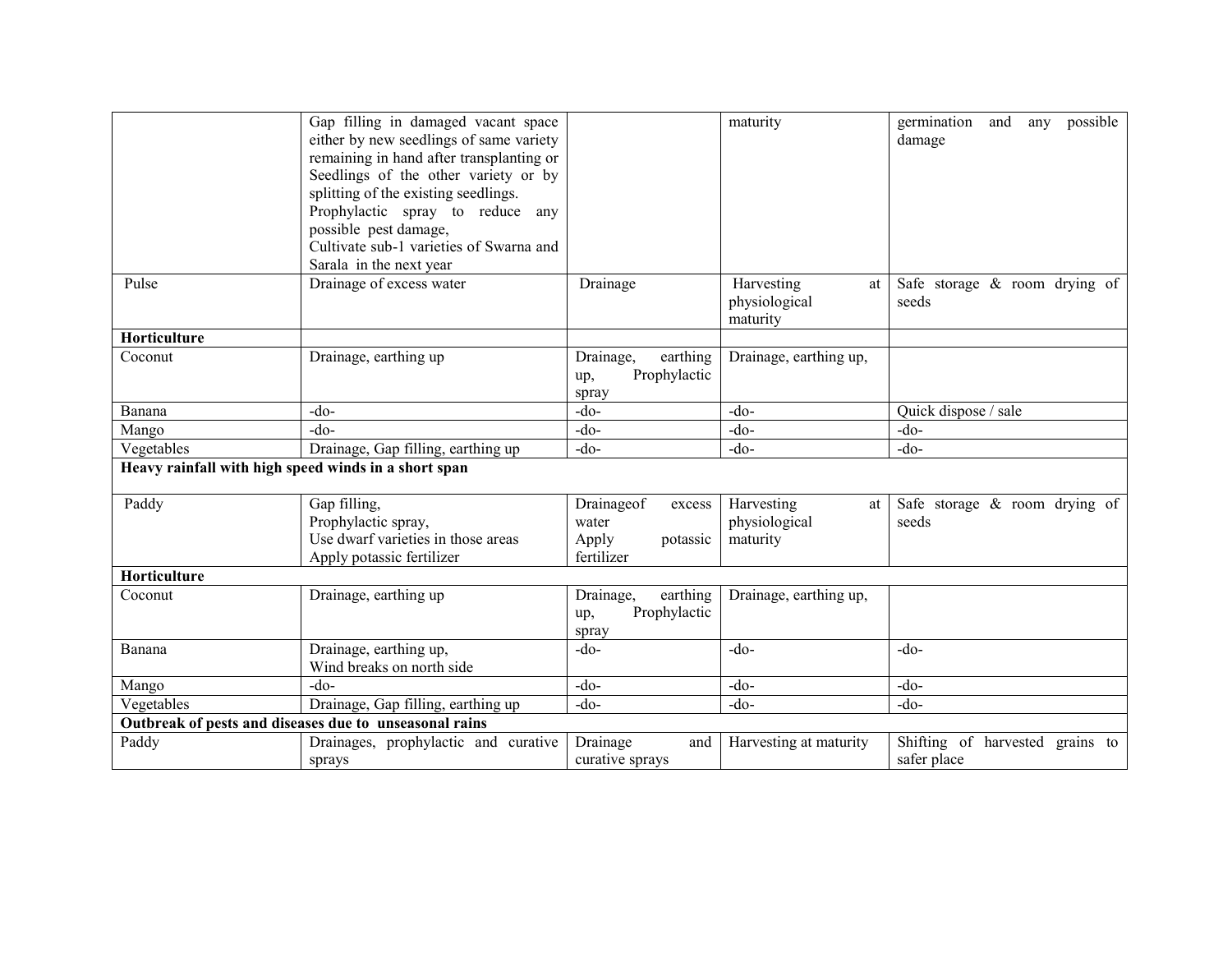| | | | | |
|---|---|---|---|---|
| | Gap filling in damaged vacant space either by new seedlings of same variety remaining in hand after transplanting or Seedlings of the other variety or by splitting of the existing seedlings.<br>Prophylactic spray to reduce any possible pest damage,<br>Cultivate sub-1 varieties of Swarna and Sarala in the next year | | maturity | germination and any possible damage |
| Pulse | Drainage of excess water | Drainage | Harvesting at physiological maturity | Safe storage & room drying of seeds |
| **Horticulture** | | | | |
| Coconut | Drainage, earthing up | Drainage, earthing up, Prophylactic spray | Drainage, earthing up, | |
| Banana | -do- | -do- | -do- | Quick dispose / sale |
| Mango | -do- | -do- | -do- | -do- |
| Vegetables | Drainage, Gap filling, earthing up | -do- | -do- | -do- |
| **Heavy rainfall with high speed winds in a short span** | | | | |
| Paddy | Gap filling,<br>Prophylactic spray,<br>Use dwarf varieties in those areas<br>Apply potassic fertilizer | Drainageof excess water<br>Apply potassic fertilizer | Harvesting at physiological maturity | Safe storage & room drying of seeds |
| **Horticulture** | | | | |
| Coconut | Drainage, earthing up | Drainage, earthing up, Prophylactic spray | Drainage, earthing up, | |
| Banana | Drainage, earthing up,<br>Wind breaks on north side | -do- | -do- | -do- |
| Mango | -do- | -do- | -do- | -do- |
| Vegetables | Drainage, Gap filling, earthing up | -do- | -do- | -do- |
| **Outbreak of pests and diseases due to unseasonal rains** | | | | |
| Paddy | Drainages, prophylactic and curative sprays | Drainage and curative sprays | Harvesting at maturity | Shifting of harvested grains to safer place |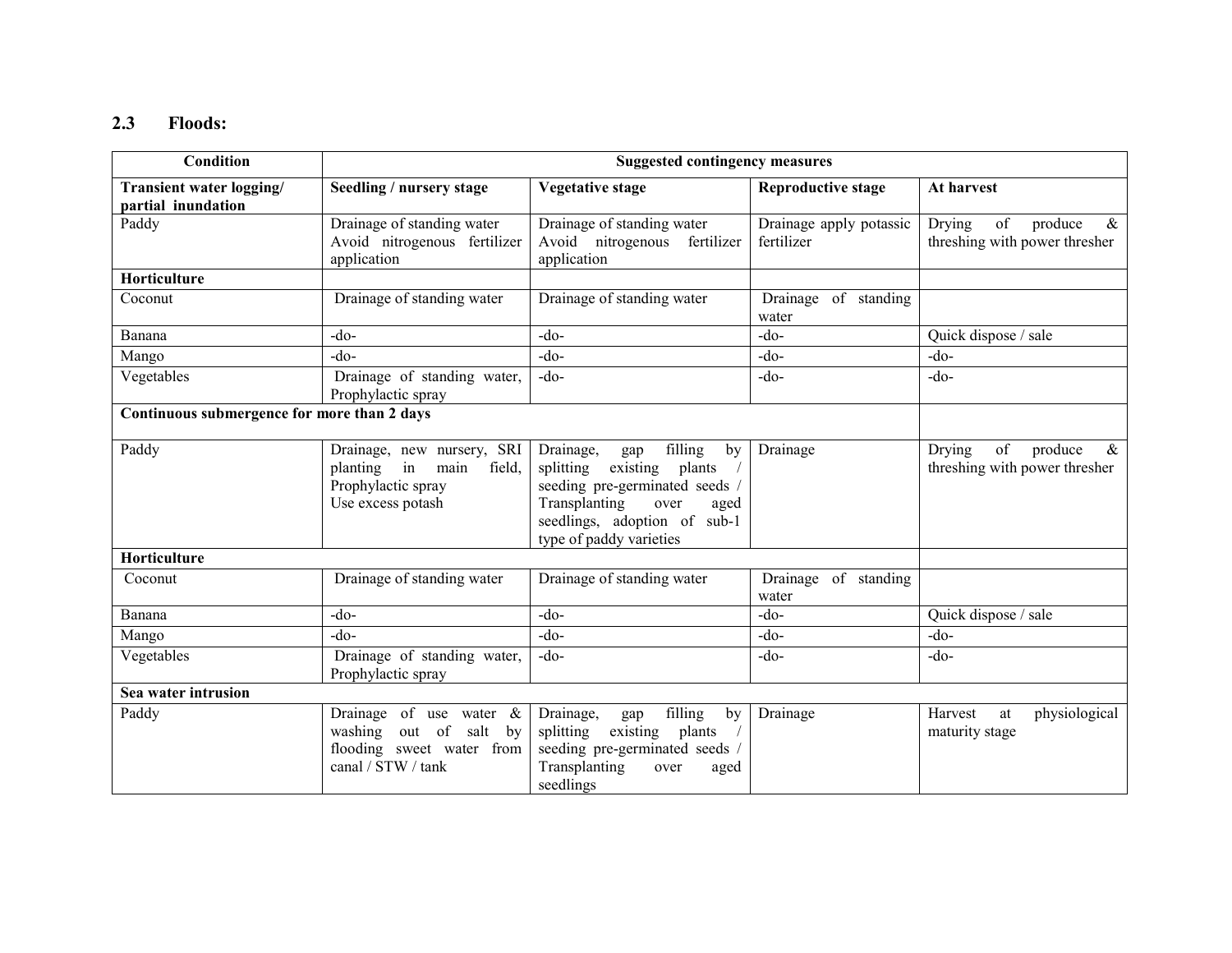## 2.3 Floods:

| Condition | Suggested contingency measures | | | |
|---|---|---|---|---|
| **Transient water logging/ partial inundation** | **Seedling / nursery stage** | **Vegetative stage** | **Reproductive stage** | **At harvest** |
| Paddy | Drainage of standing water<br>Avoid nitrogenous fertilizer application | Drainage of standing water<br>Avoid nitrogenous fertilizer application | Drainage apply potassic fertilizer | Drying of produce & threshing with power thresher |
| **Horticulture** | | | | |
| Coconut | Drainage of standing water | Drainage of standing water | Drainage of standing water | |
| Banana | -do- | -do- | -do- | Quick dispose / sale |
| Mango | -do- | -do- | -do- | -do- |
| Vegetables | Drainage of standing water, Prophylactic spray | -do- | -do- | -do- |
| **Continuous submergence for more than 2 days** | | | | |
| Paddy | Drainage, new nursery, SRI planting in main field, Prophylactic spray<br>Use excess potash | Drainage, gap filling by splitting existing plants / seeding pre-germinated seeds / Transplanting over aged seedlings, adoption of sub-1 type of paddy varieties | Drainage | Drying of produce & threshing with power thresher |
| **Horticulture** | | | | |
| Coconut | Drainage of standing water | Drainage of standing water | Drainage of standing water | |
| Banana | -do- | -do- | -do- | Quick dispose / sale |
| Mango | -do- | -do- | -do- | -do- |
| Vegetables | Drainage of standing water, Prophylactic spray | -do- | -do- | -do- |
| **Sea water intrusion** | | | | |
| Paddy | Drainage of use water & washing out of salt by flooding sweet water from canal / STW / tank | Drainage, gap filling by splitting existing plants / seeding pre-germinated seeds / Transplanting over aged seedlings | Drainage | Harvest at physiological maturity stage |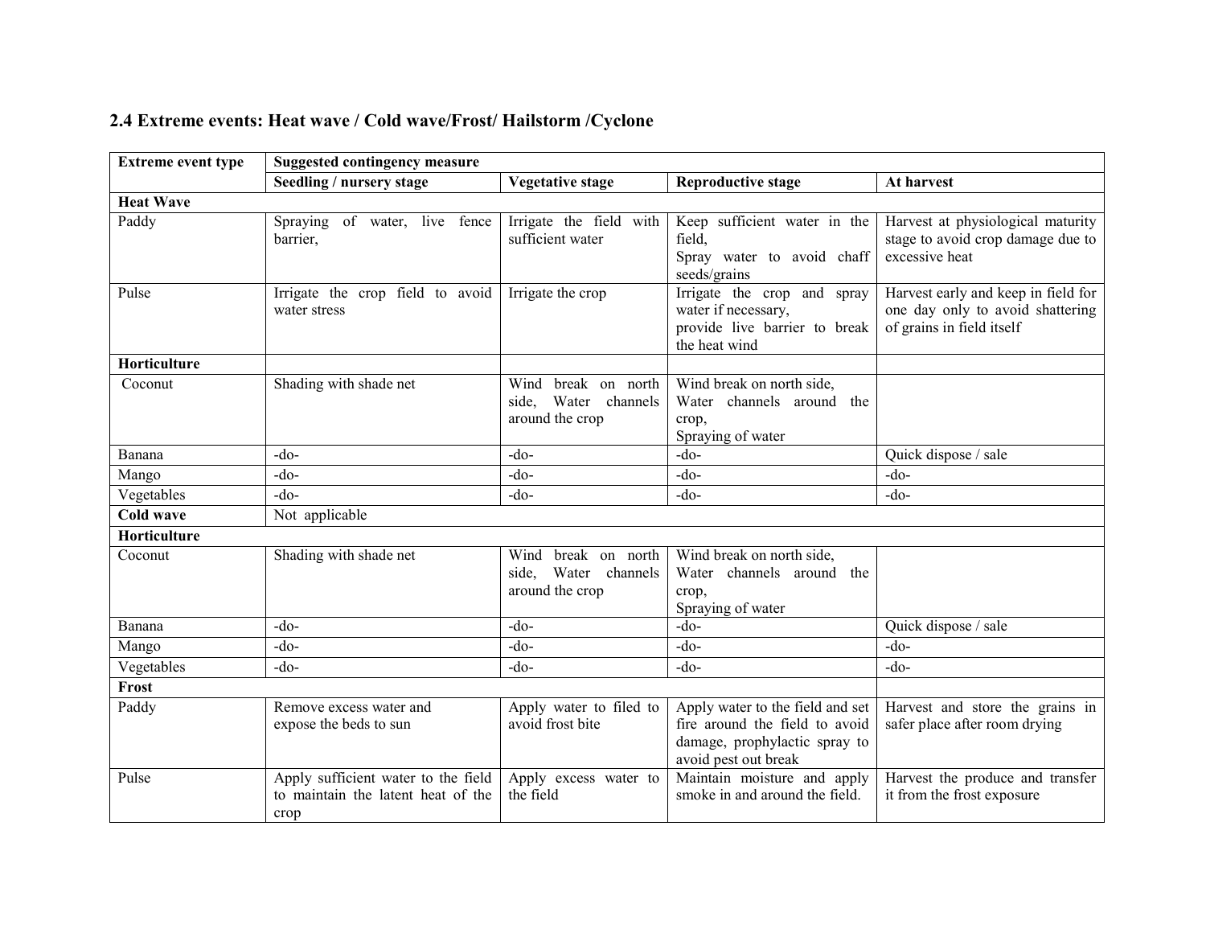## 2.4 Extreme events: Heat wave / Cold wave/Frost/ Hailstorm /Cyclone

| Extreme event type | Suggested contingency measure | | | |
|---|---|---|---|---|
| | **Seedling / nursery stage** | **Vegetative stage** | **Reproductive stage** | **At harvest** |
| **Heat Wave** | | | | |
| Paddy | Spraying of water, live fence barrier, | Irrigate the field with sufficient water | Keep sufficient water in the field,<br>Spray water to avoid chaff seeds/grains | Harvest at physiological maturity stage to avoid crop damage due to excessive heat |
| Pulse | Irrigate the crop field to avoid water stress | Irrigate the crop | Irrigate the crop and spray water if necessary,<br>provide live barrier to break the heat wind | Harvest early and keep in field for one day only to avoid shattering of grains in field itself |
| **Horticulture** | | | | |
| Coconut | Shading with shade net | Wind break on north side, Water channels around the crop | Wind break on north side,<br>Water channels around the crop,<br>Spraying of water | |
| Banana | -do- | -do- | -do- | Quick dispose / sale |
| Mango | -do- | -do- | -do- | -do- |
| Vegetables | -do- | -do- | -do- | -do- |
| **Cold wave** | Not applicable | | | |
| **Horticulture** | | | | |
| Coconut | Shading with shade net | Wind break on north side, Water channels around the crop | Wind break on north side,<br>Water channels around the crop,<br>Spraying of water | |
| Banana | -do- | -do- | -do- | Quick dispose / sale |
| Mango | -do- | -do- | -do- | -do- |
| Vegetables | -do- | -do- | -do- | -do- |
| **Frost** | | | | |
| Paddy | Remove excess water and expose the beds to sun | Apply water to filed to avoid frost bite | Apply water to the field and set fire around the field to avoid damage, prophylactic spray to avoid pest out break | Harvest and store the grains in safer place after room drying |
| Pulse | Apply sufficient water to the field to maintain the latent heat of the crop | Apply excess water to the field | Maintain moisture and apply smoke in and around the field. | Harvest the produce and transfer it from the frost exposure |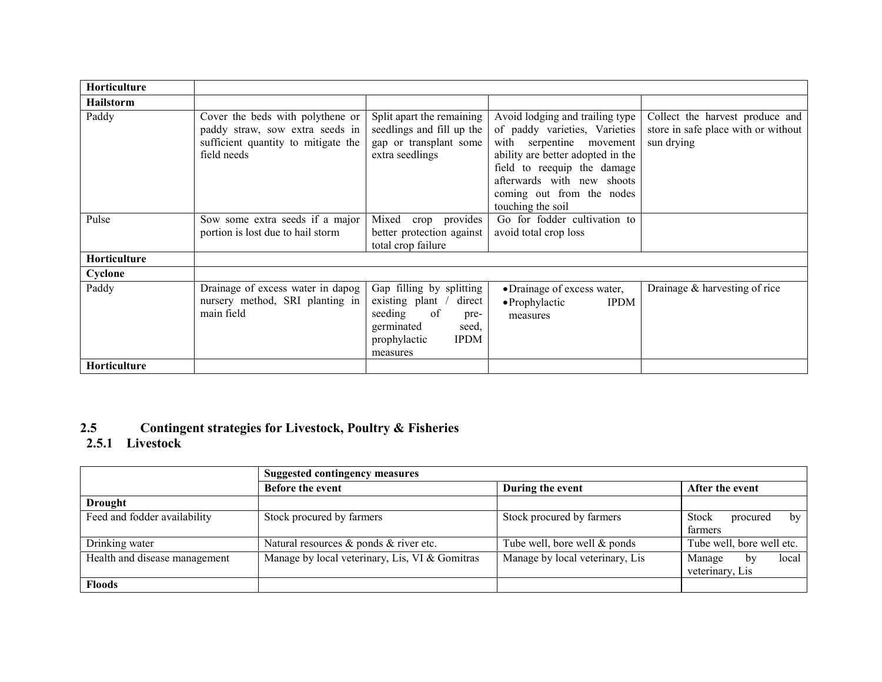| | | | | |
|---|---|---|---|---|
| **Horticulture** | | | | |
| **Hailstorm** | | | | |
| Paddy | Cover the beds with polythene or paddy straw, sow extra seeds in sufficient quantity to mitigate the field needs | Split apart the remaining seedlings and fill up the gap or transplant some extra seedlings | Avoid lodging and trailing type of paddy varieties, Varieties with serpentine movement ability are better adopted in the field to reequip the damage afterwards with new shoots coming out from the nodes touching the soil | Collect the harvest produce and store in safe place with or without sun drying |
| Pulse | Sow some extra seeds if a major portion is lost due to hail storm | Mixed crop provides better protection against total crop failure | Go for fodder cultivation to avoid total crop loss | |
| **Horticulture** | | | | |
| **Cyclone** | | | | |
| Paddy | Drainage of excess water in dapog nursery method, SRI planting in main field | Gap filling by splitting existing plant / direct seeding of pre-germinated seed, prophylactic IPDM measures | • Drainage of excess water,<br>• Prophylactic IPDM measures | Drainage & harvesting of rice |
| **Horticulture** | | | | |

## 2.5 Contingent strategies for Livestock, Poultry & Fisheries

### 2.5.1 Livestock

| | Suggested contingency measures | | |
|---|---|---|---|
| | **Before the event** | **During the event** | **After the event** |
| **Drought** | | | |
| Feed and fodder availability | Stock procured by farmers | Stock procured by farmers | Stock procured by farmers |
| Drinking water | Natural resources & ponds & river etc. | Tube well, bore well & ponds | Tube well, bore well etc. |
| Health and disease management | Manage by local veterinary, Lis, VI & Gomitras | Manage by local veterinary, Lis | Manage by local veterinary, Lis |
| **Floods** | | | |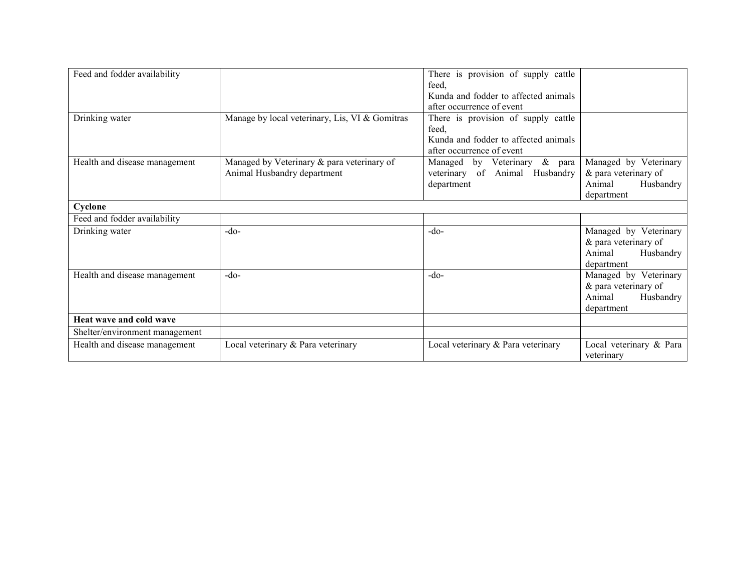| | | | |
|---|---|---|---|
| Feed and fodder availability | | There is provision of supply cattle feed,<br>Kunda and fodder to affected animals after occurrence of event | |
| Drinking water | Manage by local veterinary, Lis, VI & Gomitras | There is provision of supply cattle feed,<br>Kunda and fodder to affected animals after occurrence of event | |
| Health and disease management | Managed by Veterinary & para veterinary of Animal Husbandry department | Managed by Veterinary & para veterinary of Animal Husbandry department | Managed by Veterinary & para veterinary of Animal Husbandry department |
| **Cyclone** | | | |
| Feed and fodder availability | | | |
| Drinking water | -do- | -do- | Managed by Veterinary & para veterinary of Animal Husbandry department |
| Health and disease management | -do- | -do- | Managed by Veterinary & para veterinary of Animal Husbandry department |
| **Heat wave and cold wave** | | | |
| Shelter/environment management | | | |
| Health and disease management | Local veterinary & Para veterinary | Local veterinary & Para veterinary | Local veterinary & Para veterinary |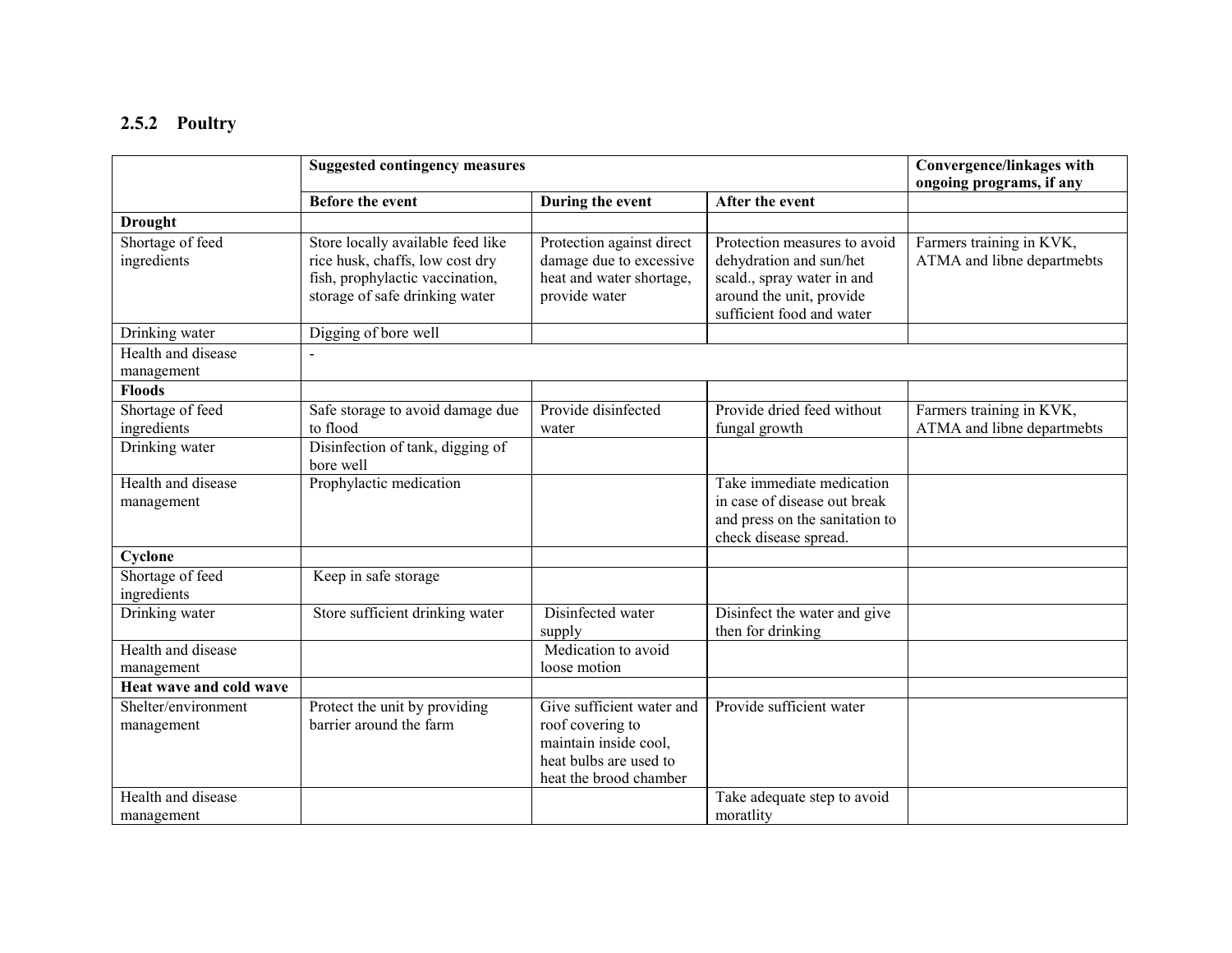### 2.5.2 Poultry

| | Suggested contingency measures | | | Convergence/linkages with ongoing programs, if any |
|---|---|---|---|---|
| | **Before the event** | **During the event** | **After the event** | |
| **Drought** | | | | |
| Shortage of feed ingredients | Store locally available feed like rice husk, chaffs, low cost dry fish, prophylactic vaccination, storage of safe drinking water | Protection against direct damage due to excessive heat and water shortage, provide water | Protection measures to avoid dehydration and sun/het scald., spray water in and around the unit, provide sufficient food and water | Farmers training in KVK, ATMA and libne departmebts |
| Drinking water | Digging of bore well | | | |
| Health and disease management | - | | | |
| **Floods** | | | | |
| Shortage of feed ingredients | Safe storage to avoid damage due to flood | Provide disinfected water | Provide dried feed without fungal growth | Farmers training in KVK, ATMA and libne departmebts |
| Drinking water | Disinfection of tank, digging of bore well | | | |
| Health and disease management | Prophylactic medication | | Take immediate medication in case of disease out break and press on the sanitation to check disease spread. | |
| **Cyclone** | | | | |
| Shortage of feed ingredients | Keep in safe storage | | | |
| Drinking water | Store sufficient drinking water | Disinfected water supply | Disinfect the water and give then for drinking | |
| Health and disease management | | Medication to avoid loose motion | | |
| **Heat wave and cold wave** | | | | |
| Shelter/environment management | Protect the unit by providing barrier around the farm | Give sufficient water and roof covering to maintain inside cool, heat bulbs are used to heat the brood chamber | Provide sufficient water | |
| Health and disease management | | | Take adequate step to avoid moratlity | |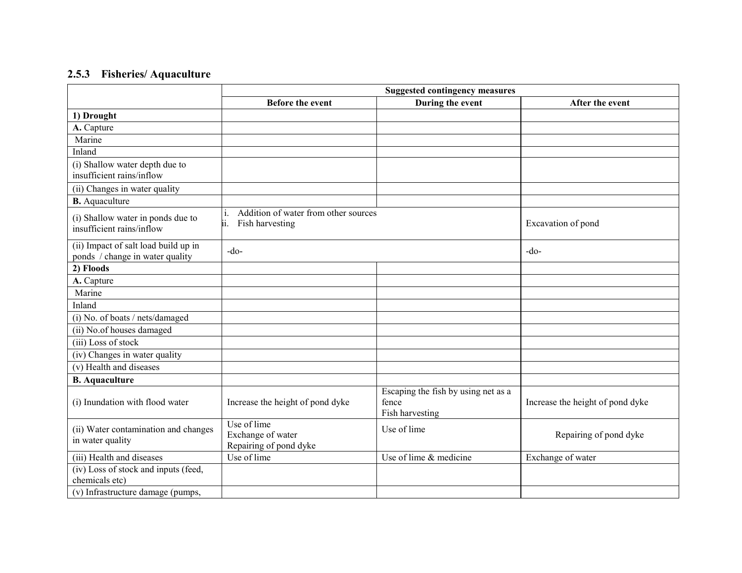### 2.5.3 Fisheries/ Aquaculture

| | Suggested contingency measures | | |
|---|---|---|---|
| | **Before the event** | **During the event** | **After the event** |
| **1) Drought** | | | |
| **A.** Capture | | | |
| Marine | | | |
| Inland | | | |
| (i) Shallow water depth due to insufficient rains/inflow | | | |
| (ii) Changes in water quality | | | |
| **B.** Aquaculture | | | |
| (i) Shallow water in ponds due to insufficient rains/inflow | i. Addition of water from other sources<br>ii. Fish harvesting | | Excavation of pond |
| (ii) Impact of salt load build up in ponds / change in water quality | -do- | | -do- |
| **2) Floods** | | | |
| **A.** Capture | | | |
| Marine | | | |
| Inland | | | |
| (i) No. of boats / nets/damaged | | | |
| (ii) No.of houses damaged | | | |
| (iii) Loss of stock | | | |
| (iv) Changes in water quality | | | |
| (v) Health and diseases | | | |
| **B. Aquaculture** | | | |
| (i) Inundation with flood water | Increase the height of pond dyke | Escaping the fish by using net as a fence<br>Fish harvesting | Increase the height of pond dyke |
| (ii) Water contamination and changes in water quality | Use of lime<br>Exchange of water<br>Repairing of pond dyke | Use of lime | Repairing of pond dyke |
| (iii) Health and diseases | Use of lime | Use of lime & medicine | Exchange of water |
| (iv) Loss of stock and inputs (feed, chemicals etc) | | | |
| (v) Infrastructure damage (pumps, | | | |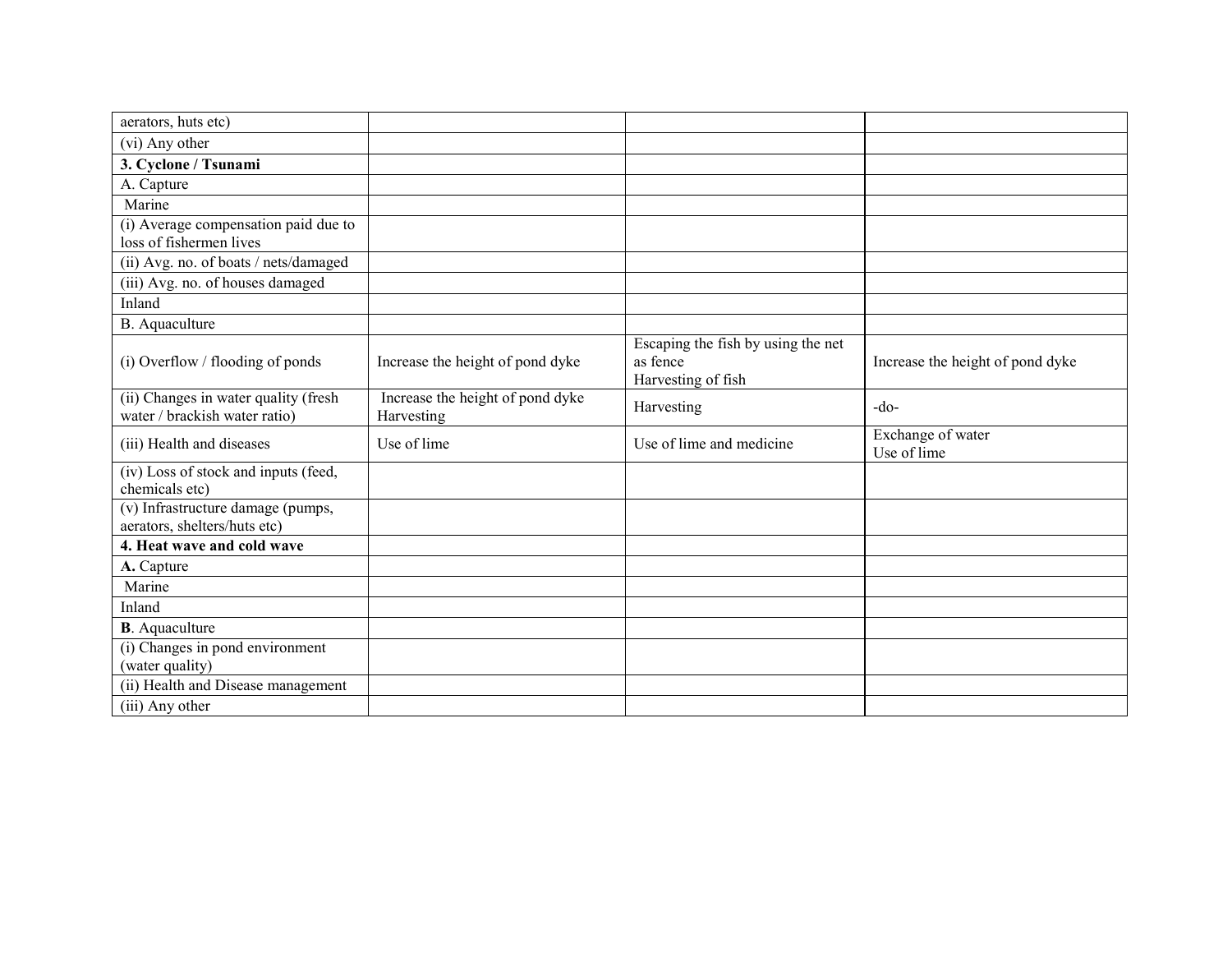| | | | |
|---|---|---|---|
| aerators, huts etc) | | | |
| (vi) Any other | | | |
| **3. Cyclone / Tsunami** | | | |
| A. Capture | | | |
| Marine | | | |
| (i) Average compensation paid due to loss of fishermen lives | | | |
| (ii) Avg. no. of boats / nets/damaged | | | |
| (iii) Avg. no. of houses damaged | | | |
| Inland | | | |
| B. Aquaculture | | | |
| (i) Overflow / flooding of ponds | Increase the height of pond dyke | Escaping the fish by using the net as fence<br>Harvesting of fish | Increase the height of pond dyke |
| (ii) Changes in water quality (fresh water / brackish water ratio) | Increase the height of pond dyke<br>Harvesting | Harvesting | -do- |
| (iii) Health and diseases | Use of lime | Use of lime and medicine | Exchange of water<br>Use of lime |
| (iv) Loss of stock and inputs (feed, chemicals etc) | | | |
| (v) Infrastructure damage (pumps, aerators, shelters/huts etc) | | | |
| **4. Heat wave and cold wave** | | | |
| **A.** Capture | | | |
| Marine | | | |
| Inland | | | |
| **B**. Aquaculture | | | |
| (i) Changes in pond environment (water quality) | | | |
| (ii) Health and Disease management | | | |
| (iii) Any other | | | |